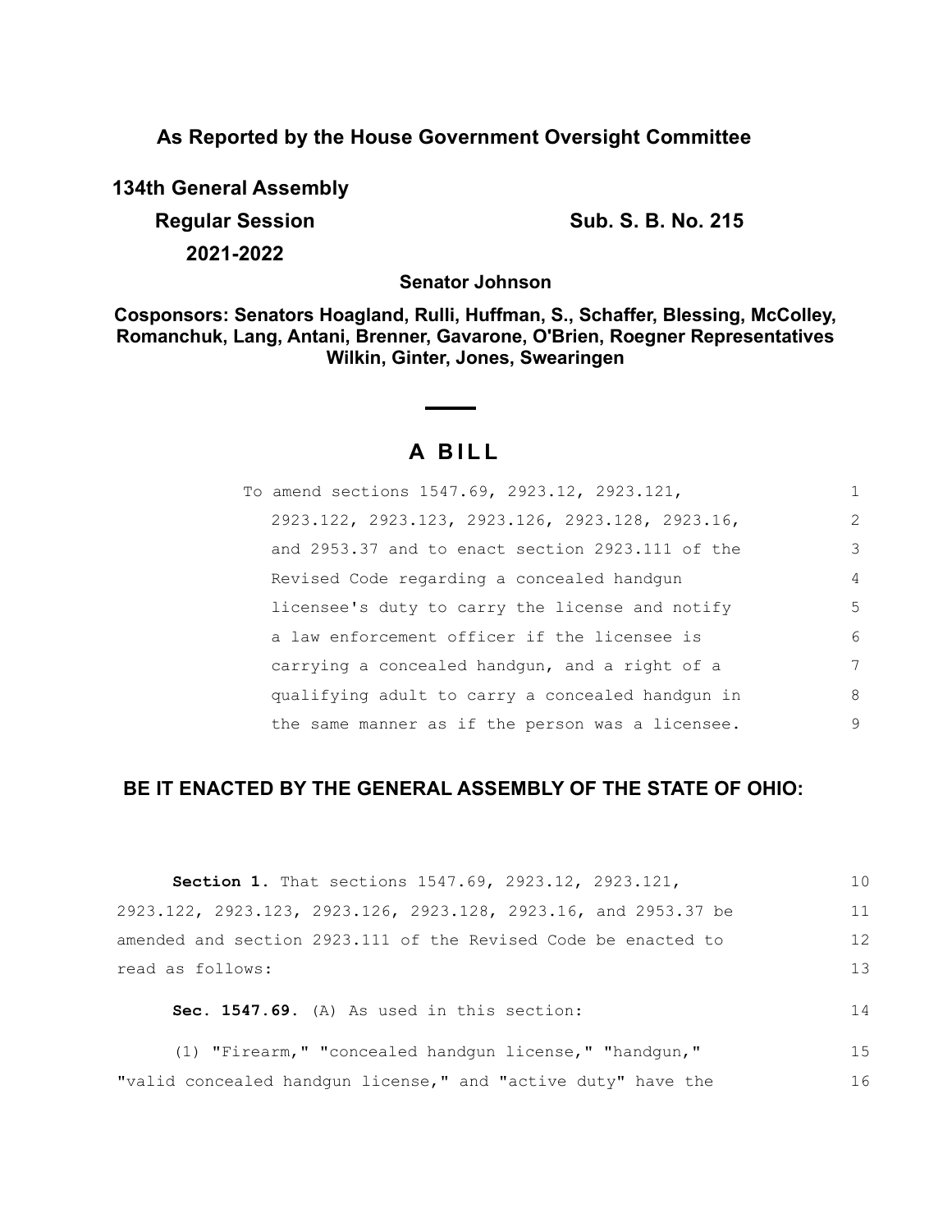## As Reported by the House Government Oversight Committee

**134th General Assembly**

**Regular Session** **Sub. S. B. No. 215**

**2021-2022**

**Senator Johnson**

**Cosponsors: Senators Hoagland, Rulli, Huffman, S., Schaffer, Blessing, McColley, Romanchuk, Lang, Antani, Brenner, Gavarone, O'Brien, Roegner Representatives Wilkin, Ginter, Jones, Swearingen**

# A BILL

To amend sections 1547.69, 2923.12, 2923.121, 2923.122, 2923.123, 2923.126, 2923.128, 2923.16, and 2953.37 and to enact section 2923.111 of the Revised Code regarding a concealed handgun licensee's duty to carry the license and notify a law enforcement officer if the licensee is carrying a concealed handgun, and a right of a qualifying adult to carry a concealed handgun in the same manner as if the person was a licensee.

**BE IT ENACTED BY THE GENERAL ASSEMBLY OF THE STATE OF OHIO:**

**Section 1.** That sections 1547.69, 2923.12, 2923.121, 2923.122, 2923.123, 2923.126, 2923.128, 2923.16, and 2953.37 be amended and section 2923.111 of the Revised Code be enacted to read as follows:

**Sec. 1547.69.** (A) As used in this section:

(1) "Firearm," "concealed handgun license," "handgun," "valid concealed handgun license," and "active duty" have the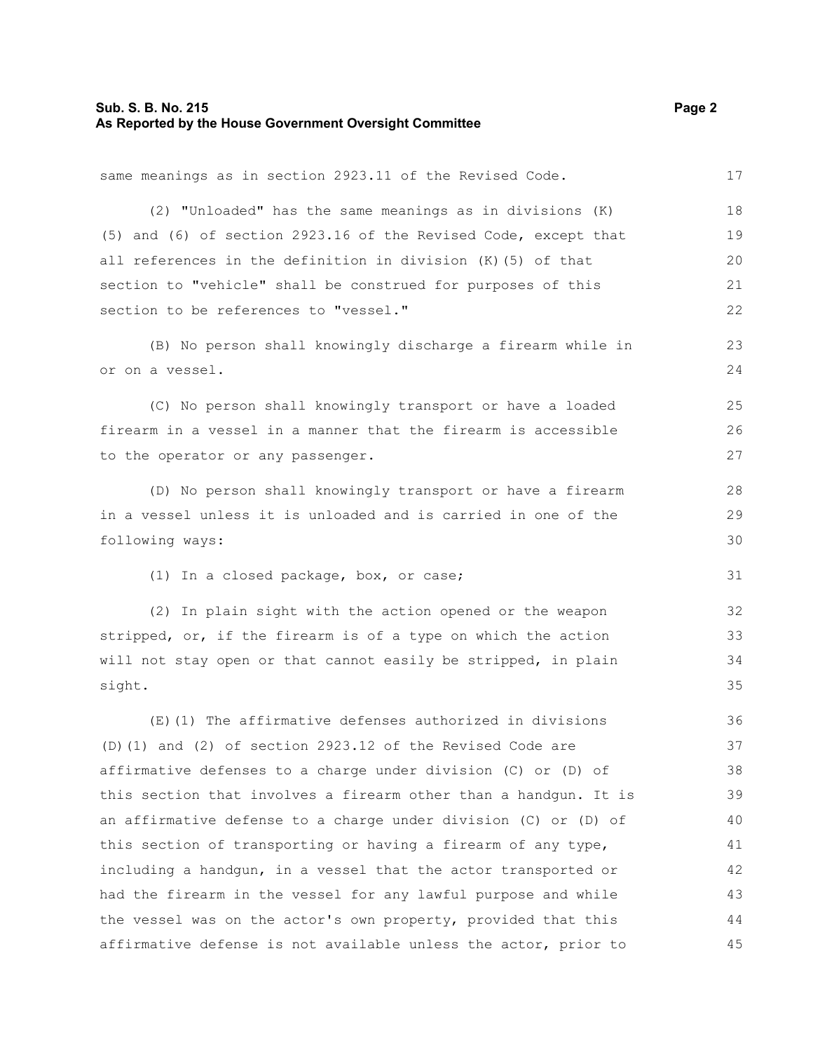same meanings as in section 2923.11 of the Revised Code.

(2) "Unloaded" has the same meanings as in divisions (K)(5) and (6) of section 2923.16 of the Revised Code, except that all references in the definition in division (K)(5) of that section to "vehicle" shall be construed for purposes of this section to be references to "vessel."

(B) No person shall knowingly discharge a firearm while in or on a vessel.

(C) No person shall knowingly transport or have a loaded firearm in a vessel in a manner that the firearm is accessible to the operator or any passenger.

(D) No person shall knowingly transport or have a firearm in a vessel unless it is unloaded and is carried in one of the following ways:

(1) In a closed package, box, or case;

(2) In plain sight with the action opened or the weapon stripped, or, if the firearm is of a type on which the action will not stay open or that cannot easily be stripped, in plain sight.

(E)(1) The affirmative defenses authorized in divisions (D)(1) and (2) of section 2923.12 of the Revised Code are affirmative defenses to a charge under division (C) or (D) of this section that involves a firearm other than a handgun. It is an affirmative defense to a charge under division (C) or (D) of this section of transporting or having a firearm of any type, including a handgun, in a vessel that the actor transported or had the firearm in the vessel for any lawful purpose and while the vessel was on the actor's own property, provided that this affirmative defense is not available unless the actor, prior to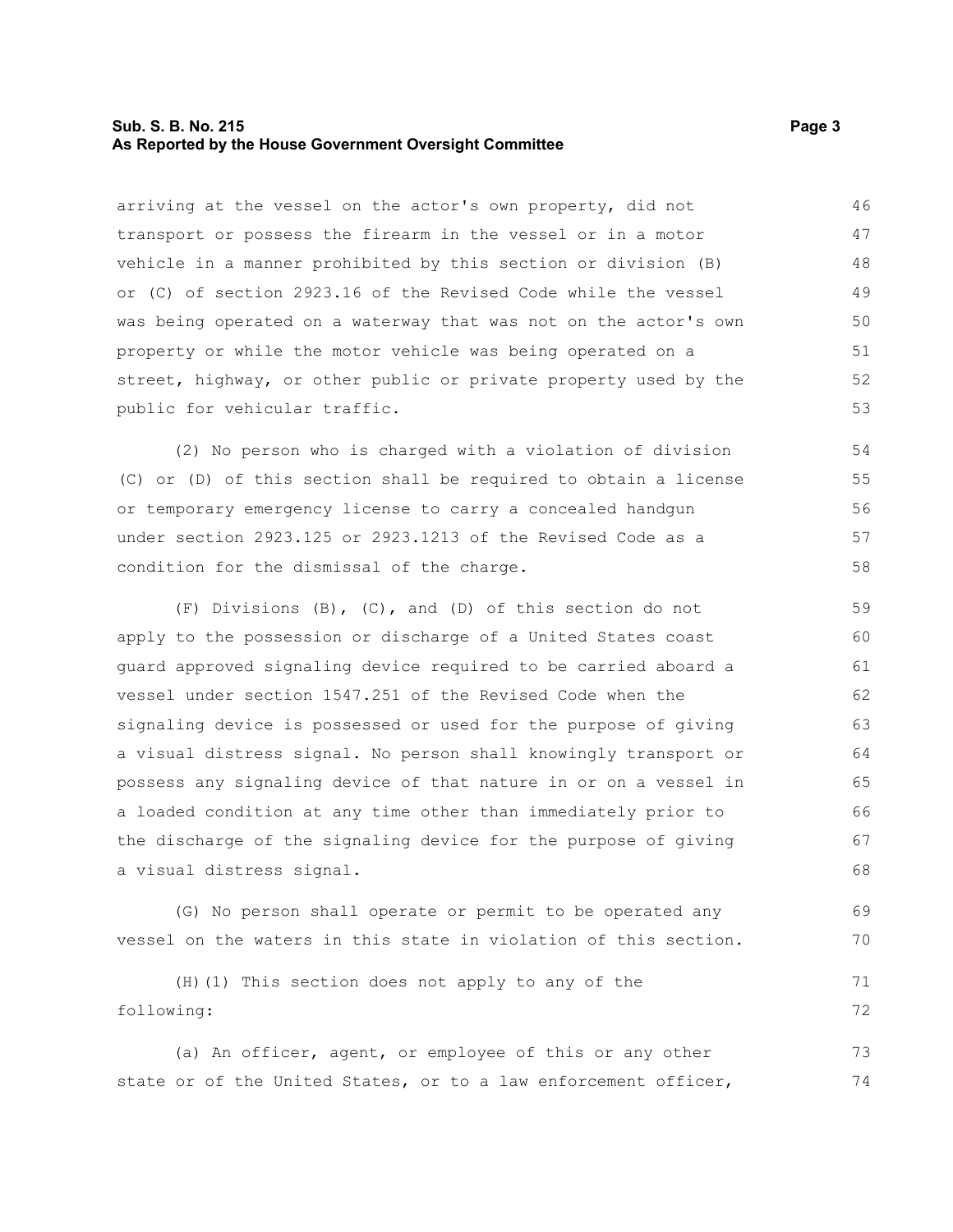arriving at the vessel on the actor's own property, did not transport or possess the firearm in the vessel or in a motor vehicle in a manner prohibited by this section or division (B) or (C) of section 2923.16 of the Revised Code while the vessel was being operated on a waterway that was not on the actor's own property or while the motor vehicle was being operated on a street, highway, or other public or private property used by the public for vehicular traffic.

(2) No person who is charged with a violation of division (C) or (D) of this section shall be required to obtain a license or temporary emergency license to carry a concealed handgun under section 2923.125 or 2923.1213 of the Revised Code as a condition for the dismissal of the charge.

(F) Divisions (B), (C), and (D) of this section do not apply to the possession or discharge of a United States coast guard approved signaling device required to be carried aboard a vessel under section 1547.251 of the Revised Code when the signaling device is possessed or used for the purpose of giving a visual distress signal. No person shall knowingly transport or possess any signaling device of that nature in or on a vessel in a loaded condition at any time other than immediately prior to the discharge of the signaling device for the purpose of giving a visual distress signal.

(G) No person shall operate or permit to be operated any vessel on the waters in this state in violation of this section.

(H)(1) This section does not apply to any of the following:

(a) An officer, agent, or employee of this or any other state or of the United States, or to a law enforcement officer,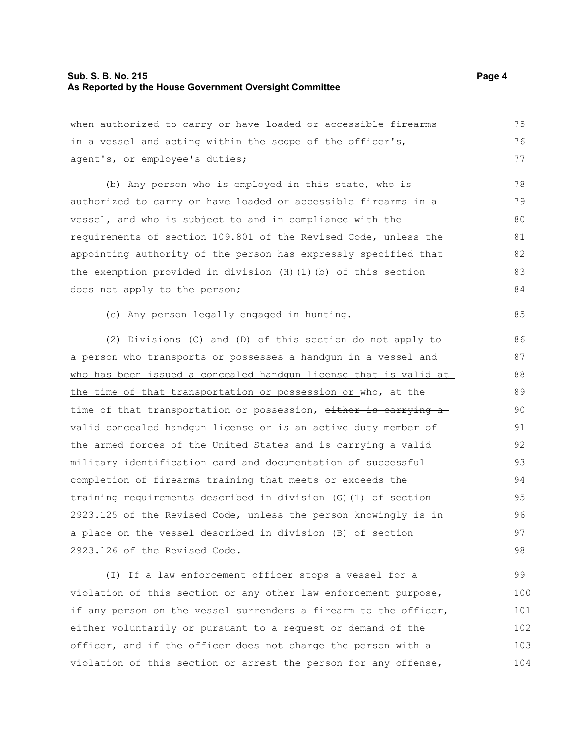when authorized to carry or have loaded or accessible firearms in a vessel and acting within the scope of the officer's, agent's, or employee's duties;

(b) Any person who is employed in this state, who is authorized to carry or have loaded or accessible firearms in a vessel, and who is subject to and in compliance with the requirements of section 109.801 of the Revised Code, unless the appointing authority of the person has expressly specified that the exemption provided in division (H)(1)(b) of this section does not apply to the person;

(c) Any person legally engaged in hunting.

(2) Divisions (C) and (D) of this section do not apply to a person who transports or possesses a handgun in a vessel and <u>who has been issued a concealed handgun license that is valid at the time of that transportation or possession or</u> who, at the time of that transportation or possession, ~~either is carrying a valid concealed handgun license or~~ is an active duty member of the armed forces of the United States and is carrying a valid military identification card and documentation of successful completion of firearms training that meets or exceeds the training requirements described in division (G)(1) of section 2923.125 of the Revised Code, unless the person knowingly is in a place on the vessel described in division (B) of section 2923.126 of the Revised Code.

(I) If a law enforcement officer stops a vessel for a violation of this section or any other law enforcement purpose, if any person on the vessel surrenders a firearm to the officer, either voluntarily or pursuant to a request or demand of the officer, and if the officer does not charge the person with a violation of this section or arrest the person for any offense,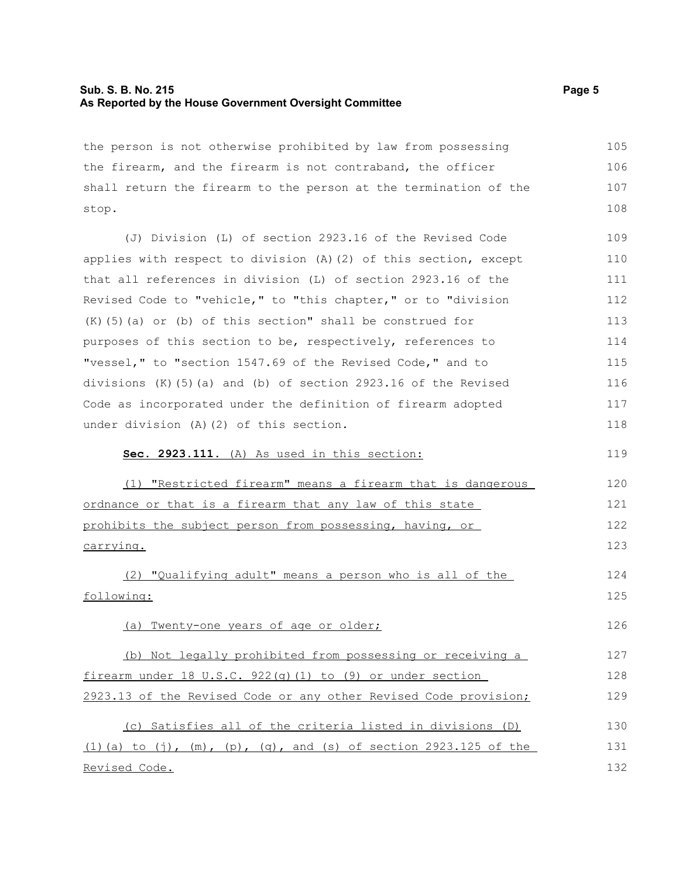the person is not otherwise prohibited by law from possessing the firearm, and the firearm is not contraband, the officer shall return the firearm to the person at the termination of the stop.

(J) Division (L) of section 2923.16 of the Revised Code applies with respect to division (A)(2) of this section, except that all references in division (L) of section 2923.16 of the Revised Code to "vehicle," to "this chapter," or to "division (K)(5)(a) or (b) of this section" shall be construed for purposes of this section to be, respectively, references to "vessel," to "section 1547.69 of the Revised Code," and to divisions (K)(5)(a) and (b) of section 2923.16 of the Revised Code as incorporated under the definition of firearm adopted under division (A)(2) of this section.

**Sec. 2923.111.** (A) As used in this section:

(1) "Restricted firearm" means a firearm that is dangerous ordnance or that is a firearm that any law of this state prohibits the subject person from possessing, having, or carrying.

(2) "Qualifying adult" means a person who is all of the following:

(a) Twenty-one years of age or older;

(b) Not legally prohibited from possessing or receiving a firearm under 18 U.S.C. 922(g)(1) to (9) or under section 2923.13 of the Revised Code or any other Revised Code provision;

(c) Satisfies all of the criteria listed in divisions (D)(1)(a) to (j), (m), (p), (q), and (s) of section 2923.125 of the Revised Code.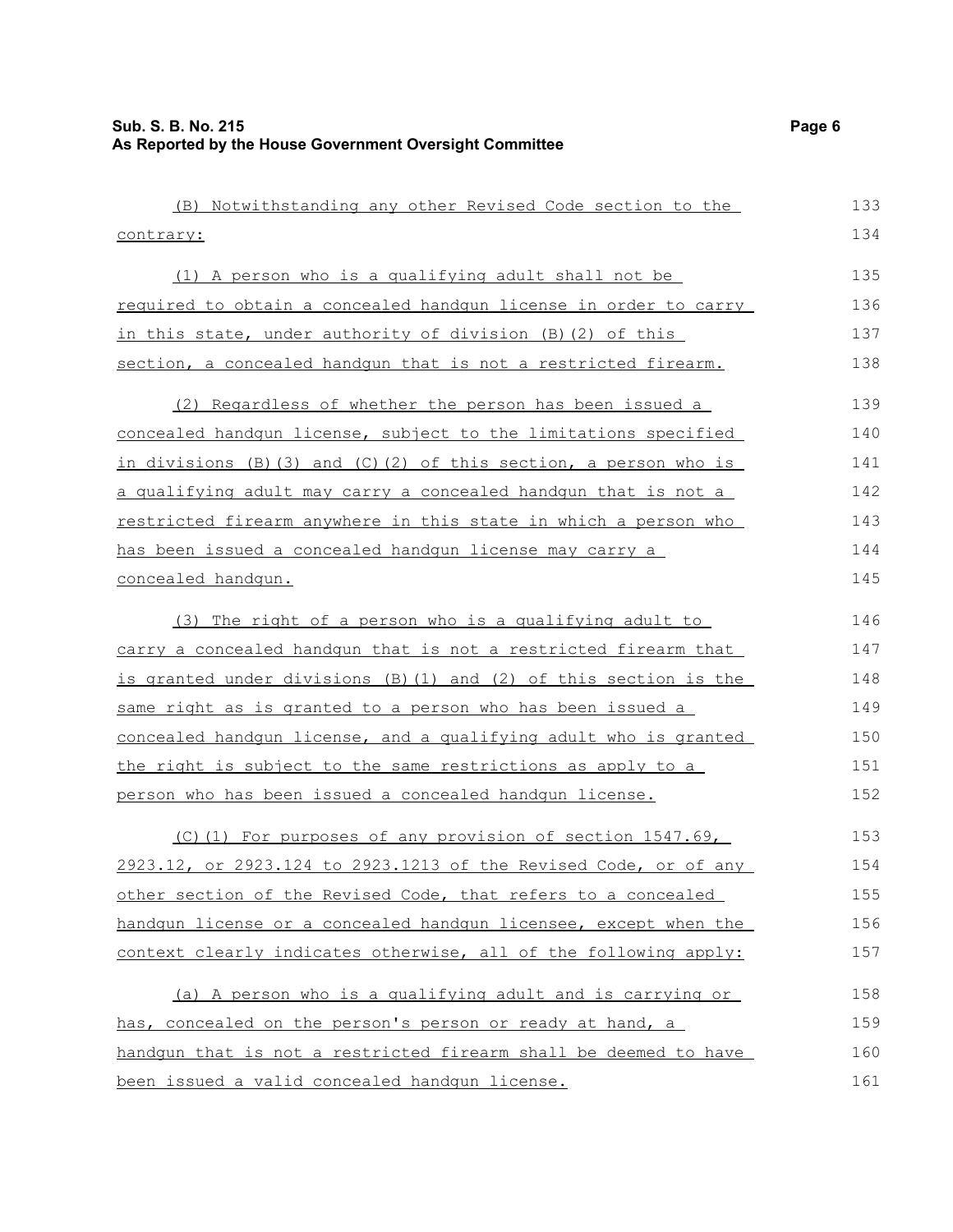(B) Notwithstanding any other Revised Code section to the contrary:

(1) A person who is a qualifying adult shall not be required to obtain a concealed handgun license in order to carry in this state, under authority of division (B)(2) of this section, a concealed handgun that is not a restricted firearm.

(2) Regardless of whether the person has been issued a concealed handgun license, subject to the limitations specified in divisions (B)(3) and (C)(2) of this section, a person who is a qualifying adult may carry a concealed handgun that is not a restricted firearm anywhere in this state in which a person who has been issued a concealed handgun license may carry a concealed handgun.

(3) The right of a person who is a qualifying adult to carry a concealed handgun that is not a restricted firearm that is granted under divisions (B)(1) and (2) of this section is the same right as is granted to a person who has been issued a concealed handgun license, and a qualifying adult who is granted the right is subject to the same restrictions as apply to a person who has been issued a concealed handgun license.

(C)(1) For purposes of any provision of section 1547.69, 2923.12, or 2923.124 to 2923.1213 of the Revised Code, or of any other section of the Revised Code, that refers to a concealed handgun license or a concealed handgun licensee, except when the context clearly indicates otherwise, all of the following apply:

(a) A person who is a qualifying adult and is carrying or has, concealed on the person's person or ready at hand, a handgun that is not a restricted firearm shall be deemed to have been issued a valid concealed handgun license.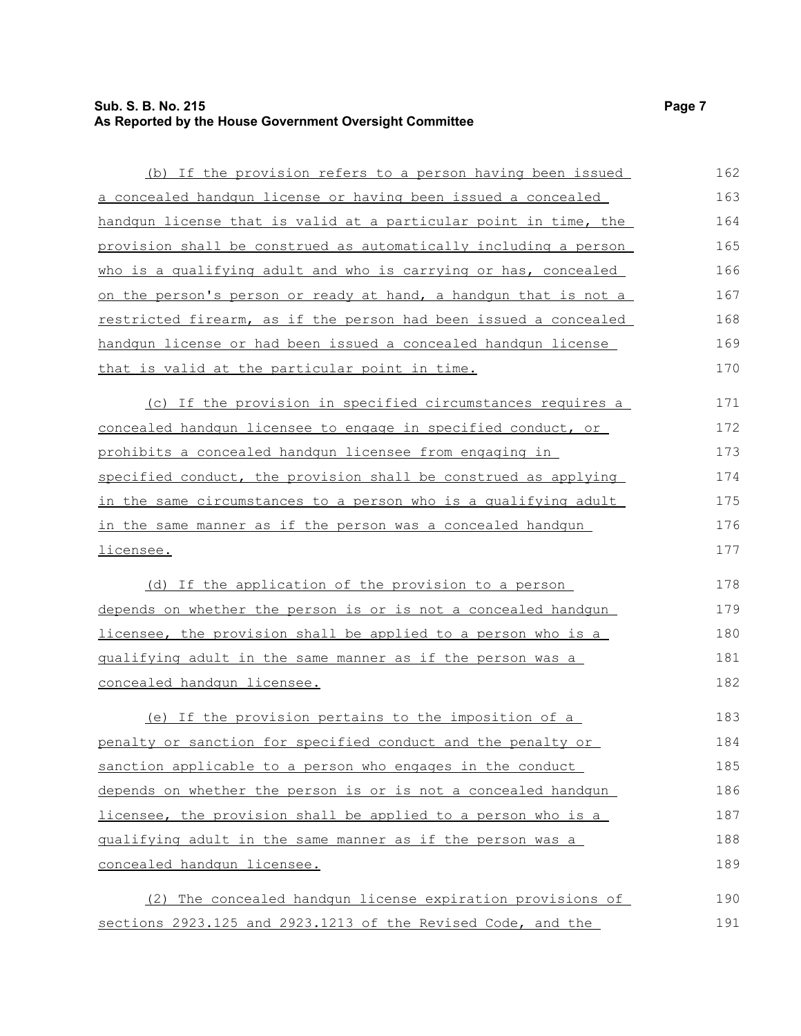(b) If the provision refers to a person having been issued a concealed handgun license or having been issued a concealed handgun license that is valid at a particular point in time, the provision shall be construed as automatically including a person who is a qualifying adult and who is carrying or has, concealed on the person's person or ready at hand, a handgun that is not a restricted firearm, as if the person had been issued a concealed handgun license or had been issued a concealed handgun license that is valid at the particular point in time.

(c) If the provision in specified circumstances requires a concealed handgun licensee to engage in specified conduct, or prohibits a concealed handgun licensee from engaging in specified conduct, the provision shall be construed as applying in the same circumstances to a person who is a qualifying adult in the same manner as if the person was a concealed handgun licensee.

(d) If the application of the provision to a person depends on whether the person is or is not a concealed handgun licensee, the provision shall be applied to a person who is a qualifying adult in the same manner as if the person was a concealed handgun licensee.

(e) If the provision pertains to the imposition of a penalty or sanction for specified conduct and the penalty or sanction applicable to a person who engages in the conduct depends on whether the person is or is not a concealed handgun licensee, the provision shall be applied to a person who is a qualifying adult in the same manner as if the person was a concealed handgun licensee.

(2) The concealed handgun license expiration provisions of sections 2923.125 and 2923.1213 of the Revised Code, and the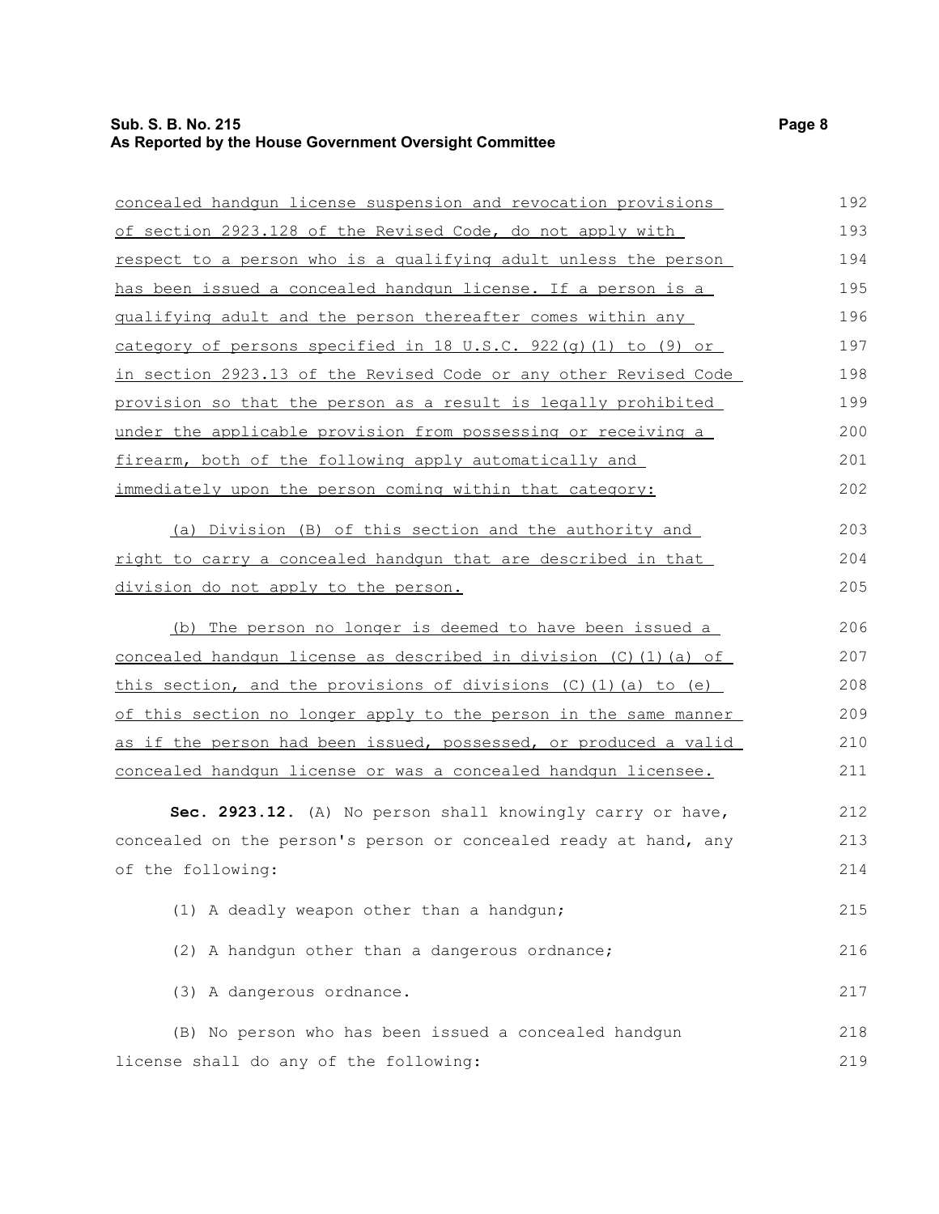concealed handgun license suspension and revocation provisions of section 2923.128 of the Revised Code, do not apply with respect to a person who is a qualifying adult unless the person has been issued a concealed handgun license. If a person is a qualifying adult and the person thereafter comes within any category of persons specified in 18 U.S.C. 922(g)(1) to (9) or in section 2923.13 of the Revised Code or any other Revised Code provision so that the person as a result is legally prohibited under the applicable provision from possessing or receiving a firearm, both of the following apply automatically and immediately upon the person coming within that category:

(a) Division (B) of this section and the authority and right to carry a concealed handgun that are described in that division do not apply to the person.

(b) The person no longer is deemed to have been issued a concealed handgun license as described in division (C)(1)(a) of this section, and the provisions of divisions (C)(1)(a) to (e) of this section no longer apply to the person in the same manner as if the person had been issued, possessed, or produced a valid concealed handgun license or was a concealed handgun licensee.

**Sec. 2923.12.** (A) No person shall knowingly carry or have, concealed on the person's person or concealed ready at hand, any of the following:

(1) A deadly weapon other than a handgun;

(2) A handgun other than a dangerous ordnance;

(3) A dangerous ordnance.

(B) No person who has been issued a concealed handgun license shall do any of the following: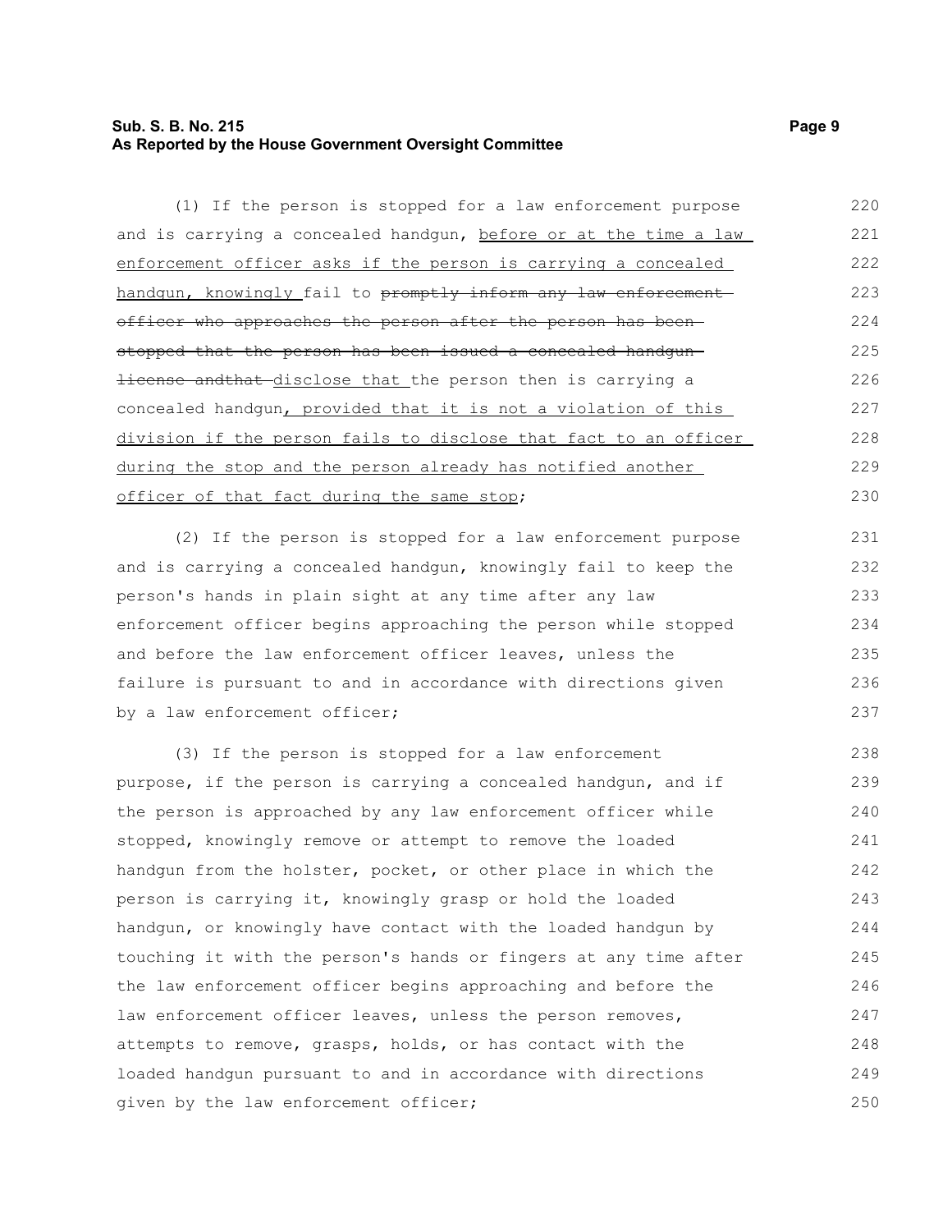(1) If the person is stopped for a law enforcement purpose and is carrying a concealed handgun, before or at the time a law enforcement officer asks if the person is carrying a concealed handgun, knowingly fail to ~~promptly inform any law enforcement officer who approaches the person after the person has been stopped that the person has been issued a concealed handgun license andthat~~ disclose that the person then is carrying a concealed handgun, provided that it is not a violation of this division if the person fails to disclose that fact to an officer during the stop and the person already has notified another officer of that fact during the same stop;

(2) If the person is stopped for a law enforcement purpose and is carrying a concealed handgun, knowingly fail to keep the person's hands in plain sight at any time after any law enforcement officer begins approaching the person while stopped and before the law enforcement officer leaves, unless the failure is pursuant to and in accordance with directions given by a law enforcement officer;

(3) If the person is stopped for a law enforcement purpose, if the person is carrying a concealed handgun, and if the person is approached by any law enforcement officer while stopped, knowingly remove or attempt to remove the loaded handgun from the holster, pocket, or other place in which the person is carrying it, knowingly grasp or hold the loaded handgun, or knowingly have contact with the loaded handgun by touching it with the person's hands or fingers at any time after the law enforcement officer begins approaching and before the law enforcement officer leaves, unless the person removes, attempts to remove, grasps, holds, or has contact with the loaded handgun pursuant to and in accordance with directions given by the law enforcement officer;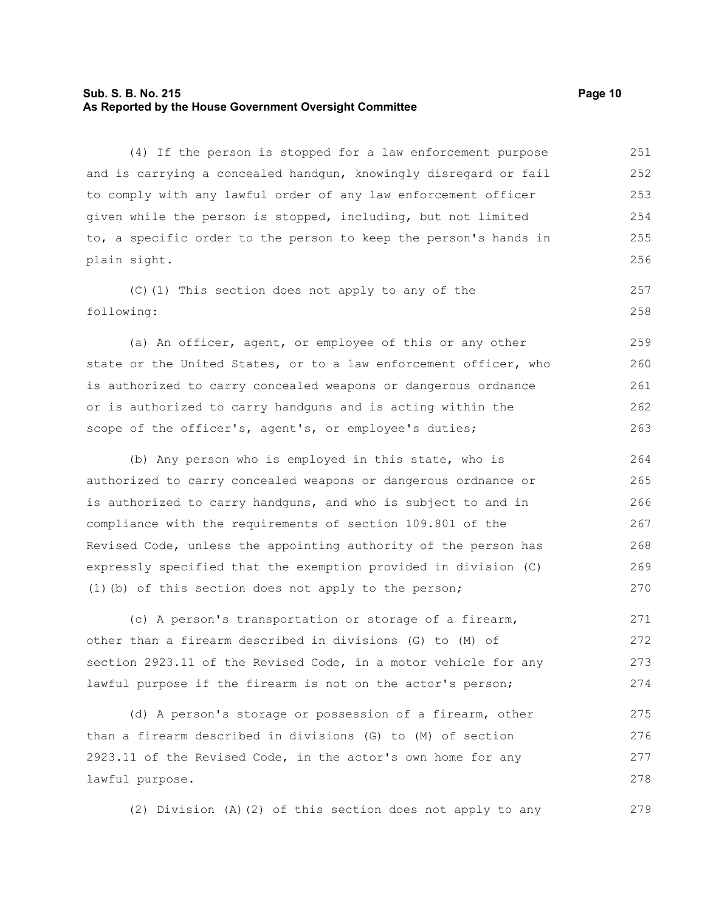(4) If the person is stopped for a law enforcement purpose and is carrying a concealed handgun, knowingly disregard or fail to comply with any lawful order of any law enforcement officer given while the person is stopped, including, but not limited to, a specific order to the person to keep the person's hands in plain sight.

(C)(1) This section does not apply to any of the following:

(a) An officer, agent, or employee of this or any other state or the United States, or to a law enforcement officer, who is authorized to carry concealed weapons or dangerous ordnance or is authorized to carry handguns and is acting within the scope of the officer's, agent's, or employee's duties;

(b) Any person who is employed in this state, who is authorized to carry concealed weapons or dangerous ordnance or is authorized to carry handguns, and who is subject to and in compliance with the requirements of section 109.801 of the Revised Code, unless the appointing authority of the person has expressly specified that the exemption provided in division (C)(1)(b) of this section does not apply to the person;

(c) A person's transportation or storage of a firearm, other than a firearm described in divisions (G) to (M) of section 2923.11 of the Revised Code, in a motor vehicle for any lawful purpose if the firearm is not on the actor's person;

(d) A person's storage or possession of a firearm, other than a firearm described in divisions (G) to (M) of section 2923.11 of the Revised Code, in the actor's own home for any lawful purpose.

(2) Division (A)(2) of this section does not apply to any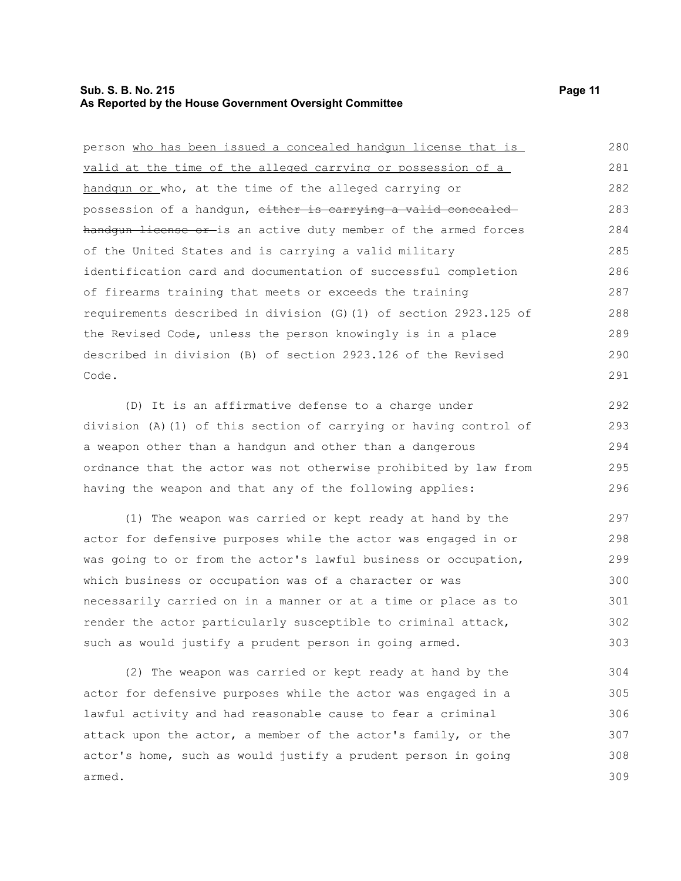person who has been issued a concealed handgun license that is valid at the time of the alleged carrying or possession of a handgun or who, at the time of the alleged carrying or possession of a handgun, ~~either is carrying a valid concealed handgun license or~~ is an active duty member of the armed forces of the United States and is carrying a valid military identification card and documentation of successful completion of firearms training that meets or exceeds the training requirements described in division (G)(1) of section 2923.125 of the Revised Code, unless the person knowingly is in a place described in division (B) of section 2923.126 of the Revised Code.

(D) It is an affirmative defense to a charge under division (A)(1) of this section of carrying or having control of a weapon other than a handgun and other than a dangerous ordnance that the actor was not otherwise prohibited by law from having the weapon and that any of the following applies:

(1) The weapon was carried or kept ready at hand by the actor for defensive purposes while the actor was engaged in or was going to or from the actor's lawful business or occupation, which business or occupation was of a character or was necessarily carried on in a manner or at a time or place as to render the actor particularly susceptible to criminal attack, such as would justify a prudent person in going armed.

(2) The weapon was carried or kept ready at hand by the actor for defensive purposes while the actor was engaged in a lawful activity and had reasonable cause to fear a criminal attack upon the actor, a member of the actor's family, or the actor's home, such as would justify a prudent person in going armed.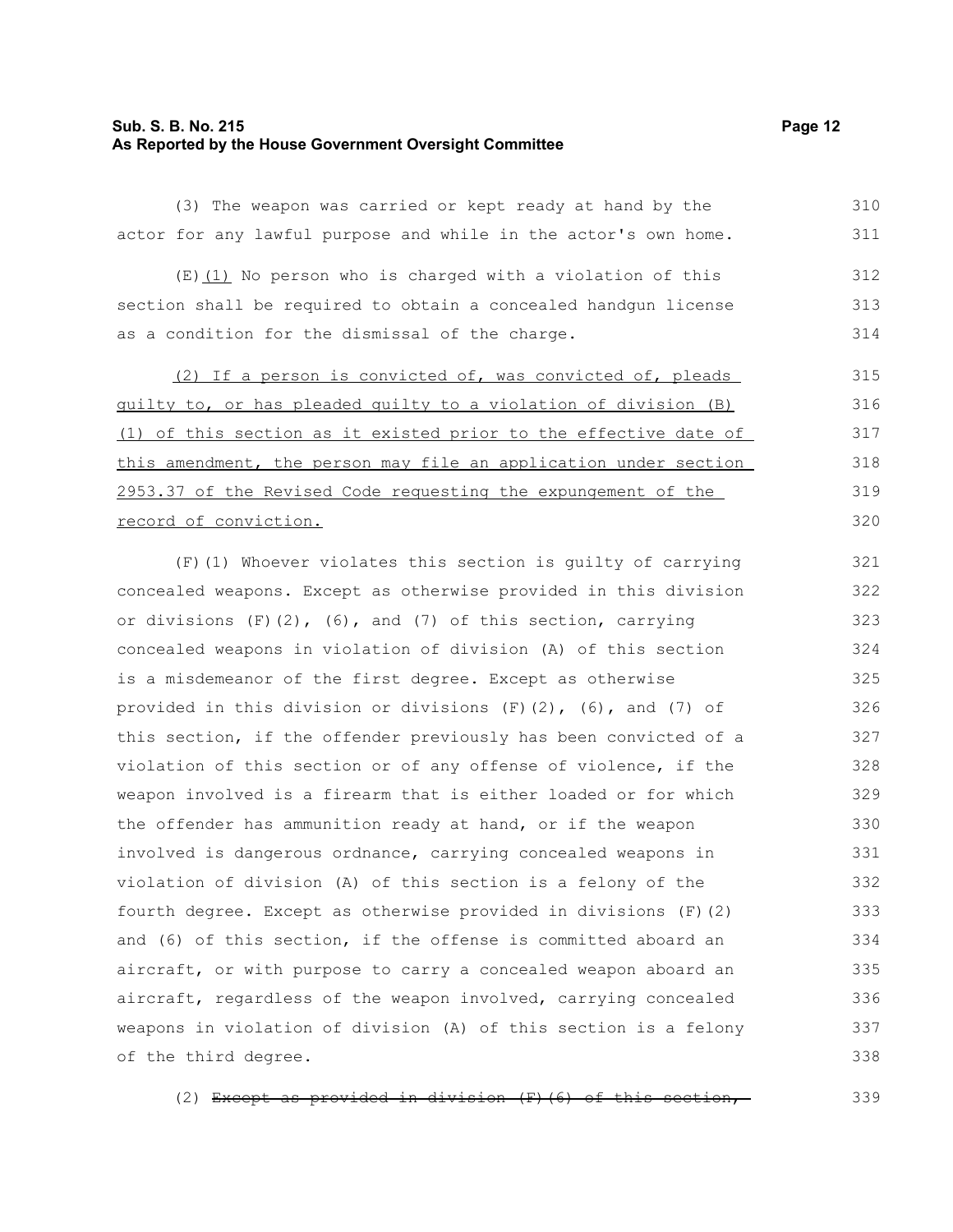(3) The weapon was carried or kept ready at hand by the actor for any lawful purpose and while in the actor's own home.

(E)(1) No person who is charged with a violation of this section shall be required to obtain a concealed handgun license as a condition for the dismissal of the charge.

(2) If a person is convicted of, was convicted of, pleads guilty to, or has pleaded guilty to a violation of division (B)(1) of this section as it existed prior to the effective date of this amendment, the person may file an application under section 2953.37 of the Revised Code requesting the expungement of the record of conviction.

(F)(1) Whoever violates this section is guilty of carrying concealed weapons. Except as otherwise provided in this division or divisions (F)(2), (6), and (7) of this section, carrying concealed weapons in violation of division (A) of this section is a misdemeanor of the first degree. Except as otherwise provided in this division or divisions (F)(2), (6), and (7) of this section, if the offender previously has been convicted of a violation of this section or of any offense of violence, if the weapon involved is a firearm that is either loaded or for which the offender has ammunition ready at hand, or if the weapon involved is dangerous ordnance, carrying concealed weapons in violation of division (A) of this section is a felony of the fourth degree. Except as otherwise provided in divisions (F)(2) and (6) of this section, if the offense is committed aboard an aircraft, or with purpose to carry a concealed weapon aboard an aircraft, regardless of the weapon involved, carrying concealed weapons in violation of division (A) of this section is a felony of the third degree.

(2) ~~Except as provided in division (F)(6) of this section,~~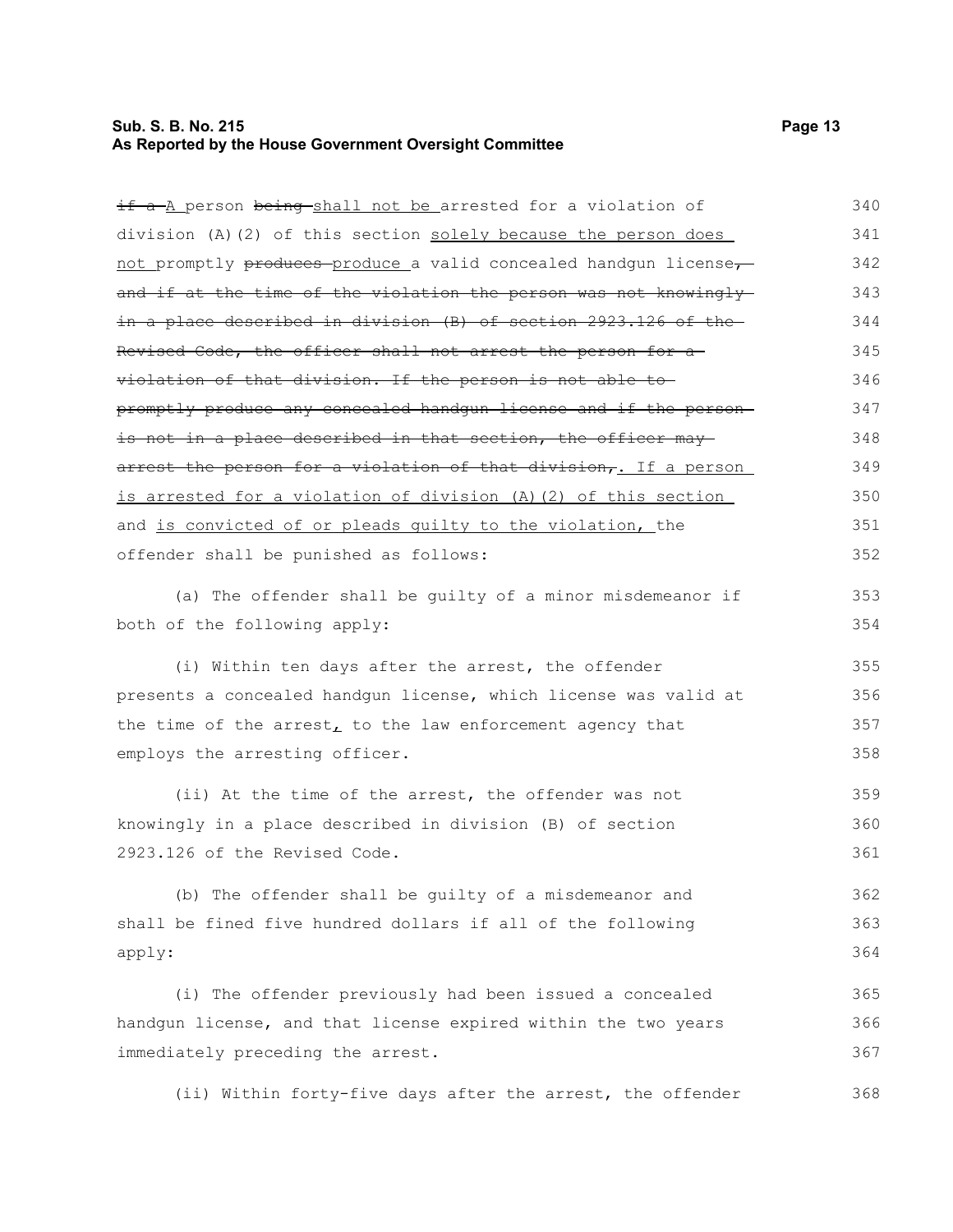~~if a~~ <u>A</u> person ~~being~~ <u>shall not be</u> arrested for a violation of division (A)(2) of this section <u>solely because the person does not</u> promptly ~~produces~~ <u>produce</u> a valid concealed handgun license~~, and if at the time of the violation the person was not knowingly in a place described in division (B) of section 2923.126 of the Revised Code, the officer shall not arrest the person for a violation of that division. If the person is not able to promptly produce any concealed handgun license and if the person is not in a place described in that section, the officer may arrest the person for a violation of that division,~~<u>. If a person is arrested for a violation of division (A)(2) of this section</u> and <u>is convicted of or pleads guilty to the violation,</u> the offender shall be punished as follows:

(a) The offender shall be guilty of a minor misdemeanor if both of the following apply:

(i) Within ten days after the arrest, the offender presents a concealed handgun license, which license was valid at the time of the arrest<u>,</u> to the law enforcement agency that employs the arresting officer.

(ii) At the time of the arrest, the offender was not knowingly in a place described in division (B) of section 2923.126 of the Revised Code.

(b) The offender shall be guilty of a misdemeanor and shall be fined five hundred dollars if all of the following apply:

(i) The offender previously had been issued a concealed handgun license, and that license expired within the two years immediately preceding the arrest.

(ii) Within forty-five days after the arrest, the offender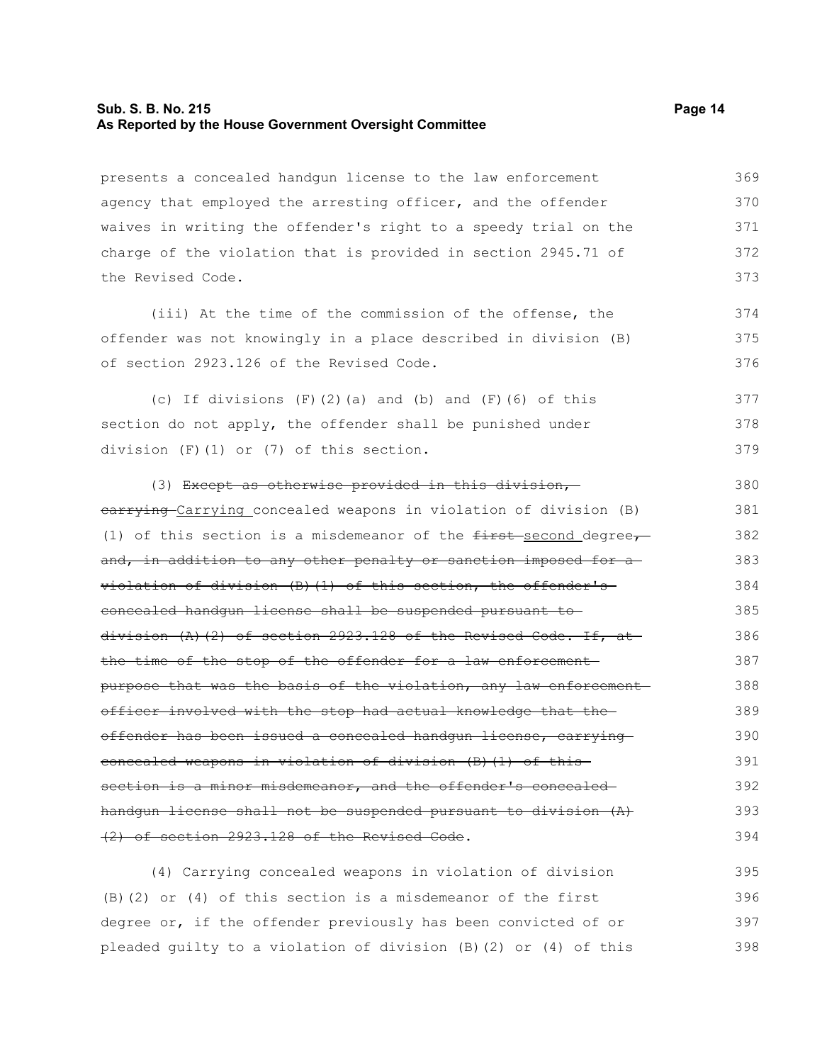presents a concealed handgun license to the law enforcement agency that employed the arresting officer, and the offender waives in writing the offender's right to a speedy trial on the charge of the violation that is provided in section 2945.71 of the Revised Code.

(iii) At the time of the commission of the offense, the offender was not knowingly in a place described in division (B) of section 2923.126 of the Revised Code.

(c) If divisions (F)(2)(a) and (b) and (F)(6) of this section do not apply, the offender shall be punished under division (F)(1) or (7) of this section.

(3) ~~Except as otherwise provided in this division, carrying~~ Carrying concealed weapons in violation of division (B)(1) of this section is a misdemeanor of the ~~first~~ second degree~~, and, in addition to any other penalty or sanction imposed for a violation of division (B)(1) of this section, the offender's concealed handgun license shall be suspended pursuant to division (A)(2) of section 2923.128 of the Revised Code. If, at the time of the stop of the offender for a law enforcement purpose that was the basis of the violation, any law enforcement officer involved with the stop had actual knowledge that the offender has been issued a concealed handgun license, carrying concealed weapons in violation of division (B)(1) of this section is a minor misdemeanor, and the offender's concealed handgun license shall not be suspended pursuant to division (A)(2) of section 2923.128 of the Revised Code~~.

(4) Carrying concealed weapons in violation of division (B)(2) or (4) of this section is a misdemeanor of the first degree or, if the offender previously has been convicted of or pleaded guilty to a violation of division (B)(2) or (4) of this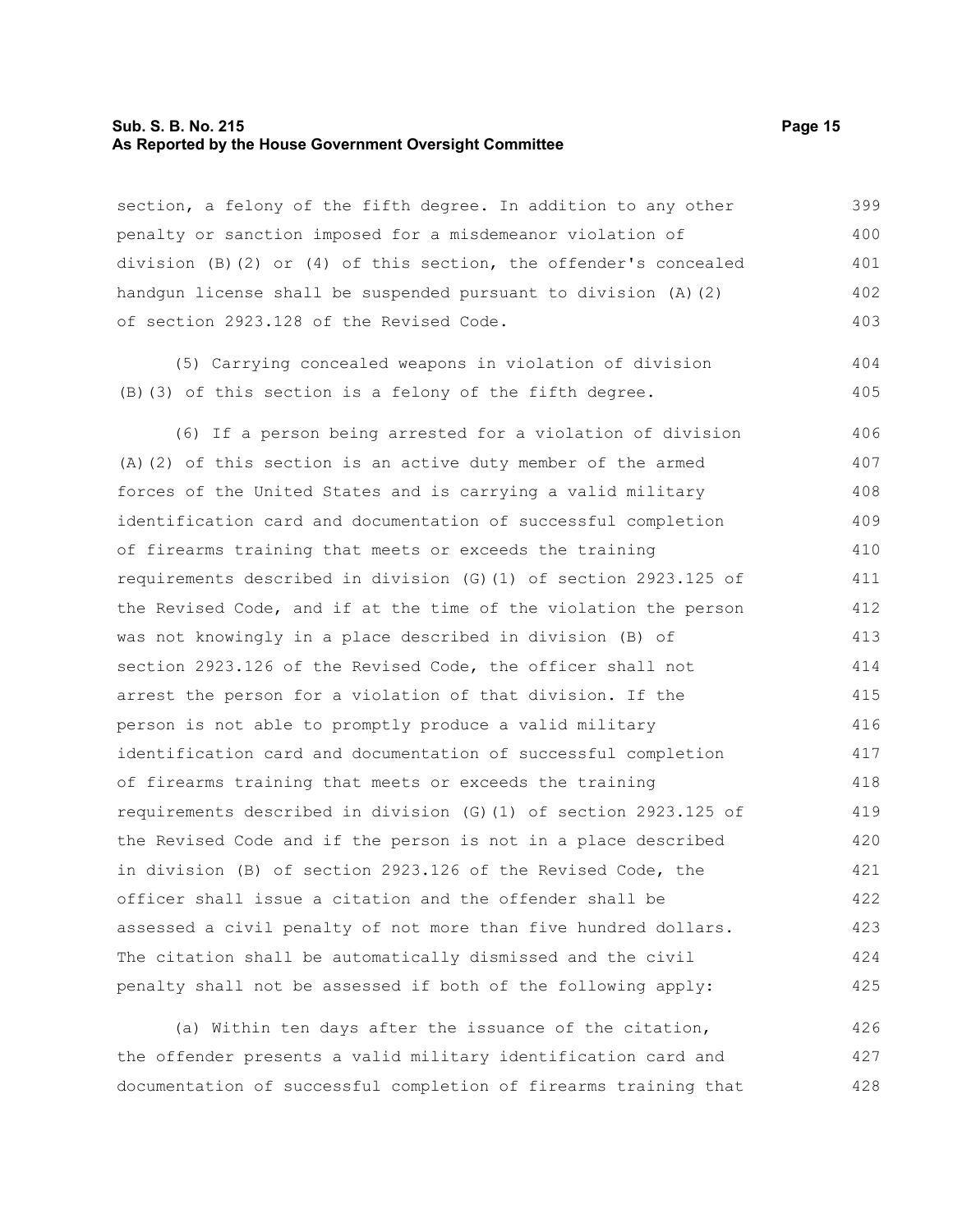section, a felony of the fifth degree. In addition to any other penalty or sanction imposed for a misdemeanor violation of division (B)(2) or (4) of this section, the offender's concealed handgun license shall be suspended pursuant to division (A)(2) of section 2923.128 of the Revised Code.

(5) Carrying concealed weapons in violation of division (B)(3) of this section is a felony of the fifth degree.

(6) If a person being arrested for a violation of division (A)(2) of this section is an active duty member of the armed forces of the United States and is carrying a valid military identification card and documentation of successful completion of firearms training that meets or exceeds the training requirements described in division (G)(1) of section 2923.125 of the Revised Code, and if at the time of the violation the person was not knowingly in a place described in division (B) of section 2923.126 of the Revised Code, the officer shall not arrest the person for a violation of that division. If the person is not able to promptly produce a valid military identification card and documentation of successful completion of firearms training that meets or exceeds the training requirements described in division (G)(1) of section 2923.125 of the Revised Code and if the person is not in a place described in division (B) of section 2923.126 of the Revised Code, the officer shall issue a citation and the offender shall be assessed a civil penalty of not more than five hundred dollars. The citation shall be automatically dismissed and the civil penalty shall not be assessed if both of the following apply:

(a) Within ten days after the issuance of the citation, the offender presents a valid military identification card and documentation of successful completion of firearms training that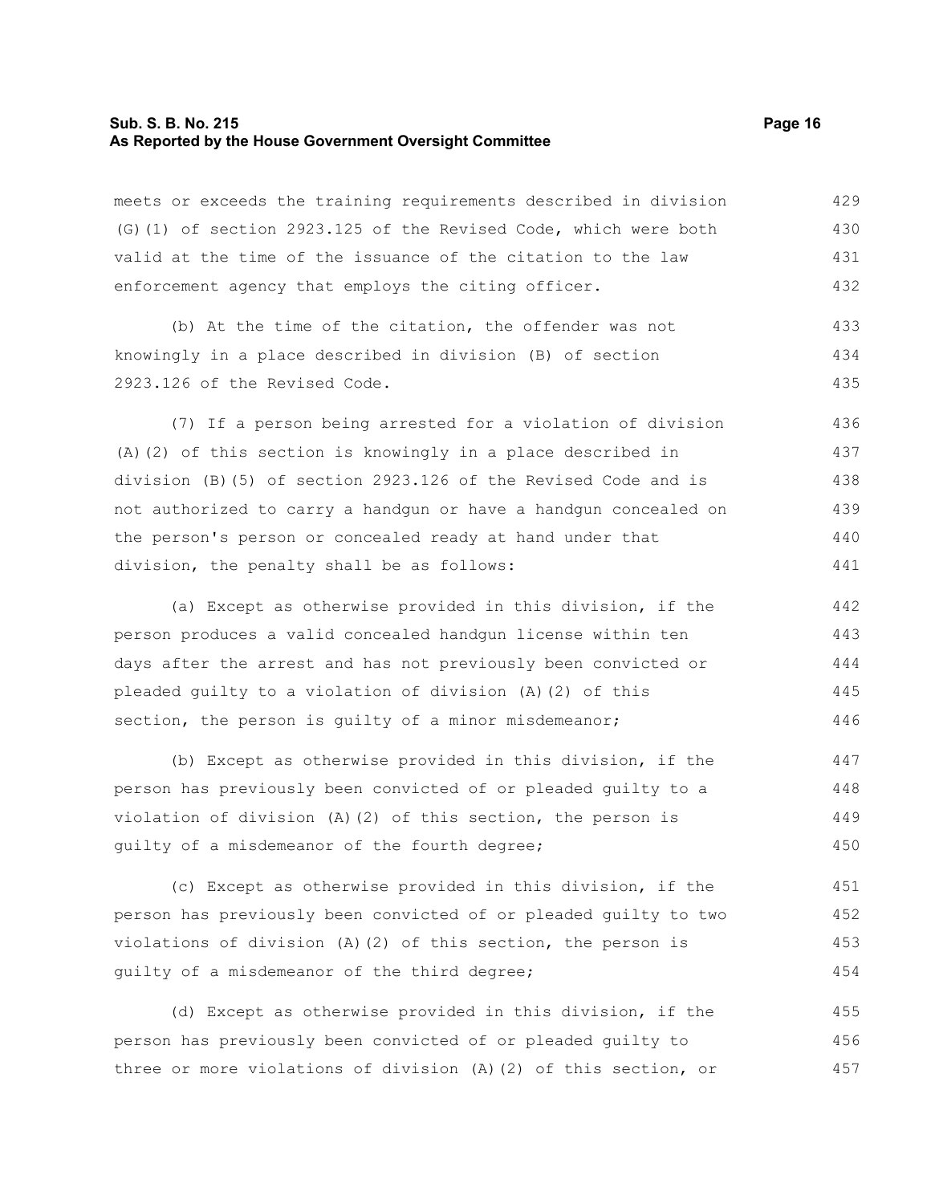meets or exceeds the training requirements described in division (G)(1) of section 2923.125 of the Revised Code, which were both valid at the time of the issuance of the citation to the law enforcement agency that employs the citing officer.

(b) At the time of the citation, the offender was not knowingly in a place described in division (B) of section 2923.126 of the Revised Code.

(7) If a person being arrested for a violation of division (A)(2) of this section is knowingly in a place described in division (B)(5) of section 2923.126 of the Revised Code and is not authorized to carry a handgun or have a handgun concealed on the person's person or concealed ready at hand under that division, the penalty shall be as follows:

(a) Except as otherwise provided in this division, if the person produces a valid concealed handgun license within ten days after the arrest and has not previously been convicted or pleaded guilty to a violation of division (A)(2) of this section, the person is guilty of a minor misdemeanor;

(b) Except as otherwise provided in this division, if the person has previously been convicted of or pleaded guilty to a violation of division (A)(2) of this section, the person is guilty of a misdemeanor of the fourth degree;

(c) Except as otherwise provided in this division, if the person has previously been convicted of or pleaded guilty to two violations of division (A)(2) of this section, the person is guilty of a misdemeanor of the third degree;

(d) Except as otherwise provided in this division, if the person has previously been convicted of or pleaded guilty to three or more violations of division (A)(2) of this section, or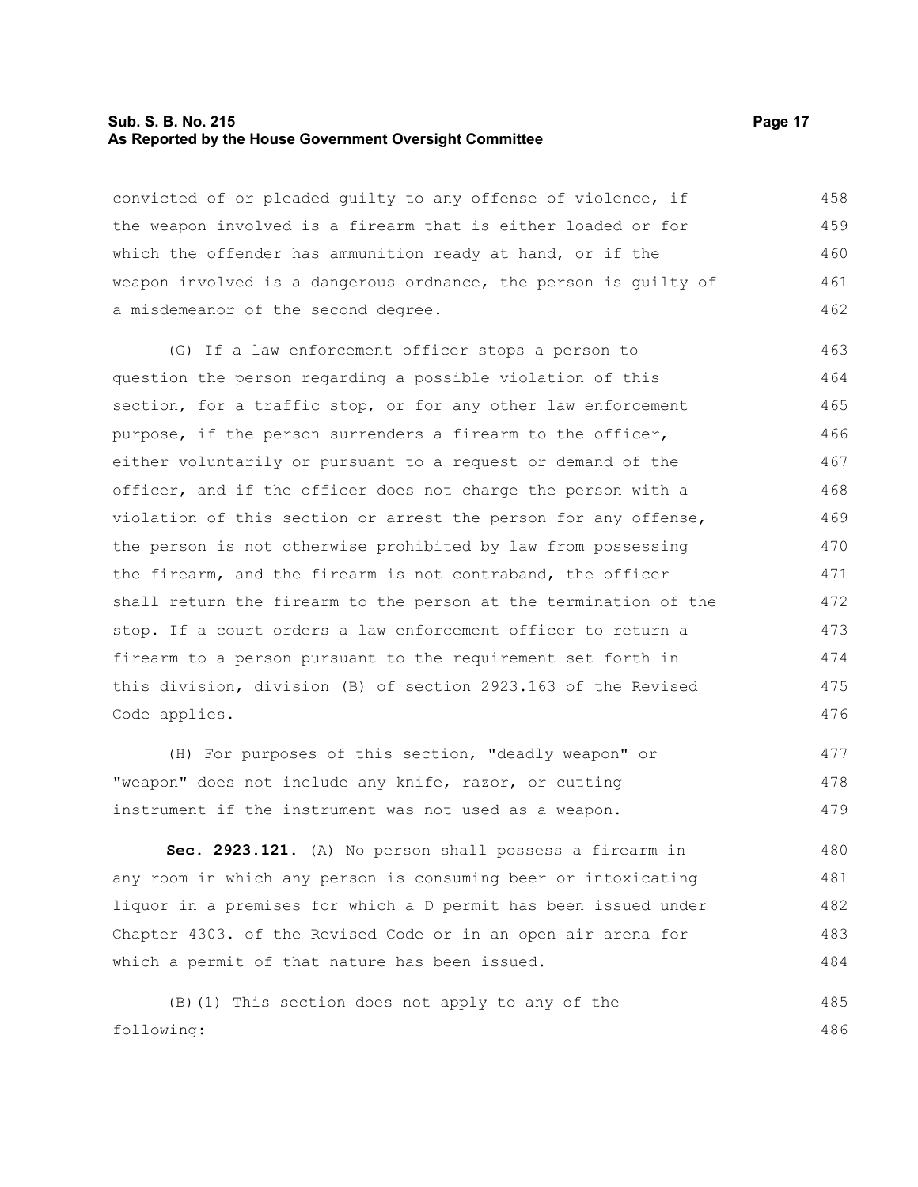convicted of or pleaded guilty to any offense of violence, if the weapon involved is a firearm that is either loaded or for which the offender has ammunition ready at hand, or if the weapon involved is a dangerous ordnance, the person is guilty of a misdemeanor of the second degree.

(G) If a law enforcement officer stops a person to question the person regarding a possible violation of this section, for a traffic stop, or for any other law enforcement purpose, if the person surrenders a firearm to the officer, either voluntarily or pursuant to a request or demand of the officer, and if the officer does not charge the person with a violation of this section or arrest the person for any offense, the person is not otherwise prohibited by law from possessing the firearm, and the firearm is not contraband, the officer shall return the firearm to the person at the termination of the stop. If a court orders a law enforcement officer to return a firearm to a person pursuant to the requirement set forth in this division, division (B) of section 2923.163 of the Revised Code applies.

(H) For purposes of this section, "deadly weapon" or "weapon" does not include any knife, razor, or cutting instrument if the instrument was not used as a weapon.

**Sec. 2923.121.** (A) No person shall possess a firearm in any room in which any person is consuming beer or intoxicating liquor in a premises for which a D permit has been issued under Chapter 4303. of the Revised Code or in an open air arena for which a permit of that nature has been issued.

(B)(1) This section does not apply to any of the following: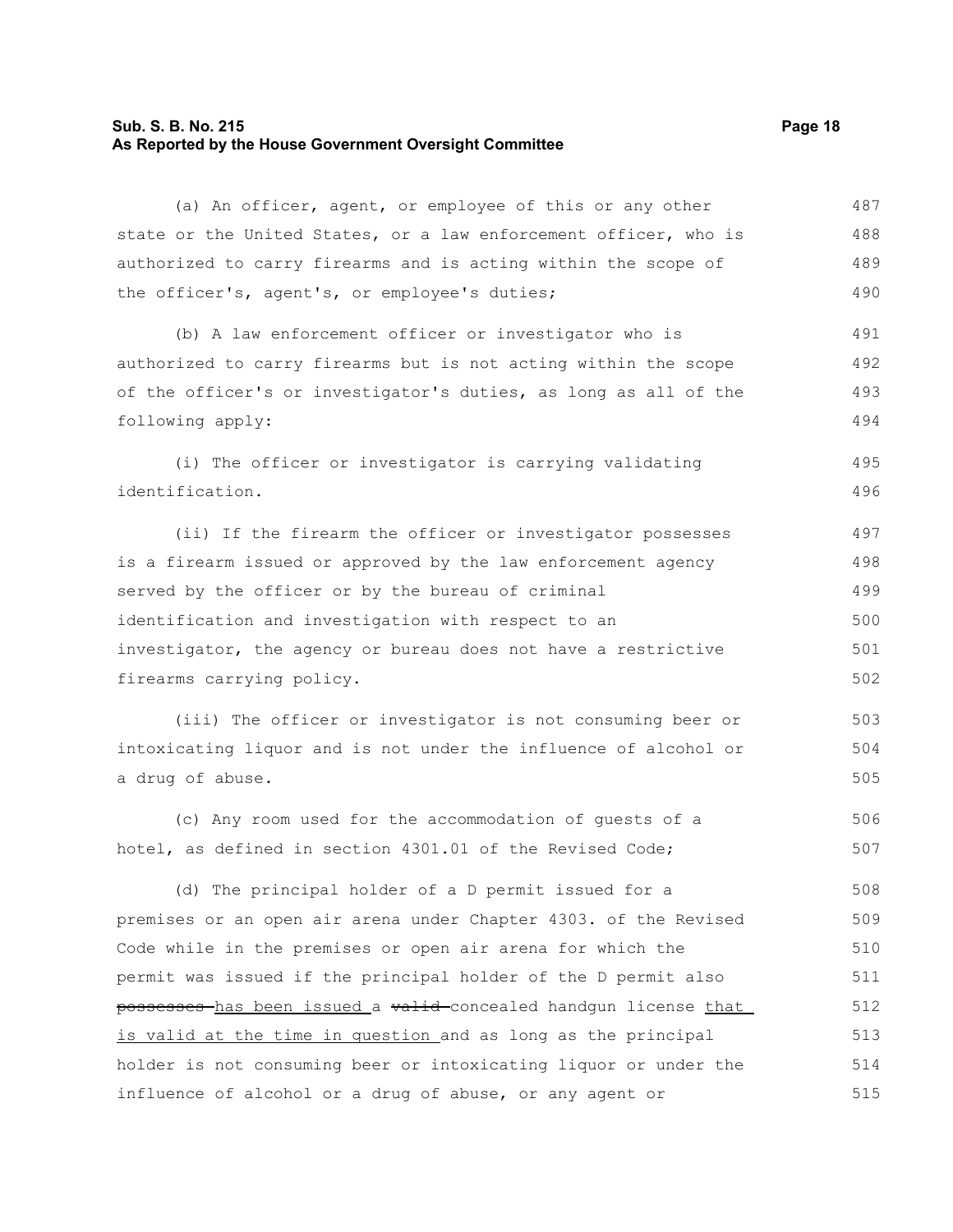(a) An officer, agent, or employee of this or any other state or the United States, or a law enforcement officer, who is authorized to carry firearms and is acting within the scope of the officer's, agent's, or employee's duties;

(b) A law enforcement officer or investigator who is authorized to carry firearms but is not acting within the scope of the officer's or investigator's duties, as long as all of the following apply:

(i) The officer or investigator is carrying validating identification.

(ii) If the firearm the officer or investigator possesses is a firearm issued or approved by the law enforcement agency served by the officer or by the bureau of criminal identification and investigation with respect to an investigator, the agency or bureau does not have a restrictive firearms carrying policy.

(iii) The officer or investigator is not consuming beer or intoxicating liquor and is not under the influence of alcohol or a drug of abuse.

(c) Any room used for the accommodation of guests of a hotel, as defined in section 4301.01 of the Revised Code;

(d) The principal holder of a D permit issued for a premises or an open air arena under Chapter 4303. of the Revised Code while in the premises or open air arena for which the permit was issued if the principal holder of the D permit also ~~possesses~~ has been issued a ~~valid~~ concealed handgun license that is valid at the time in question and as long as the principal holder is not consuming beer or intoxicating liquor or under the influence of alcohol or a drug of abuse, or any agent or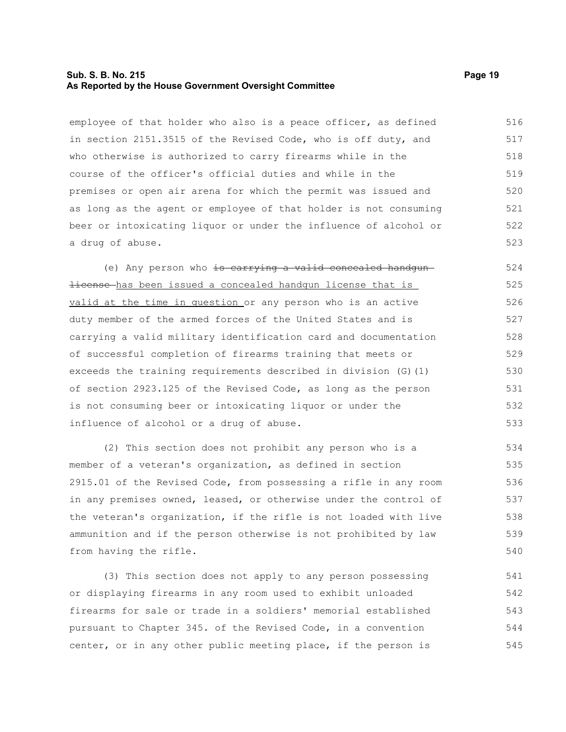employee of that holder who also is a peace officer, as defined in section 2151.3515 of the Revised Code, who is off duty, and who otherwise is authorized to carry firearms while in the course of the officer's official duties and while in the premises or open air arena for which the permit was issued and as long as the agent or employee of that holder is not consuming beer or intoxicating liquor or under the influence of alcohol or a drug of abuse.

(e) Any person who ~~is carrying a valid concealed handgun license~~ has been issued a concealed handgun license that is valid at the time in question or any person who is an active duty member of the armed forces of the United States and is carrying a valid military identification card and documentation of successful completion of firearms training that meets or exceeds the training requirements described in division (G)(1) of section 2923.125 of the Revised Code, as long as the person is not consuming beer or intoxicating liquor or under the influence of alcohol or a drug of abuse.

(2) This section does not prohibit any person who is a member of a veteran's organization, as defined in section 2915.01 of the Revised Code, from possessing a rifle in any room in any premises owned, leased, or otherwise under the control of the veteran's organization, if the rifle is not loaded with live ammunition and if the person otherwise is not prohibited by law from having the rifle.

(3) This section does not apply to any person possessing or displaying firearms in any room used to exhibit unloaded firearms for sale or trade in a soldiers' memorial established pursuant to Chapter 345. of the Revised Code, in a convention center, or in any other public meeting place, if the person is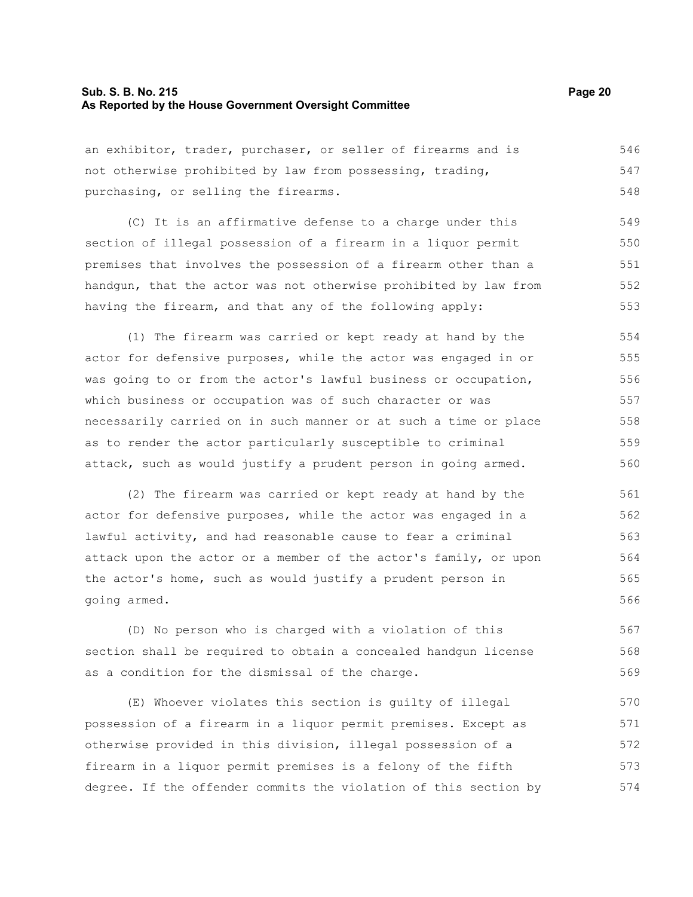an exhibitor, trader, purchaser, or seller of firearms and is not otherwise prohibited by law from possessing, trading, purchasing, or selling the firearms.

(C) It is an affirmative defense to a charge under this section of illegal possession of a firearm in a liquor permit premises that involves the possession of a firearm other than a handgun, that the actor was not otherwise prohibited by law from having the firearm, and that any of the following apply:

(1) The firearm was carried or kept ready at hand by the actor for defensive purposes, while the actor was engaged in or was going to or from the actor's lawful business or occupation, which business or occupation was of such character or was necessarily carried on in such manner or at such a time or place as to render the actor particularly susceptible to criminal attack, such as would justify a prudent person in going armed.

(2) The firearm was carried or kept ready at hand by the actor for defensive purposes, while the actor was engaged in a lawful activity, and had reasonable cause to fear a criminal attack upon the actor or a member of the actor's family, or upon the actor's home, such as would justify a prudent person in going armed.

(D) No person who is charged with a violation of this section shall be required to obtain a concealed handgun license as a condition for the dismissal of the charge.

(E) Whoever violates this section is guilty of illegal possession of a firearm in a liquor permit premises. Except as otherwise provided in this division, illegal possession of a firearm in a liquor permit premises is a felony of the fifth degree. If the offender commits the violation of this section by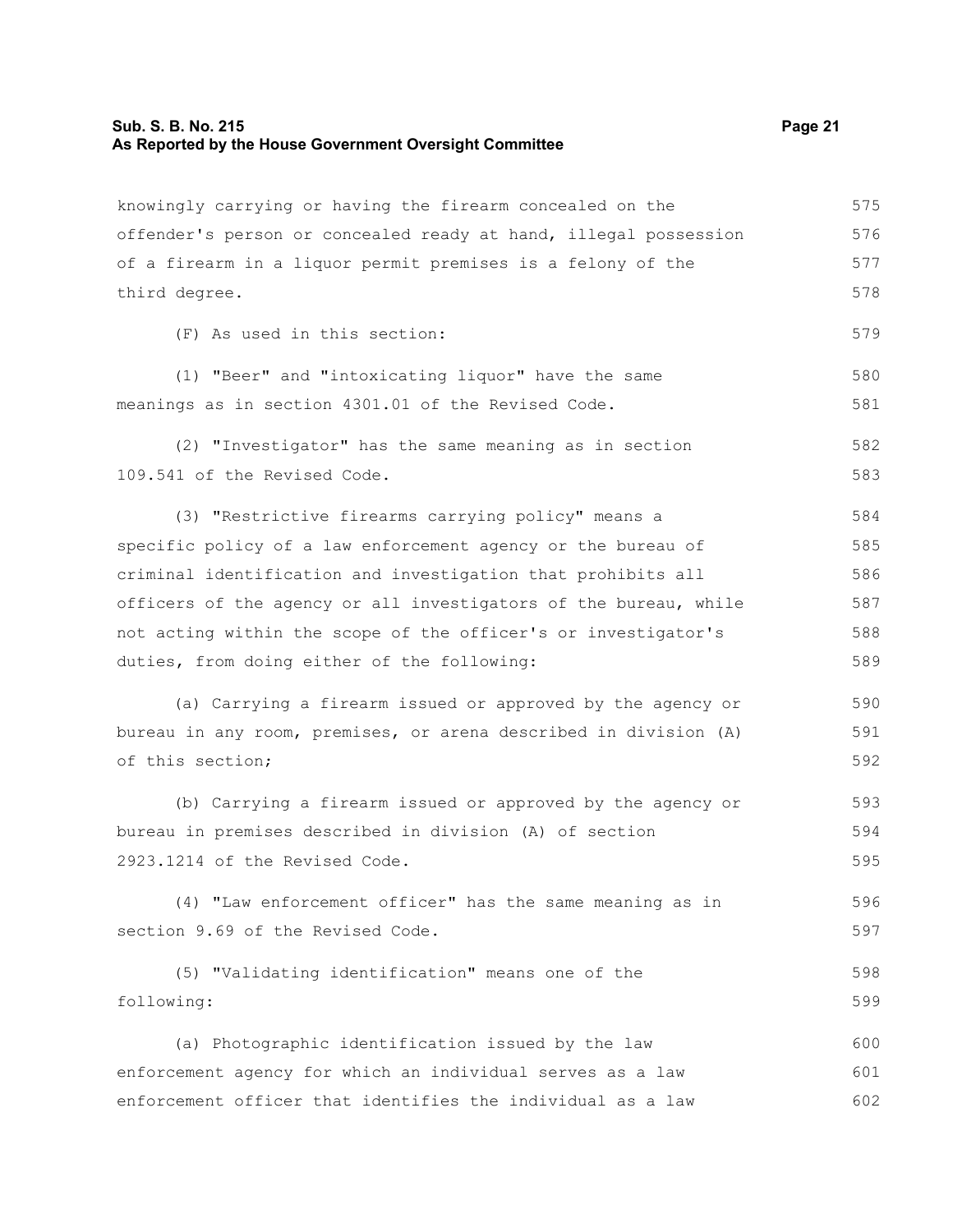knowingly carrying or having the firearm concealed on the offender's person or concealed ready at hand, illegal possession of a firearm in a liquor permit premises is a felony of the third degree.

(F) As used in this section:

(1) "Beer" and "intoxicating liquor" have the same meanings as in section 4301.01 of the Revised Code.

(2) "Investigator" has the same meaning as in section 109.541 of the Revised Code.

(3) "Restrictive firearms carrying policy" means a specific policy of a law enforcement agency or the bureau of criminal identification and investigation that prohibits all officers of the agency or all investigators of the bureau, while not acting within the scope of the officer's or investigator's duties, from doing either of the following:

(a) Carrying a firearm issued or approved by the agency or bureau in any room, premises, or arena described in division (A) of this section;

(b) Carrying a firearm issued or approved by the agency or bureau in premises described in division (A) of section 2923.1214 of the Revised Code.

(4) "Law enforcement officer" has the same meaning as in section 9.69 of the Revised Code.

(5) "Validating identification" means one of the following:

(a) Photographic identification issued by the law enforcement agency for which an individual serves as a law enforcement officer that identifies the individual as a law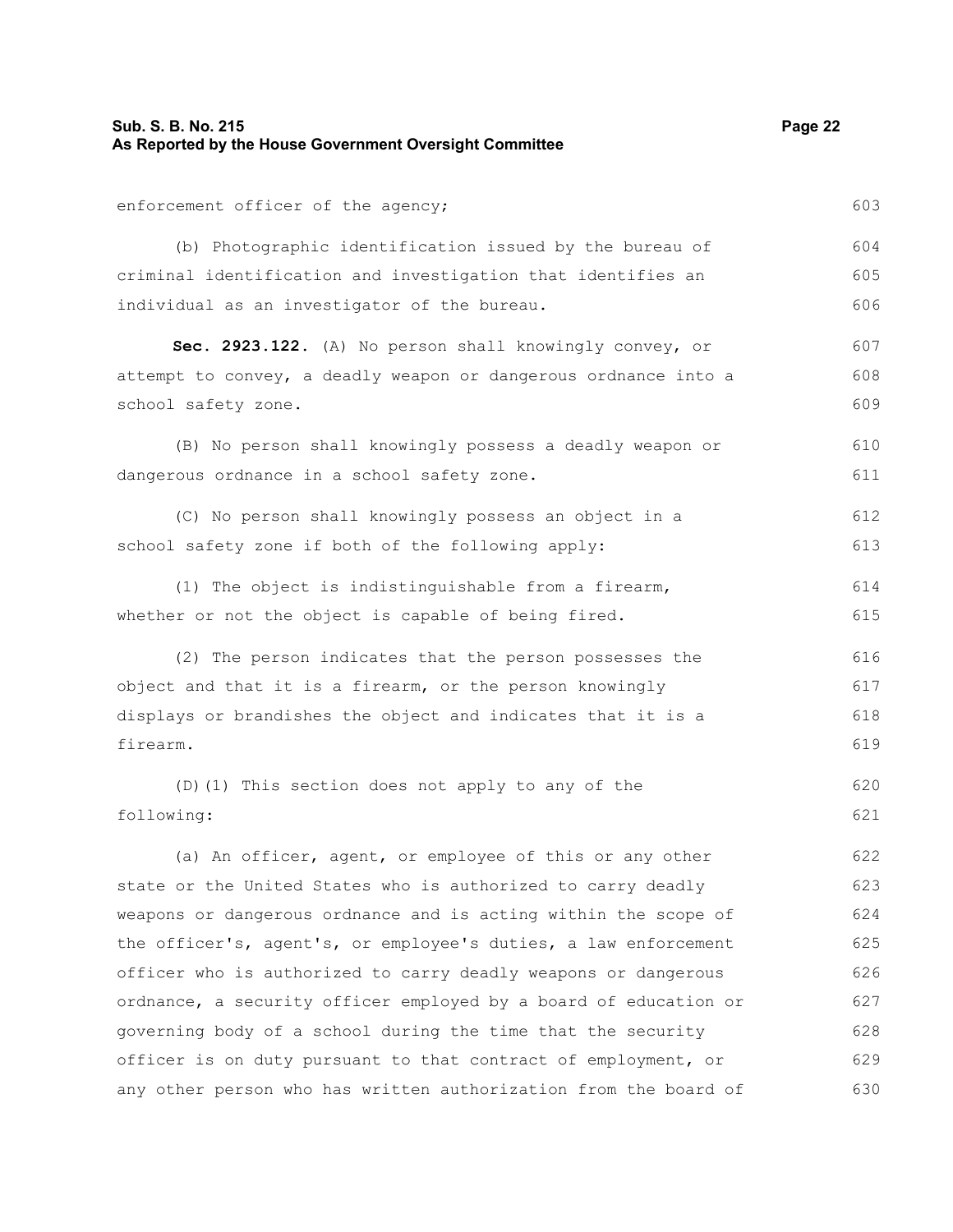enforcement officer of the agency;

(b) Photographic identification issued by the bureau of criminal identification and investigation that identifies an individual as an investigator of the bureau.

**Sec. 2923.122.** (A) No person shall knowingly convey, or attempt to convey, a deadly weapon or dangerous ordnance into a school safety zone.

(B) No person shall knowingly possess a deadly weapon or dangerous ordnance in a school safety zone.

(C) No person shall knowingly possess an object in a school safety zone if both of the following apply:

(1) The object is indistinguishable from a firearm, whether or not the object is capable of being fired.

(2) The person indicates that the person possesses the object and that it is a firearm, or the person knowingly displays or brandishes the object and indicates that it is a firearm.

(D)(1) This section does not apply to any of the following:

(a) An officer, agent, or employee of this or any other state or the United States who is authorized to carry deadly weapons or dangerous ordnance and is acting within the scope of the officer's, agent's, or employee's duties, a law enforcement officer who is authorized to carry deadly weapons or dangerous ordnance, a security officer employed by a board of education or governing body of a school during the time that the security officer is on duty pursuant to that contract of employment, or any other person who has written authorization from the board of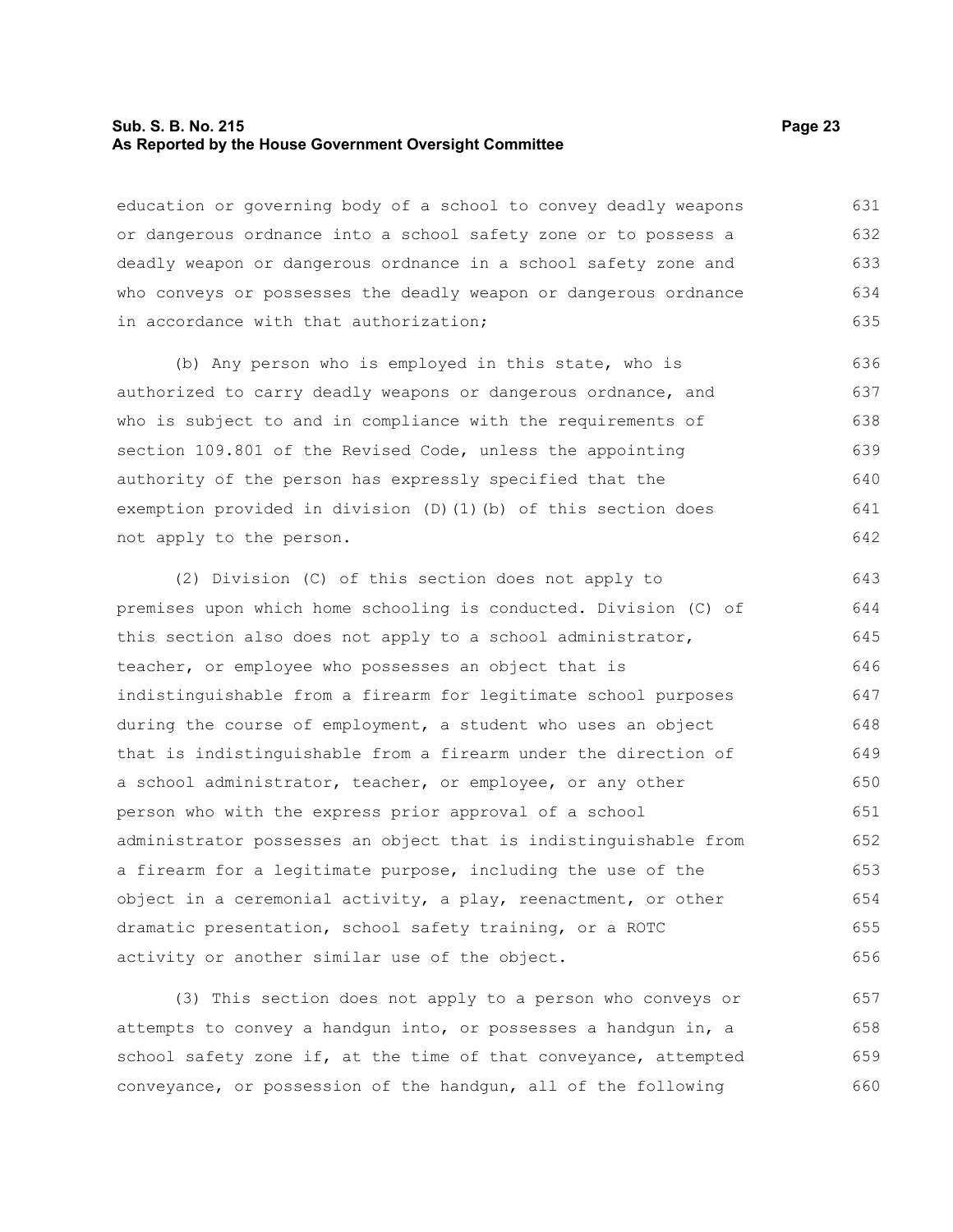education or governing body of a school to convey deadly weapons or dangerous ordnance into a school safety zone or to possess a deadly weapon or dangerous ordnance in a school safety zone and who conveys or possesses the deadly weapon or dangerous ordnance in accordance with that authorization;

(b) Any person who is employed in this state, who is authorized to carry deadly weapons or dangerous ordnance, and who is subject to and in compliance with the requirements of section 109.801 of the Revised Code, unless the appointing authority of the person has expressly specified that the exemption provided in division (D)(1)(b) of this section does not apply to the person.

(2) Division (C) of this section does not apply to premises upon which home schooling is conducted. Division (C) of this section also does not apply to a school administrator, teacher, or employee who possesses an object that is indistinguishable from a firearm for legitimate school purposes during the course of employment, a student who uses an object that is indistinguishable from a firearm under the direction of a school administrator, teacher, or employee, or any other person who with the express prior approval of a school administrator possesses an object that is indistinguishable from a firearm for a legitimate purpose, including the use of the object in a ceremonial activity, a play, reenactment, or other dramatic presentation, school safety training, or a ROTC activity or another similar use of the object.

(3) This section does not apply to a person who conveys or attempts to convey a handgun into, or possesses a handgun in, a school safety zone if, at the time of that conveyance, attempted conveyance, or possession of the handgun, all of the following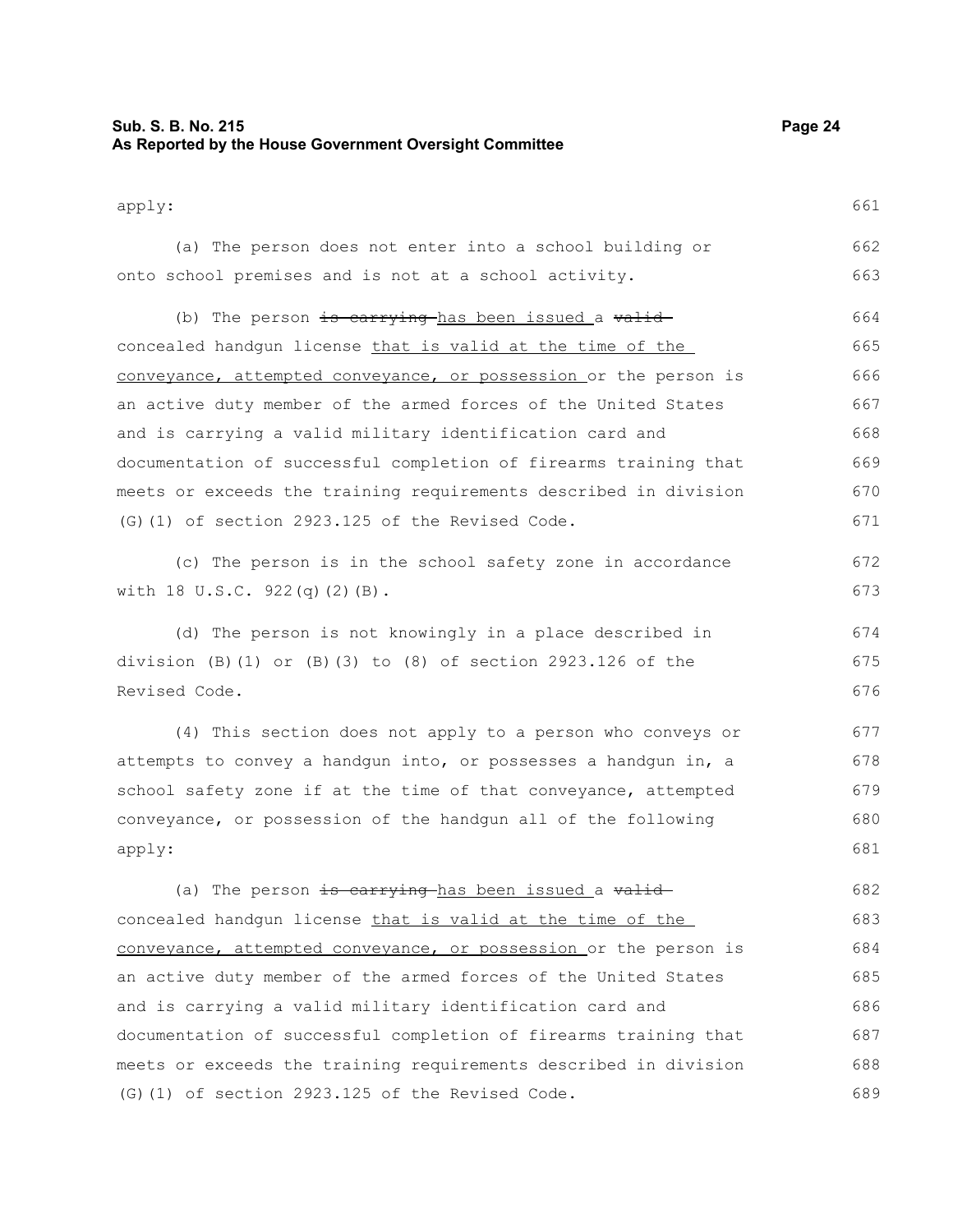apply:

(a) The person does not enter into a school building or onto school premises and is not at a school activity.

(b) The person ~~is carrying~~ has been issued a ~~valid~~ concealed handgun license that is valid at the time of the conveyance, attempted conveyance, or possession or the person is an active duty member of the armed forces of the United States and is carrying a valid military identification card and documentation of successful completion of firearms training that meets or exceeds the training requirements described in division (G)(1) of section 2923.125 of the Revised Code.

(c) The person is in the school safety zone in accordance with 18 U.S.C. 922(q)(2)(B).

(d) The person is not knowingly in a place described in division (B)(1) or (B)(3) to (8) of section 2923.126 of the Revised Code.

(4) This section does not apply to a person who conveys or attempts to convey a handgun into, or possesses a handgun in, a school safety zone if at the time of that conveyance, attempted conveyance, or possession of the handgun all of the following apply:

(a) The person ~~is carrying~~ has been issued a ~~valid~~ concealed handgun license that is valid at the time of the conveyance, attempted conveyance, or possession or the person is an active duty member of the armed forces of the United States and is carrying a valid military identification card and documentation of successful completion of firearms training that meets or exceeds the training requirements described in division (G)(1) of section 2923.125 of the Revised Code.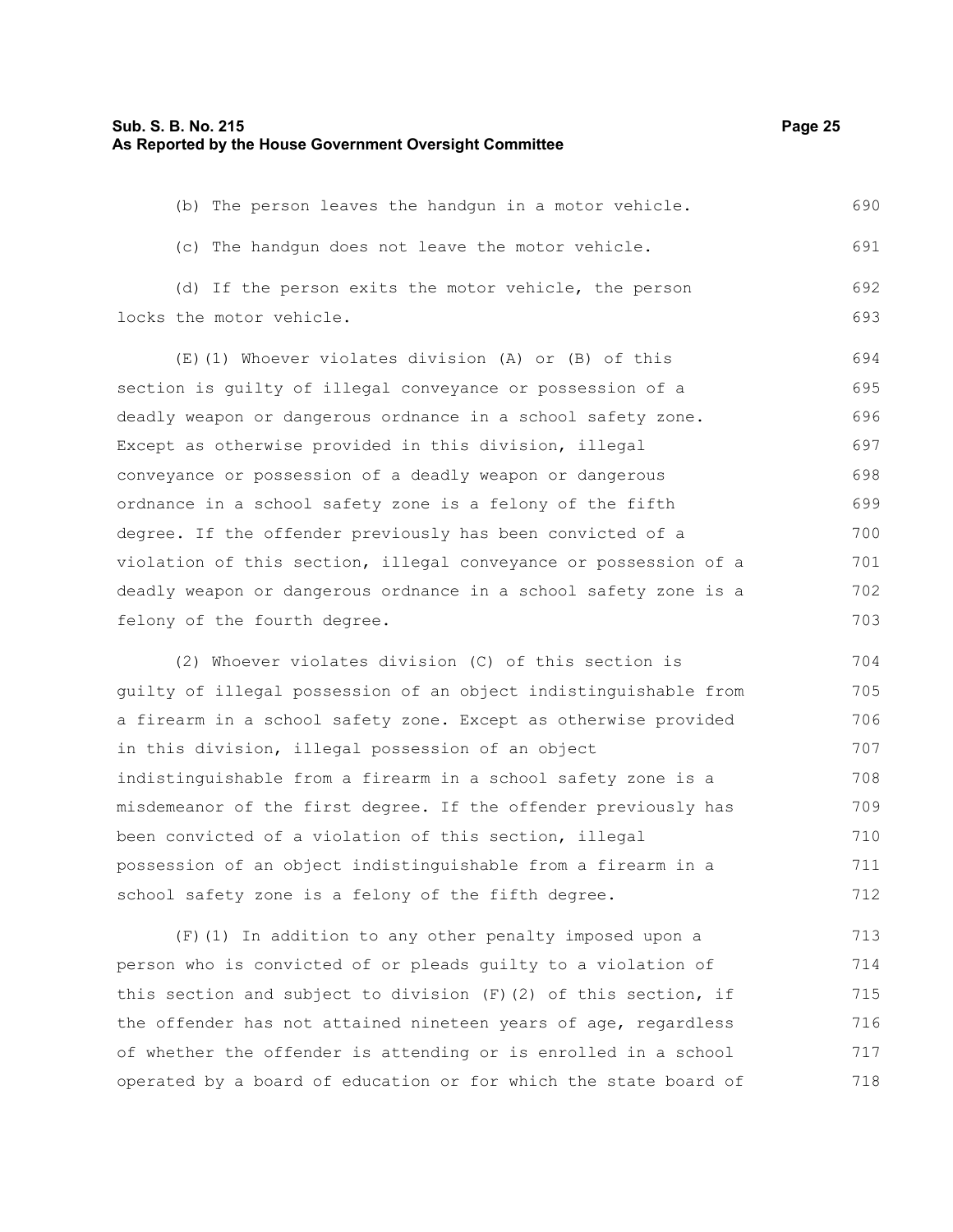(b) The person leaves the handgun in a motor vehicle.

(c) The handgun does not leave the motor vehicle.

(d) If the person exits the motor vehicle, the person locks the motor vehicle.

(E)(1) Whoever violates division (A) or (B) of this section is guilty of illegal conveyance or possession of a deadly weapon or dangerous ordnance in a school safety zone. Except as otherwise provided in this division, illegal conveyance or possession of a deadly weapon or dangerous ordnance in a school safety zone is a felony of the fifth degree. If the offender previously has been convicted of a violation of this section, illegal conveyance or possession of a deadly weapon or dangerous ordnance in a school safety zone is a felony of the fourth degree.

(2) Whoever violates division (C) of this section is guilty of illegal possession of an object indistinguishable from a firearm in a school safety zone. Except as otherwise provided in this division, illegal possession of an object indistinguishable from a firearm in a school safety zone is a misdemeanor of the first degree. If the offender previously has been convicted of a violation of this section, illegal possession of an object indistinguishable from a firearm in a school safety zone is a felony of the fifth degree.

(F)(1) In addition to any other penalty imposed upon a person who is convicted of or pleads guilty to a violation of this section and subject to division (F)(2) of this section, if the offender has not attained nineteen years of age, regardless of whether the offender is attending or is enrolled in a school operated by a board of education or for which the state board of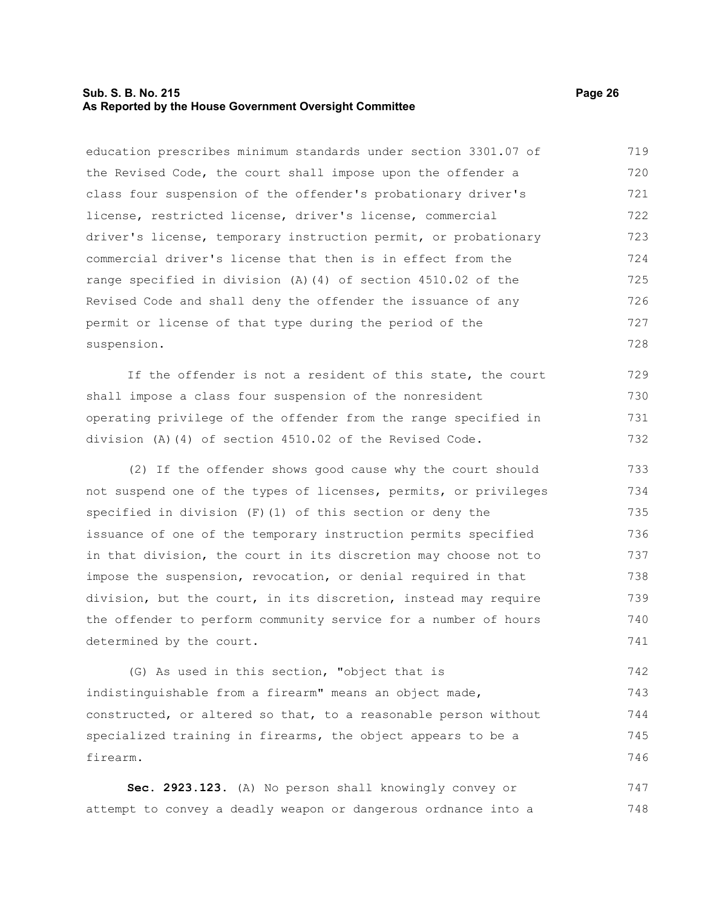education prescribes minimum standards under section 3301.07 of the Revised Code, the court shall impose upon the offender a class four suspension of the offender's probationary driver's license, restricted license, driver's license, commercial driver's license, temporary instruction permit, or probationary commercial driver's license that then is in effect from the range specified in division (A)(4) of section 4510.02 of the Revised Code and shall deny the offender the issuance of any permit or license of that type during the period of the suspension.

If the offender is not a resident of this state, the court shall impose a class four suspension of the nonresident operating privilege of the offender from the range specified in division (A)(4) of section 4510.02 of the Revised Code.

(2) If the offender shows good cause why the court should not suspend one of the types of licenses, permits, or privileges specified in division (F)(1) of this section or deny the issuance of one of the temporary instruction permits specified in that division, the court in its discretion may choose not to impose the suspension, revocation, or denial required in that division, but the court, in its discretion, instead may require the offender to perform community service for a number of hours determined by the court.

(G) As used in this section, "object that is indistinguishable from a firearm" means an object made, constructed, or altered so that, to a reasonable person without specialized training in firearms, the object appears to be a firearm.

**Sec. 2923.123.** (A) No person shall knowingly convey or attempt to convey a deadly weapon or dangerous ordnance into a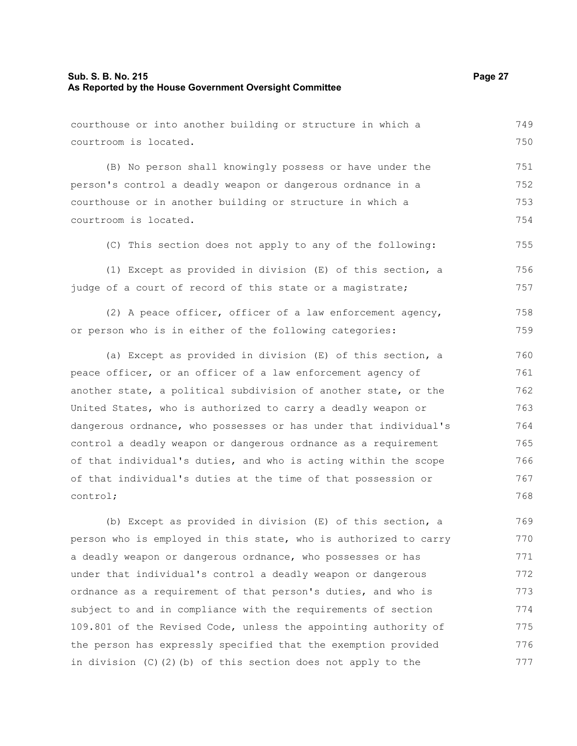courthouse or into another building or structure in which a courtroom is located.

(B) No person shall knowingly possess or have under the person's control a deadly weapon or dangerous ordnance in a courthouse or in another building or structure in which a courtroom is located.

(C) This section does not apply to any of the following:

(1) Except as provided in division (E) of this section, a judge of a court of record of this state or a magistrate;

(2) A peace officer, officer of a law enforcement agency, or person who is in either of the following categories:

(a) Except as provided in division (E) of this section, a peace officer, or an officer of a law enforcement agency of another state, a political subdivision of another state, or the United States, who is authorized to carry a deadly weapon or dangerous ordnance, who possesses or has under that individual's control a deadly weapon or dangerous ordnance as a requirement of that individual's duties, and who is acting within the scope of that individual's duties at the time of that possession or control;

(b) Except as provided in division (E) of this section, a person who is employed in this state, who is authorized to carry a deadly weapon or dangerous ordnance, who possesses or has under that individual's control a deadly weapon or dangerous ordnance as a requirement of that person's duties, and who is subject to and in compliance with the requirements of section 109.801 of the Revised Code, unless the appointing authority of the person has expressly specified that the exemption provided in division (C)(2)(b) of this section does not apply to the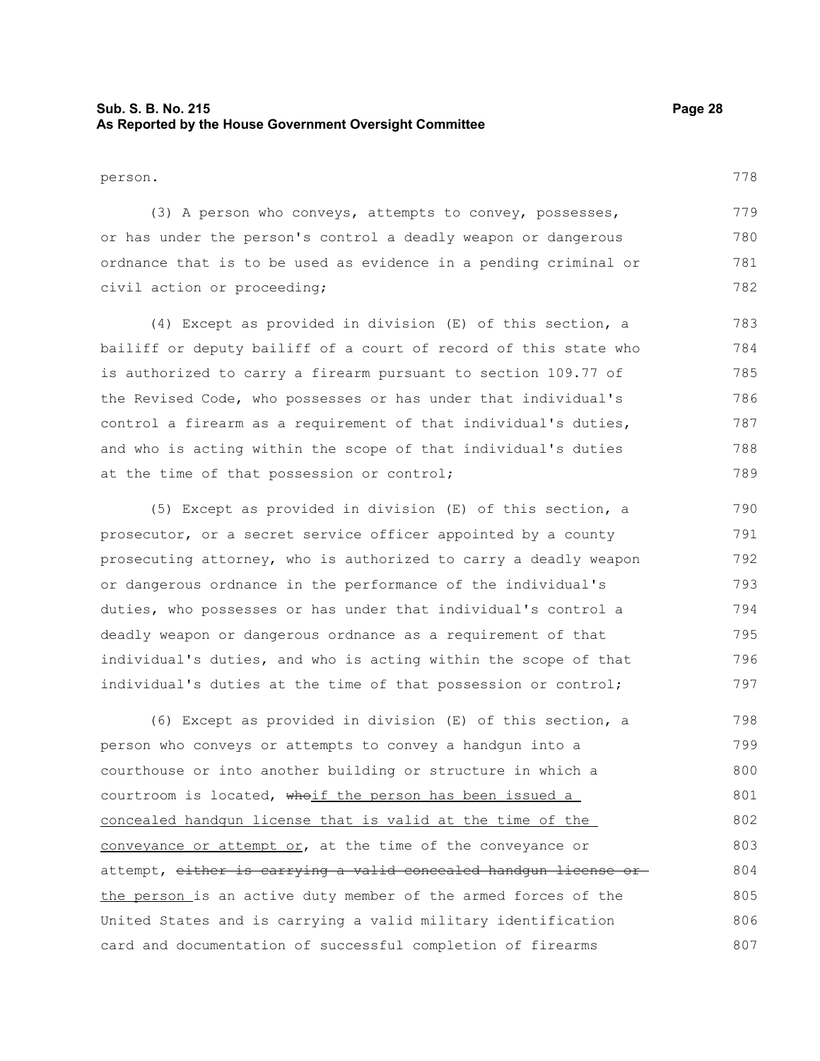person.

(3) A person who conveys, attempts to convey, possesses, or has under the person's control a deadly weapon or dangerous ordnance that is to be used as evidence in a pending criminal or civil action or proceeding;

(4) Except as provided in division (E) of this section, a bailiff or deputy bailiff of a court of record of this state who is authorized to carry a firearm pursuant to section 109.77 of the Revised Code, who possesses or has under that individual's control a firearm as a requirement of that individual's duties, and who is acting within the scope of that individual's duties at the time of that possession or control;

(5) Except as provided in division (E) of this section, a prosecutor, or a secret service officer appointed by a county prosecuting attorney, who is authorized to carry a deadly weapon or dangerous ordnance in the performance of the individual's duties, who possesses or has under that individual's control a deadly weapon or dangerous ordnance as a requirement of that individual's duties, and who is acting within the scope of that individual's duties at the time of that possession or control;

(6) Except as provided in division (E) of this section, a person who conveys or attempts to convey a handgun into a courthouse or into another building or structure in which a courtroom is located, ~~who~~<u>if the person has been issued a concealed handgun license that is valid at the time of the conveyance or attempt or</u>, at the time of the conveyance or attempt, ~~either is carrying a valid concealed handgun license or~~ <u>the person</u> is an active duty member of the armed forces of the United States and is carrying a valid military identification card and documentation of successful completion of firearms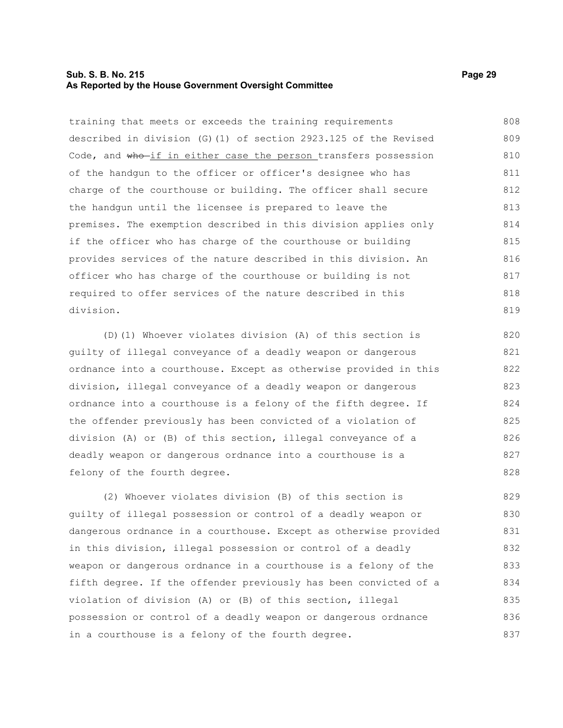training that meets or exceeds the training requirements described in division (G)(1) of section 2923.125 of the Revised Code, and ~~who~~ if in either case the person transfers possession of the handgun to the officer or officer's designee who has charge of the courthouse or building. The officer shall secure the handgun until the licensee is prepared to leave the premises. The exemption described in this division applies only if the officer who has charge of the courthouse or building provides services of the nature described in this division. An officer who has charge of the courthouse or building is not required to offer services of the nature described in this division.

(D)(1) Whoever violates division (A) of this section is guilty of illegal conveyance of a deadly weapon or dangerous ordnance into a courthouse. Except as otherwise provided in this division, illegal conveyance of a deadly weapon or dangerous ordnance into a courthouse is a felony of the fifth degree. If the offender previously has been convicted of a violation of division (A) or (B) of this section, illegal conveyance of a deadly weapon or dangerous ordnance into a courthouse is a felony of the fourth degree.

(2) Whoever violates division (B) of this section is guilty of illegal possession or control of a deadly weapon or dangerous ordnance in a courthouse. Except as otherwise provided in this division, illegal possession or control of a deadly weapon or dangerous ordnance in a courthouse is a felony of the fifth degree. If the offender previously has been convicted of a violation of division (A) or (B) of this section, illegal possession or control of a deadly weapon or dangerous ordnance in a courthouse is a felony of the fourth degree.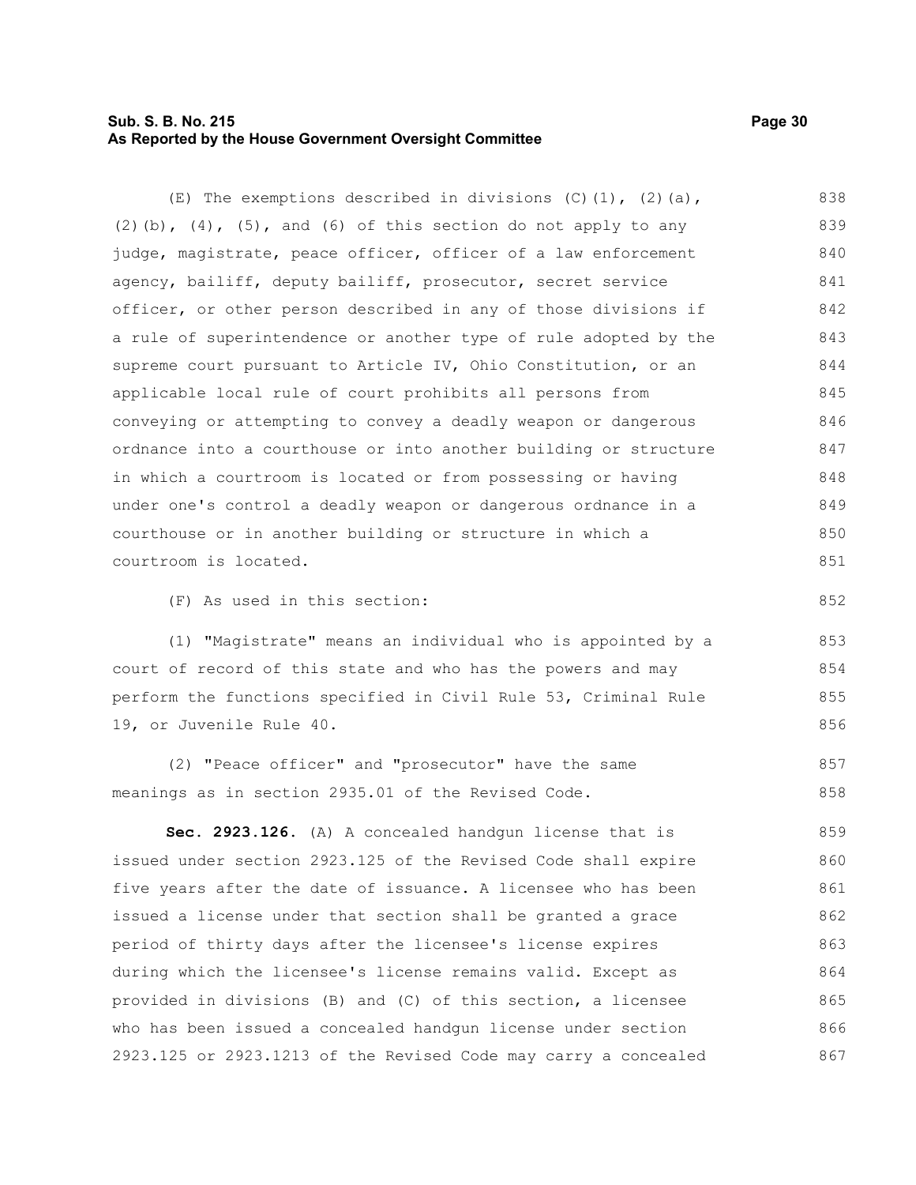(E) The exemptions described in divisions (C)(1), (2)(a), (2)(b), (4), (5), and (6) of this section do not apply to any judge, magistrate, peace officer, officer of a law enforcement agency, bailiff, deputy bailiff, prosecutor, secret service officer, or other person described in any of those divisions if a rule of superintendence or another type of rule adopted by the supreme court pursuant to Article IV, Ohio Constitution, or an applicable local rule of court prohibits all persons from conveying or attempting to convey a deadly weapon or dangerous ordnance into a courthouse or into another building or structure in which a courtroom is located or from possessing or having under one's control a deadly weapon or dangerous ordnance in a courthouse or in another building or structure in which a courtroom is located.

(F) As used in this section:

(1) "Magistrate" means an individual who is appointed by a court of record of this state and who has the powers and may perform the functions specified in Civil Rule 53, Criminal Rule 19, or Juvenile Rule 40.

(2) "Peace officer" and "prosecutor" have the same meanings as in section 2935.01 of the Revised Code.

**Sec. 2923.126.** (A) A concealed handgun license that is issued under section 2923.125 of the Revised Code shall expire five years after the date of issuance. A licensee who has been issued a license under that section shall be granted a grace period of thirty days after the licensee's license expires during which the licensee's license remains valid. Except as provided in divisions (B) and (C) of this section, a licensee who has been issued a concealed handgun license under section 2923.125 or 2923.1213 of the Revised Code may carry a concealed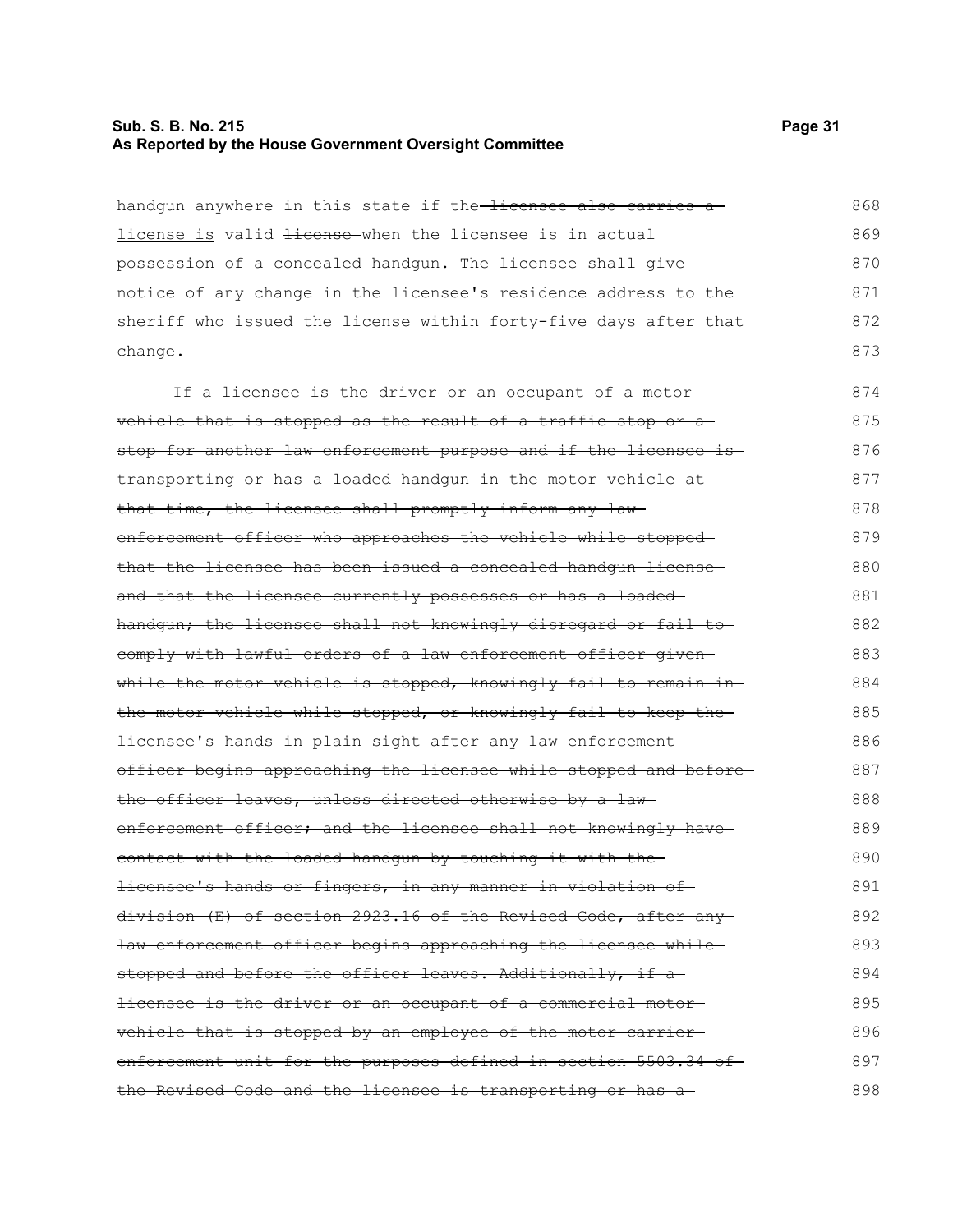handgun anywhere in this state if the ~~licensee also carries a~~ <u>license is</u> valid ~~license~~ when the licensee is in actual possession of a concealed handgun. The licensee shall give notice of any change in the licensee's residence address to the sheriff who issued the license within forty-five days after that change.

~~If a licensee is the driver or an occupant of a motor vehicle that is stopped as the result of a traffic stop or a stop for another law enforcement purpose and if the licensee is transporting or has a loaded handgun in the motor vehicle at that time, the licensee shall promptly inform any law enforcement officer who approaches the vehicle while stopped that the licensee has been issued a concealed handgun license and that the licensee currently possesses or has a loaded handgun; the licensee shall not knowingly disregard or fail to comply with lawful orders of a law enforcement officer given while the motor vehicle is stopped, knowingly fail to remain in the motor vehicle while stopped, or knowingly fail to keep the licensee's hands in plain sight after any law enforcement officer begins approaching the licensee while stopped and before the officer leaves, unless directed otherwise by a law enforcement officer; and the licensee shall not knowingly have contact with the loaded handgun by touching it with the licensee's hands or fingers, in any manner in violation of division (E) of section 2923.16 of the Revised Code, after any law enforcement officer begins approaching the licensee while stopped and before the officer leaves. Additionally, if a licensee is the driver or an occupant of a commercial motor vehicle that is stopped by an employee of the motor carrier enforcement unit for the purposes defined in section 5503.34 of the Revised Code and the licensee is transporting or has a~~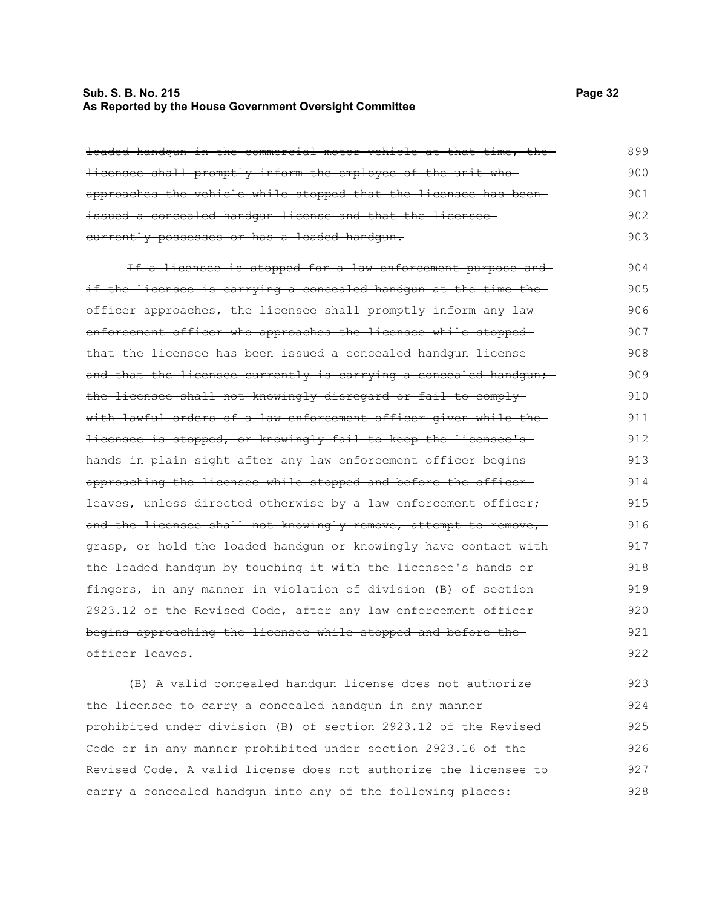~~loaded handgun in the commercial motor vehicle at that time, the licensee shall promptly inform the employee of the unit who approaches the vehicle while stopped that the licensee has been issued a concealed handgun license and that the licensee currently possesses or has a loaded handgun.~~

~~If a licensee is stopped for a law enforcement purpose and if the licensee is carrying a concealed handgun at the time the officer approaches, the licensee shall promptly inform any law enforcement officer who approaches the licensee while stopped that the licensee has been issued a concealed handgun license and that the licensee currently is carrying a concealed handgun; the licensee shall not knowingly disregard or fail to comply with lawful orders of a law enforcement officer given while the licensee is stopped, or knowingly fail to keep the licensee's hands in plain sight after any law enforcement officer begins approaching the licensee while stopped and before the officer leaves, unless directed otherwise by a law enforcement officer; and the licensee shall not knowingly remove, attempt to remove, grasp, or hold the loaded handgun or knowingly have contact with the loaded handgun by touching it with the licensee's hands or fingers, in any manner in violation of division (B) of section 2923.12 of the Revised Code, after any law enforcement officer begins approaching the licensee while stopped and before the officer leaves.~~

(B) A valid concealed handgun license does not authorize the licensee to carry a concealed handgun in any manner prohibited under division (B) of section 2923.12 of the Revised Code or in any manner prohibited under section 2923.16 of the Revised Code. A valid license does not authorize the licensee to carry a concealed handgun into any of the following places: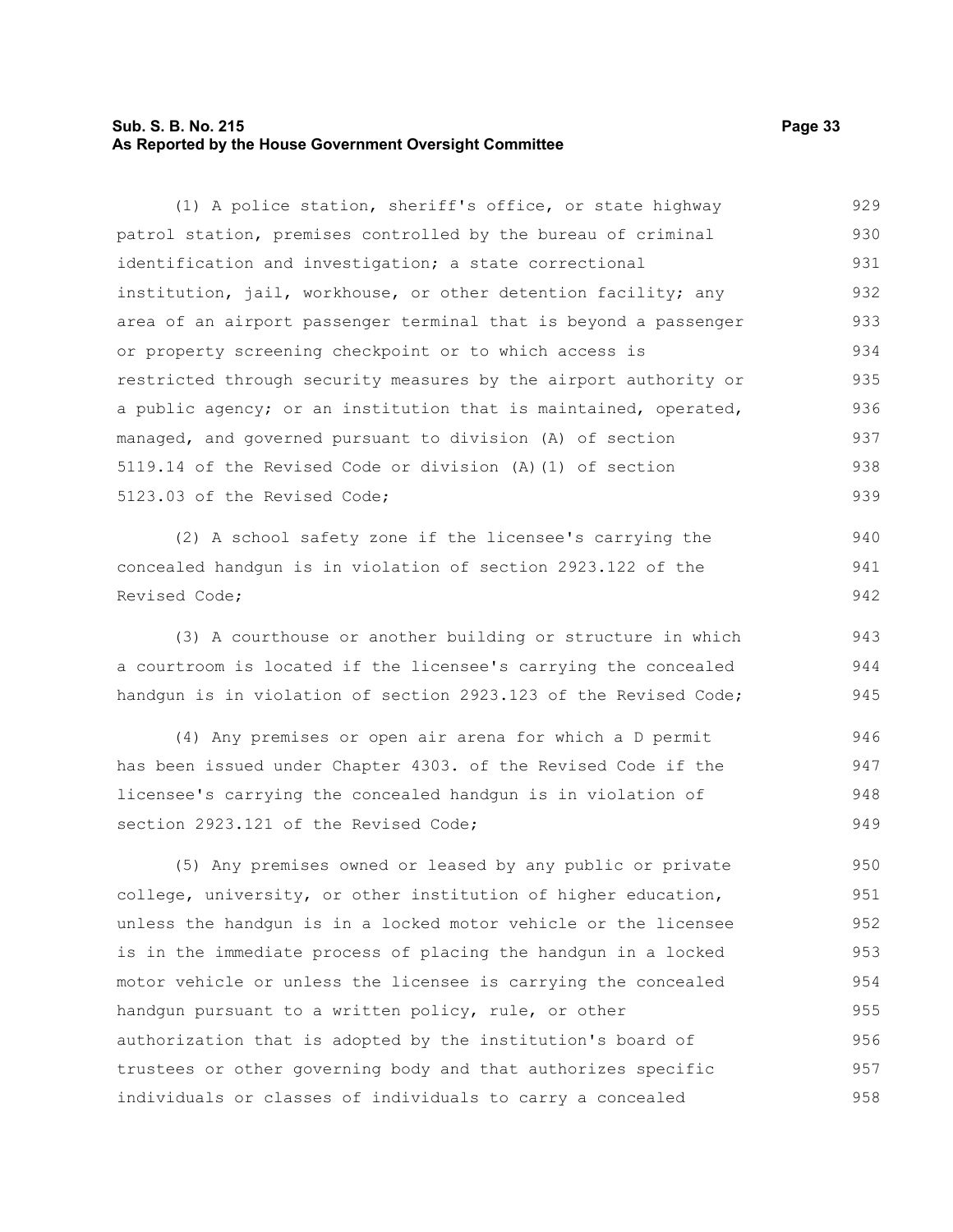(1) A police station, sheriff's office, or state highway patrol station, premises controlled by the bureau of criminal identification and investigation; a state correctional institution, jail, workhouse, or other detention facility; any area of an airport passenger terminal that is beyond a passenger or property screening checkpoint or to which access is restricted through security measures by the airport authority or a public agency; or an institution that is maintained, operated, managed, and governed pursuant to division (A) of section 5119.14 of the Revised Code or division (A)(1) of section 5123.03 of the Revised Code;

(2) A school safety zone if the licensee's carrying the concealed handgun is in violation of section 2923.122 of the Revised Code;

(3) A courthouse or another building or structure in which a courtroom is located if the licensee's carrying the concealed handgun is in violation of section 2923.123 of the Revised Code;

(4) Any premises or open air arena for which a D permit has been issued under Chapter 4303. of the Revised Code if the licensee's carrying the concealed handgun is in violation of section 2923.121 of the Revised Code;

(5) Any premises owned or leased by any public or private college, university, or other institution of higher education, unless the handgun is in a locked motor vehicle or the licensee is in the immediate process of placing the handgun in a locked motor vehicle or unless the licensee is carrying the concealed handgun pursuant to a written policy, rule, or other authorization that is adopted by the institution's board of trustees or other governing body and that authorizes specific individuals or classes of individuals to carry a concealed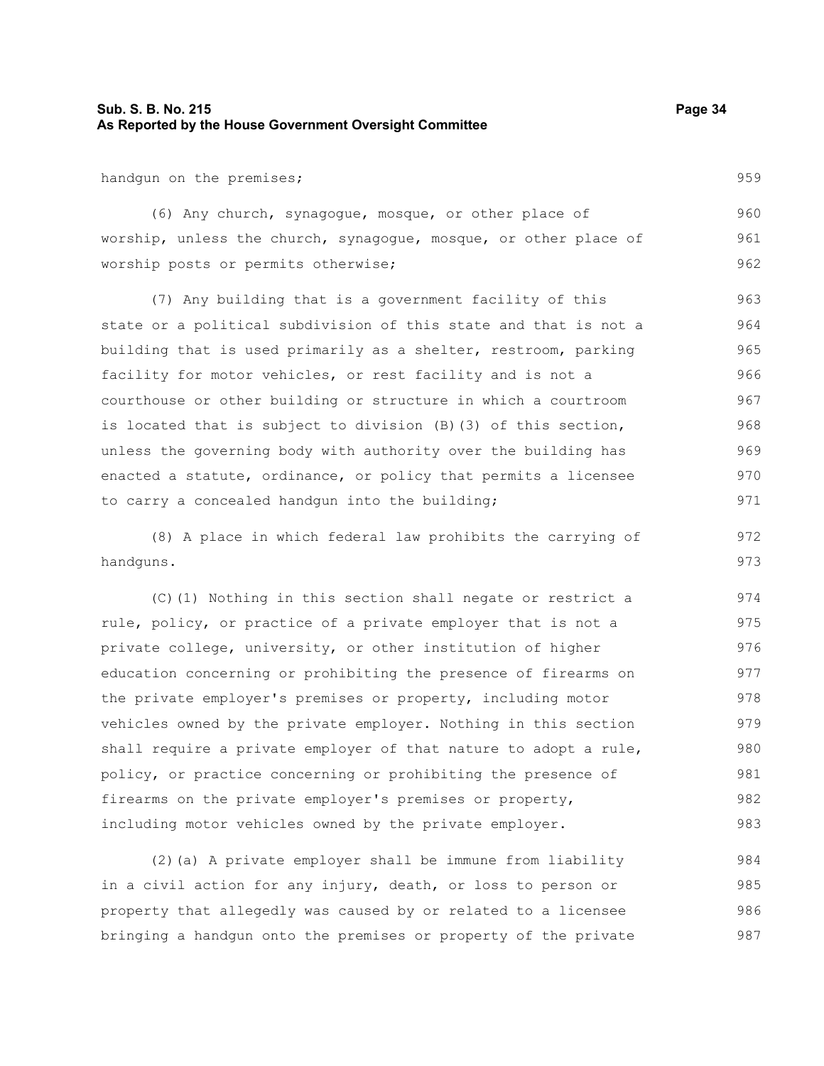handgun on the premises;

(6) Any church, synagogue, mosque, or other place of worship, unless the church, synagogue, mosque, or other place of worship posts or permits otherwise;

(7) Any building that is a government facility of this state or a political subdivision of this state and that is not a building that is used primarily as a shelter, restroom, parking facility for motor vehicles, or rest facility and is not a courthouse or other building or structure in which a courtroom is located that is subject to division (B)(3) of this section, unless the governing body with authority over the building has enacted a statute, ordinance, or policy that permits a licensee to carry a concealed handgun into the building;

(8) A place in which federal law prohibits the carrying of handguns.

(C)(1) Nothing in this section shall negate or restrict a rule, policy, or practice of a private employer that is not a private college, university, or other institution of higher education concerning or prohibiting the presence of firearms on the private employer's premises or property, including motor vehicles owned by the private employer. Nothing in this section shall require a private employer of that nature to adopt a rule, policy, or practice concerning or prohibiting the presence of firearms on the private employer's premises or property, including motor vehicles owned by the private employer.

(2)(a) A private employer shall be immune from liability in a civil action for any injury, death, or loss to person or property that allegedly was caused by or related to a licensee bringing a handgun onto the premises or property of the private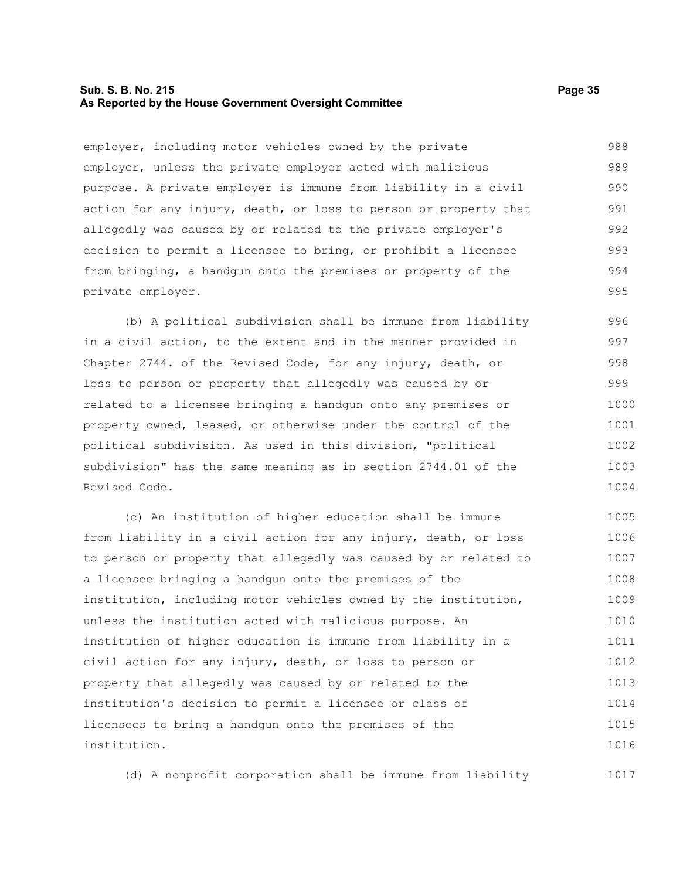employer, including motor vehicles owned by the private employer, unless the private employer acted with malicious purpose. A private employer is immune from liability in a civil action for any injury, death, or loss to person or property that allegedly was caused by or related to the private employer's decision to permit a licensee to bring, or prohibit a licensee from bringing, a handgun onto the premises or property of the private employer.

(b) A political subdivision shall be immune from liability in a civil action, to the extent and in the manner provided in Chapter 2744. of the Revised Code, for any injury, death, or loss to person or property that allegedly was caused by or related to a licensee bringing a handgun onto any premises or property owned, leased, or otherwise under the control of the political subdivision. As used in this division, "political subdivision" has the same meaning as in section 2744.01 of the Revised Code.

(c) An institution of higher education shall be immune from liability in a civil action for any injury, death, or loss to person or property that allegedly was caused by or related to a licensee bringing a handgun onto the premises of the institution, including motor vehicles owned by the institution, unless the institution acted with malicious purpose. An institution of higher education is immune from liability in a civil action for any injury, death, or loss to person or property that allegedly was caused by or related to the institution's decision to permit a licensee or class of licensees to bring a handgun onto the premises of the institution.

(d) A nonprofit corporation shall be immune from liability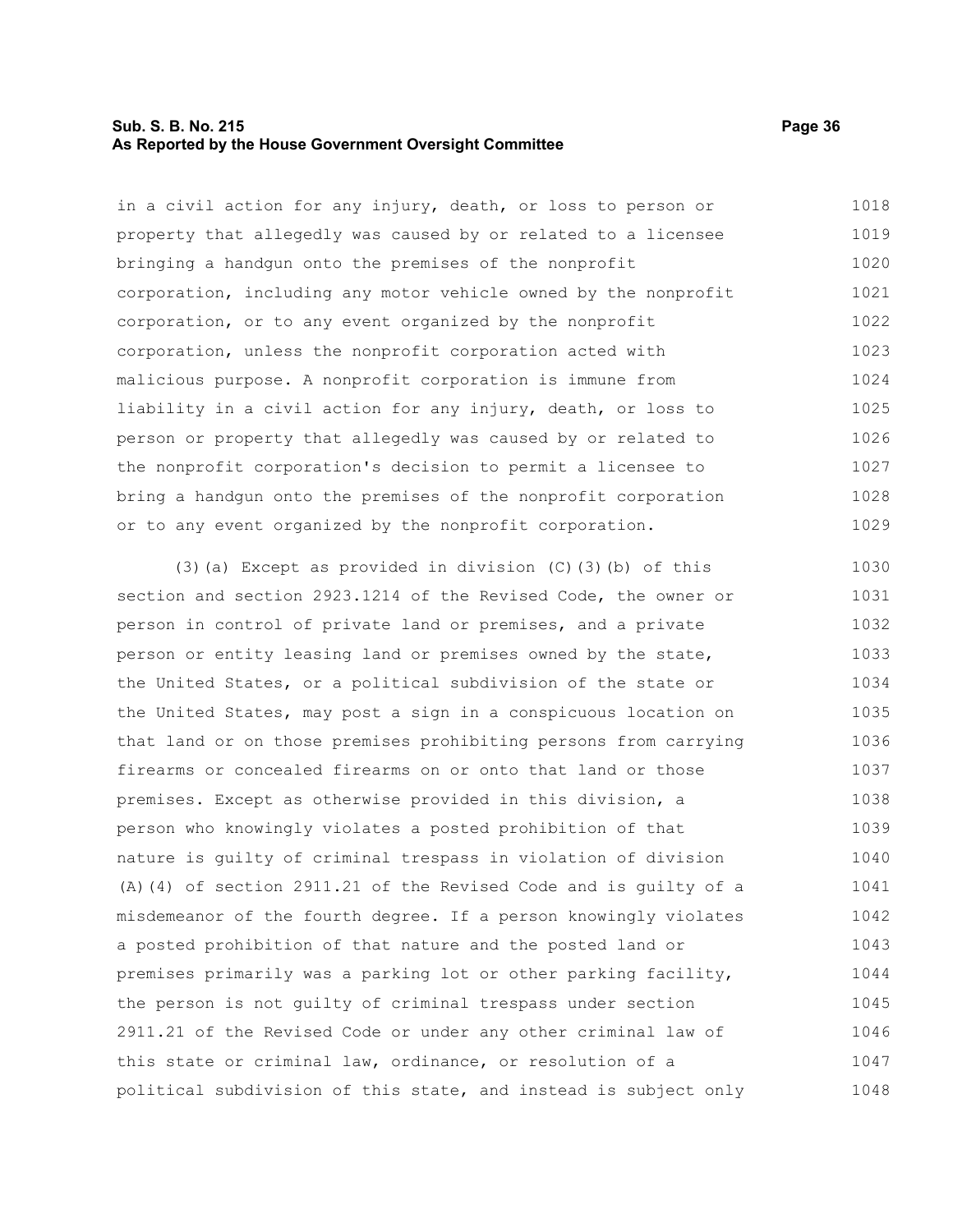in a civil action for any injury, death, or loss to person or property that allegedly was caused by or related to a licensee bringing a handgun onto the premises of the nonprofit corporation, including any motor vehicle owned by the nonprofit corporation, or to any event organized by the nonprofit corporation, unless the nonprofit corporation acted with malicious purpose. A nonprofit corporation is immune from liability in a civil action for any injury, death, or loss to person or property that allegedly was caused by or related to the nonprofit corporation's decision to permit a licensee to bring a handgun onto the premises of the nonprofit corporation or to any event organized by the nonprofit corporation.

(3)(a) Except as provided in division (C)(3)(b) of this section and section 2923.1214 of the Revised Code, the owner or person in control of private land or premises, and a private person or entity leasing land or premises owned by the state, the United States, or a political subdivision of the state or the United States, may post a sign in a conspicuous location on that land or on those premises prohibiting persons from carrying firearms or concealed firearms on or onto that land or those premises. Except as otherwise provided in this division, a person who knowingly violates a posted prohibition of that nature is guilty of criminal trespass in violation of division (A)(4) of section 2911.21 of the Revised Code and is guilty of a misdemeanor of the fourth degree. If a person knowingly violates a posted prohibition of that nature and the posted land or premises primarily was a parking lot or other parking facility, the person is not guilty of criminal trespass under section 2911.21 of the Revised Code or under any other criminal law of this state or criminal law, ordinance, or resolution of a political subdivision of this state, and instead is subject only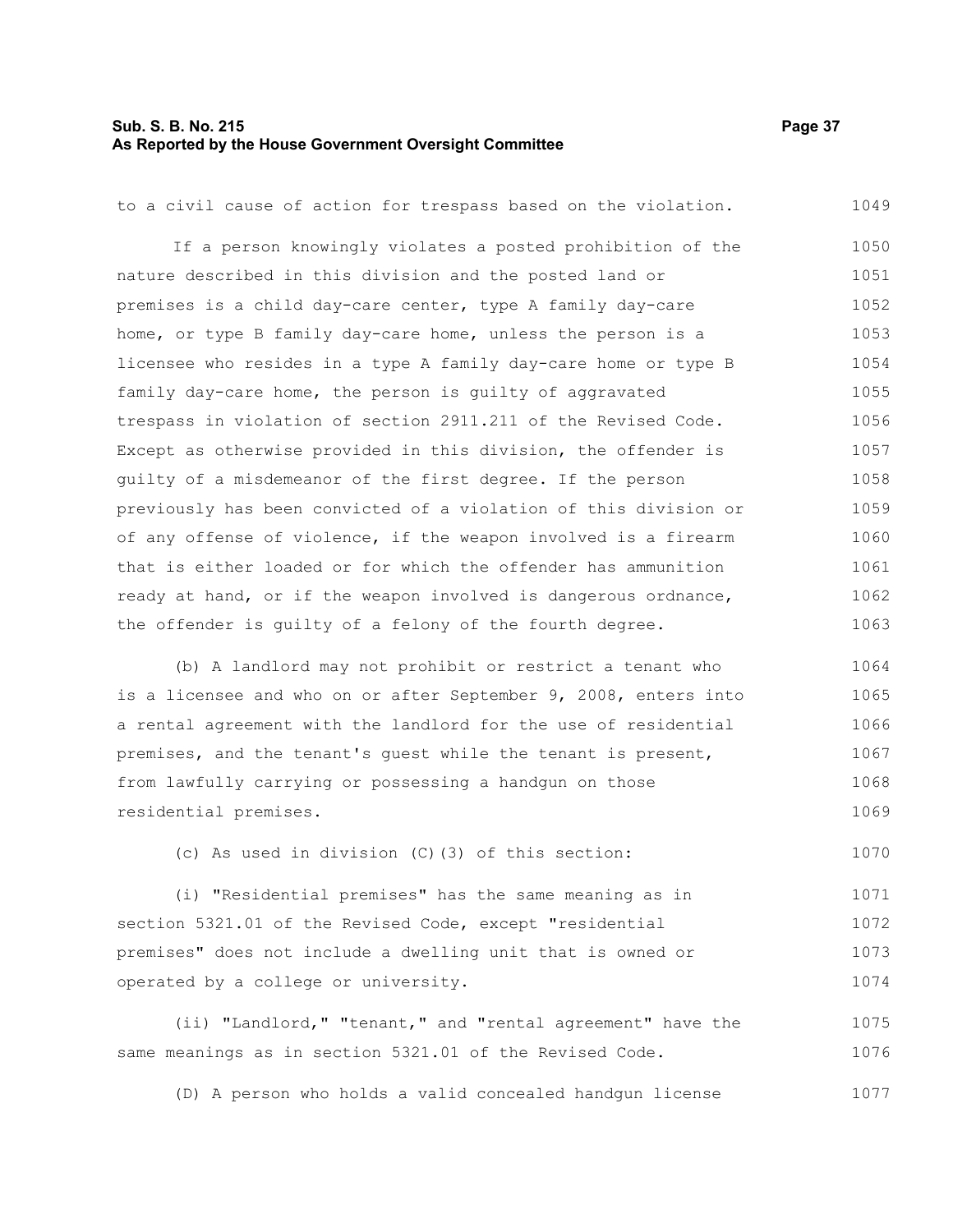to a civil cause of action for trespass based on the violation.

If a person knowingly violates a posted prohibition of the nature described in this division and the posted land or premises is a child day-care center, type A family day-care home, or type B family day-care home, unless the person is a licensee who resides in a type A family day-care home or type B family day-care home, the person is guilty of aggravated trespass in violation of section 2911.211 of the Revised Code. Except as otherwise provided in this division, the offender is guilty of a misdemeanor of the first degree. If the person previously has been convicted of a violation of this division or of any offense of violence, if the weapon involved is a firearm that is either loaded or for which the offender has ammunition ready at hand, or if the weapon involved is dangerous ordnance, the offender is guilty of a felony of the fourth degree.

(b) A landlord may not prohibit or restrict a tenant who is a licensee and who on or after September 9, 2008, enters into a rental agreement with the landlord for the use of residential premises, and the tenant's guest while the tenant is present, from lawfully carrying or possessing a handgun on those residential premises.

(c) As used in division (C)(3) of this section:

(i) "Residential premises" has the same meaning as in section 5321.01 of the Revised Code, except "residential premises" does not include a dwelling unit that is owned or operated by a college or university.

(ii) "Landlord," "tenant," and "rental agreement" have the same meanings as in section 5321.01 of the Revised Code.

(D) A person who holds a valid concealed handgun license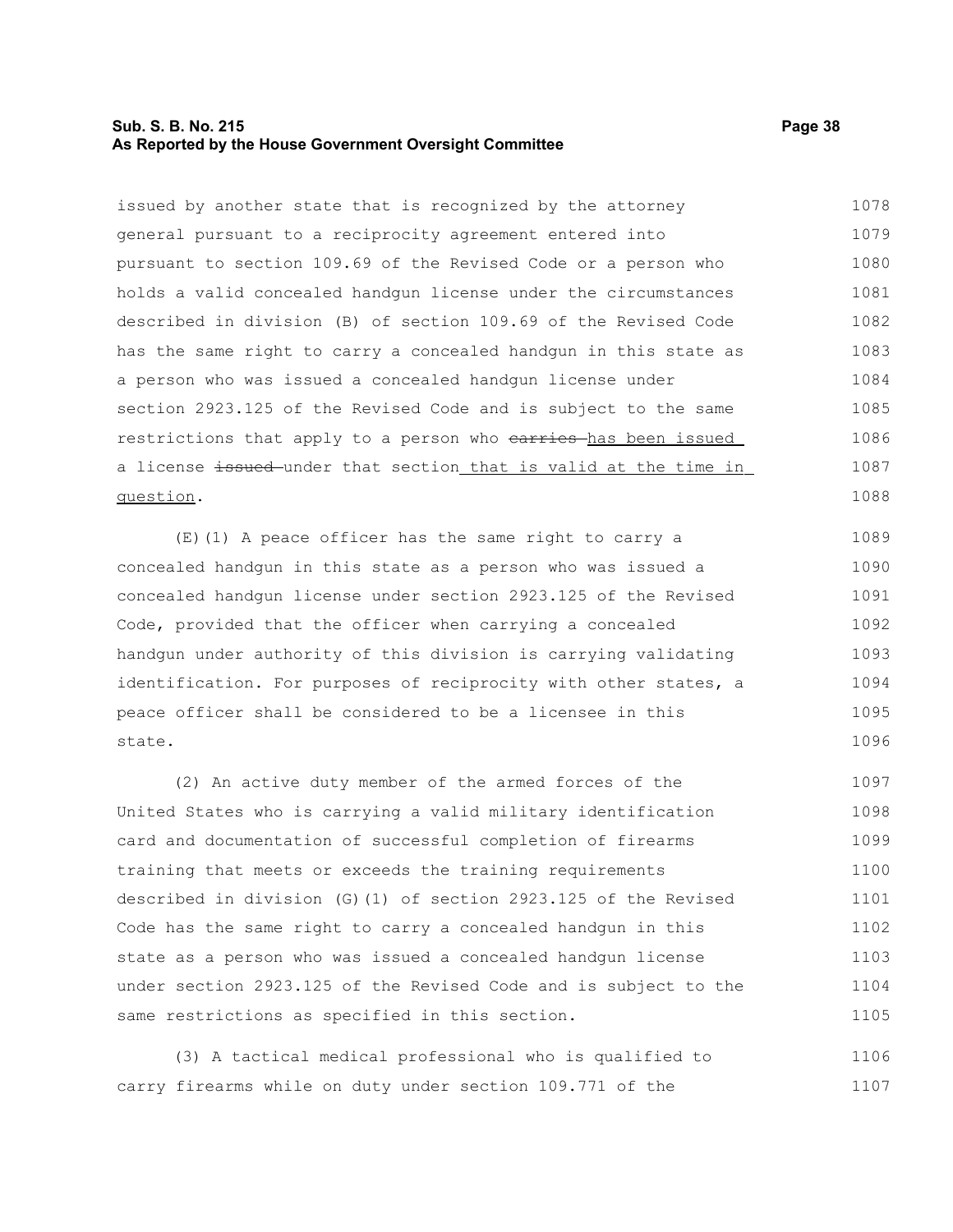issued by another state that is recognized by the attorney general pursuant to a reciprocity agreement entered into pursuant to section 109.69 of the Revised Code or a person who holds a valid concealed handgun license under the circumstances described in division (B) of section 109.69 of the Revised Code has the same right to carry a concealed handgun in this state as a person who was issued a concealed handgun license under section 2923.125 of the Revised Code and is subject to the same restrictions that apply to a person who ~~carries~~ has been issued a license ~~issued~~ under that section that is valid at the time in question.

(E)(1) A peace officer has the same right to carry a concealed handgun in this state as a person who was issued a concealed handgun license under section 2923.125 of the Revised Code, provided that the officer when carrying a concealed handgun under authority of this division is carrying validating identification. For purposes of reciprocity with other states, a peace officer shall be considered to be a licensee in this state.

(2) An active duty member of the armed forces of the United States who is carrying a valid military identification card and documentation of successful completion of firearms training that meets or exceeds the training requirements described in division (G)(1) of section 2923.125 of the Revised Code has the same right to carry a concealed handgun in this state as a person who was issued a concealed handgun license under section 2923.125 of the Revised Code and is subject to the same restrictions as specified in this section.

(3) A tactical medical professional who is qualified to carry firearms while on duty under section 109.771 of the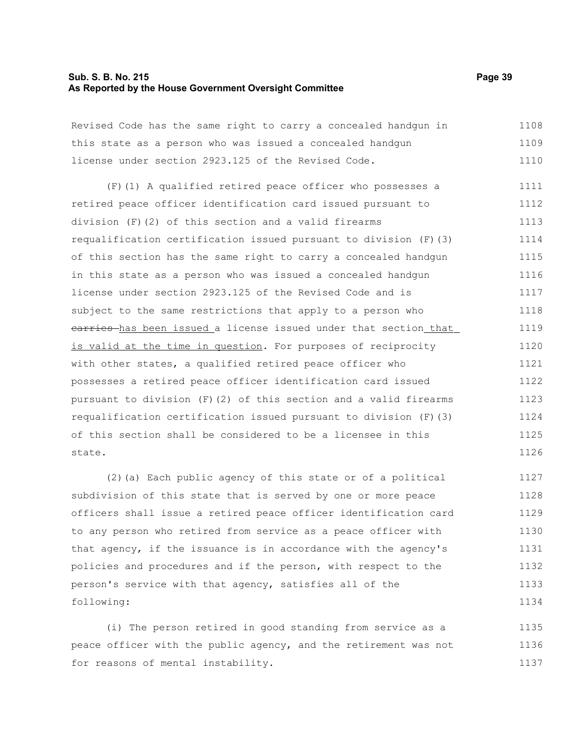Revised Code has the same right to carry a concealed handgun in this state as a person who was issued a concealed handgun license under section 2923.125 of the Revised Code.

(F)(1) A qualified retired peace officer who possesses a retired peace officer identification card issued pursuant to division (F)(2) of this section and a valid firearms requalification certification issued pursuant to division (F)(3) of this section has the same right to carry a concealed handgun in this state as a person who was issued a concealed handgun license under section 2923.125 of the Revised Code and is subject to the same restrictions that apply to a person who ~~carries~~ has been issued a license issued under that section that is valid at the time in question. For purposes of reciprocity with other states, a qualified retired peace officer who possesses a retired peace officer identification card issued pursuant to division (F)(2) of this section and a valid firearms requalification certification issued pursuant to division (F)(3) of this section shall be considered to be a licensee in this state.

(2)(a) Each public agency of this state or of a political subdivision of this state that is served by one or more peace officers shall issue a retired peace officer identification card to any person who retired from service as a peace officer with that agency, if the issuance is in accordance with the agency's policies and procedures and if the person, with respect to the person's service with that agency, satisfies all of the following:

(i) The person retired in good standing from service as a peace officer with the public agency, and the retirement was not for reasons of mental instability.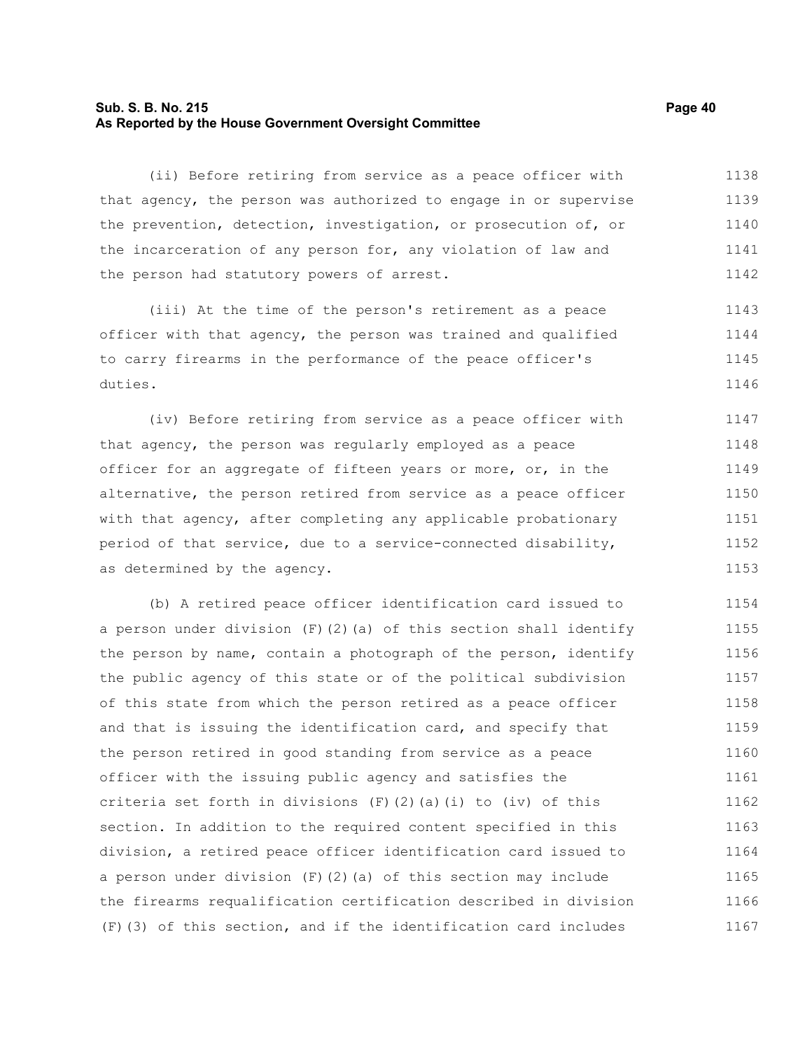(ii) Before retiring from service as a peace officer with that agency, the person was authorized to engage in or supervise the prevention, detection, investigation, or prosecution of, or the incarceration of any person for, any violation of law and the person had statutory powers of arrest.

(iii) At the time of the person's retirement as a peace officer with that agency, the person was trained and qualified to carry firearms in the performance of the peace officer's duties.

(iv) Before retiring from service as a peace officer with that agency, the person was regularly employed as a peace officer for an aggregate of fifteen years or more, or, in the alternative, the person retired from service as a peace officer with that agency, after completing any applicable probationary period of that service, due to a service-connected disability, as determined by the agency.

(b) A retired peace officer identification card issued to a person under division (F)(2)(a) of this section shall identify the person by name, contain a photograph of the person, identify the public agency of this state or of the political subdivision of this state from which the person retired as a peace officer and that is issuing the identification card, and specify that the person retired in good standing from service as a peace officer with the issuing public agency and satisfies the criteria set forth in divisions (F)(2)(a)(i) to (iv) of this section. In addition to the required content specified in this division, a retired peace officer identification card issued to a person under division (F)(2)(a) of this section may include the firearms requalification certification described in division (F)(3) of this section, and if the identification card includes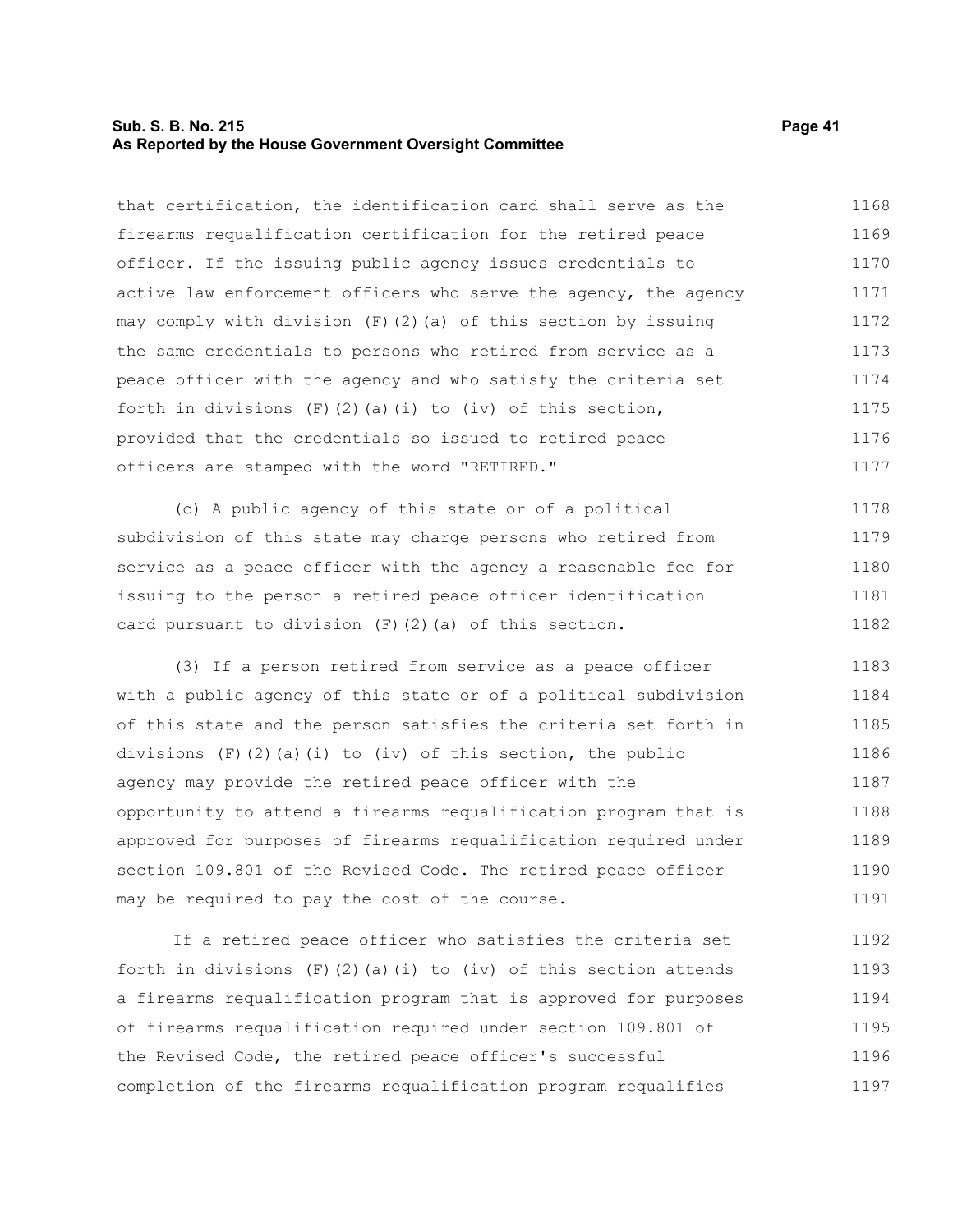that certification, the identification card shall serve as the firearms requalification certification for the retired peace officer. If the issuing public agency issues credentials to active law enforcement officers who serve the agency, the agency may comply with division (F)(2)(a) of this section by issuing the same credentials to persons who retired from service as a peace officer with the agency and who satisfy the criteria set forth in divisions (F)(2)(a)(i) to (iv) of this section, provided that the credentials so issued to retired peace officers are stamped with the word "RETIRED."

(c) A public agency of this state or of a political subdivision of this state may charge persons who retired from service as a peace officer with the agency a reasonable fee for issuing to the person a retired peace officer identification card pursuant to division (F)(2)(a) of this section.

(3) If a person retired from service as a peace officer with a public agency of this state or of a political subdivision of this state and the person satisfies the criteria set forth in divisions (F)(2)(a)(i) to (iv) of this section, the public agency may provide the retired peace officer with the opportunity to attend a firearms requalification program that is approved for purposes of firearms requalification required under section 109.801 of the Revised Code. The retired peace officer may be required to pay the cost of the course.

If a retired peace officer who satisfies the criteria set forth in divisions (F)(2)(a)(i) to (iv) of this section attends a firearms requalification program that is approved for purposes of firearms requalification required under section 109.801 of the Revised Code, the retired peace officer's successful completion of the firearms requalification program requalifies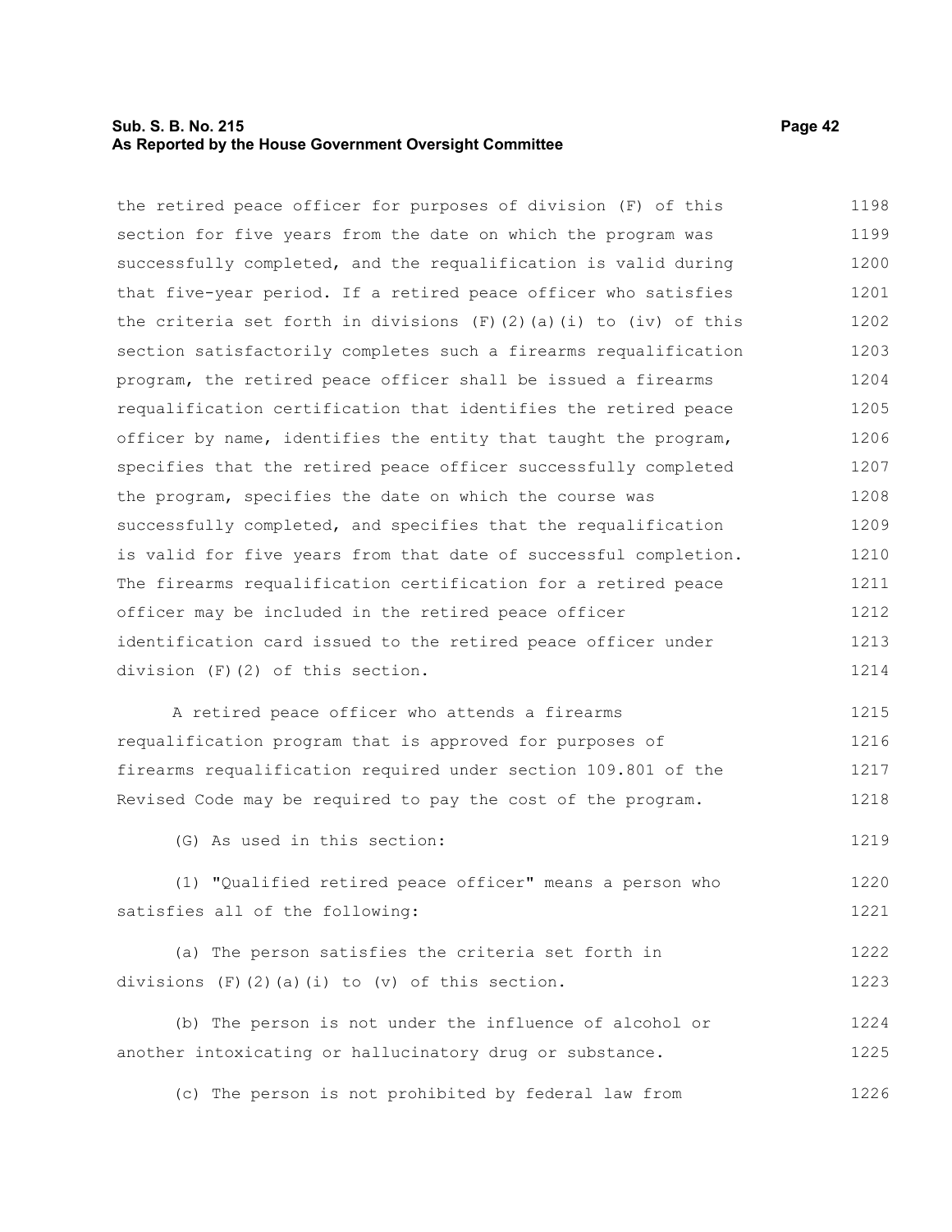the retired peace officer for purposes of division (F) of this section for five years from the date on which the program was successfully completed, and the requalification is valid during that five-year period. If a retired peace officer who satisfies the criteria set forth in divisions (F)(2)(a)(i) to (iv) of this section satisfactorily completes such a firearms requalification program, the retired peace officer shall be issued a firearms requalification certification that identifies the retired peace officer by name, identifies the entity that taught the program, specifies that the retired peace officer successfully completed the program, specifies the date on which the course was successfully completed, and specifies that the requalification is valid for five years from that date of successful completion. The firearms requalification certification for a retired peace officer may be included in the retired peace officer identification card issued to the retired peace officer under division (F)(2) of this section.

A retired peace officer who attends a firearms requalification program that is approved for purposes of firearms requalification required under section 109.801 of the Revised Code may be required to pay the cost of the program.

(G) As used in this section:

(1) "Qualified retired peace officer" means a person who satisfies all of the following:

(a) The person satisfies the criteria set forth in divisions (F)(2)(a)(i) to (v) of this section.

(b) The person is not under the influence of alcohol or another intoxicating or hallucinatory drug or substance.

(c) The person is not prohibited by federal law from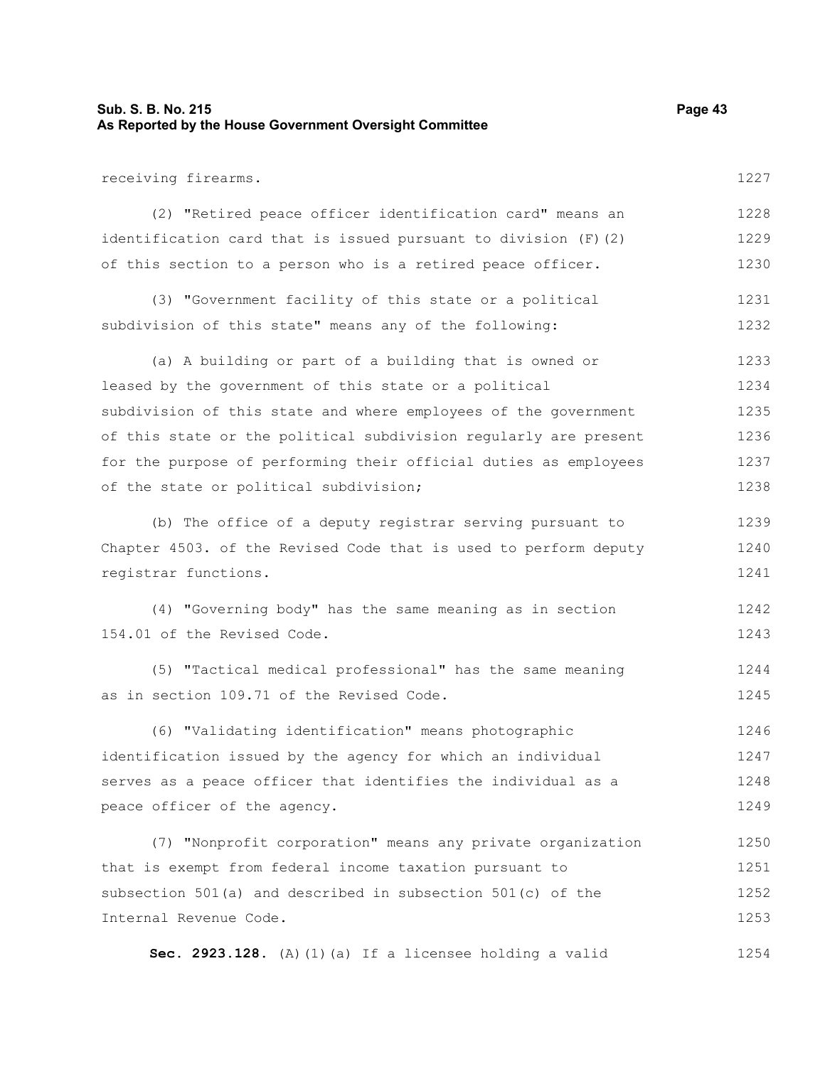receiving firearms.

(2) "Retired peace officer identification card" means an identification card that is issued pursuant to division (F)(2) of this section to a person who is a retired peace officer.

(3) "Government facility of this state or a political subdivision of this state" means any of the following:

(a) A building or part of a building that is owned or leased by the government of this state or a political subdivision of this state and where employees of the government of this state or the political subdivision regularly are present for the purpose of performing their official duties as employees of the state or political subdivision;

(b) The office of a deputy registrar serving pursuant to Chapter 4503. of the Revised Code that is used to perform deputy registrar functions.

(4) "Governing body" has the same meaning as in section 154.01 of the Revised Code.

(5) "Tactical medical professional" has the same meaning as in section 109.71 of the Revised Code.

(6) "Validating identification" means photographic identification issued by the agency for which an individual serves as a peace officer that identifies the individual as a peace officer of the agency.

(7) "Nonprofit corporation" means any private organization that is exempt from federal income taxation pursuant to subsection 501(a) and described in subsection 501(c) of the Internal Revenue Code.

**Sec. 2923.128.** (A)(1)(a) If a licensee holding a valid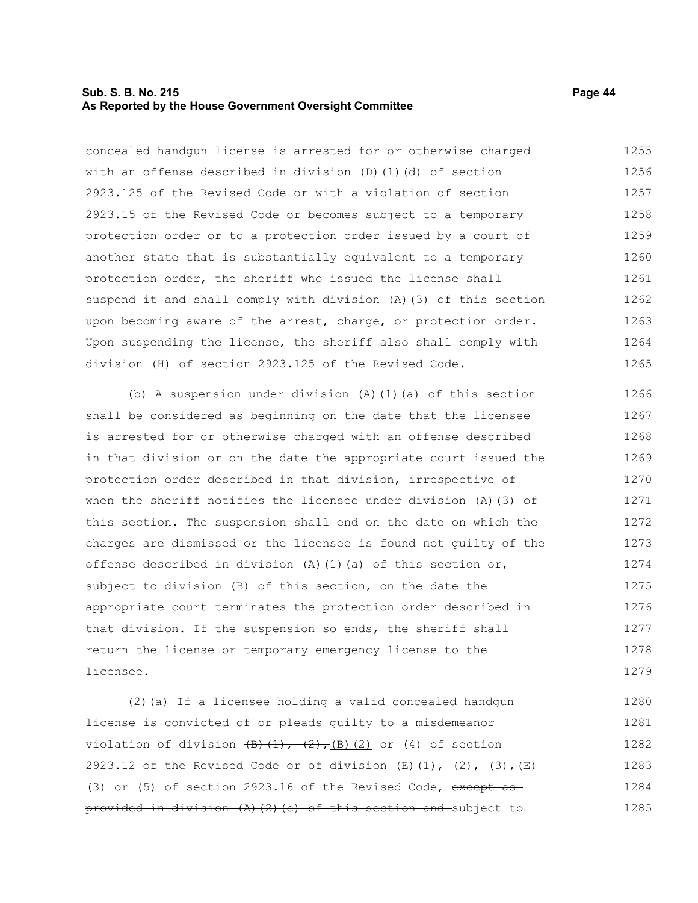concealed handgun license is arrested for or otherwise charged with an offense described in division (D)(1)(d) of section 2923.125 of the Revised Code or with a violation of section 2923.15 of the Revised Code or becomes subject to a temporary protection order or to a protection order issued by a court of another state that is substantially equivalent to a temporary protection order, the sheriff who issued the license shall suspend it and shall comply with division (A)(3) of this section upon becoming aware of the arrest, charge, or protection order. Upon suspending the license, the sheriff also shall comply with division (H) of section 2923.125 of the Revised Code.

(b) A suspension under division (A)(1)(a) of this section shall be considered as beginning on the date that the licensee is arrested for or otherwise charged with an offense described in that division or on the date the appropriate court issued the protection order described in that division, irrespective of when the sheriff notifies the licensee under division (A)(3) of this section. The suspension shall end on the date on which the charges are dismissed or the licensee is found not guilty of the offense described in division (A)(1)(a) of this section or, subject to division (B) of this section, on the date the appropriate court terminates the protection order described in that division. If the suspension so ends, the sheriff shall return the license or temporary emergency license to the licensee.

(2)(a) If a licensee holding a valid concealed handgun license is convicted of or pleads guilty to a misdemeanor violation of division ~~(B)(1), (2),~~ (B)(2) or (4) of section 2923.12 of the Revised Code or of division ~~(E)(1), (2), (3),~~ (E)(3) or (5) of section 2923.16 of the Revised Code, ~~except as provided in division (A)(2)(c) of this section and~~ subject to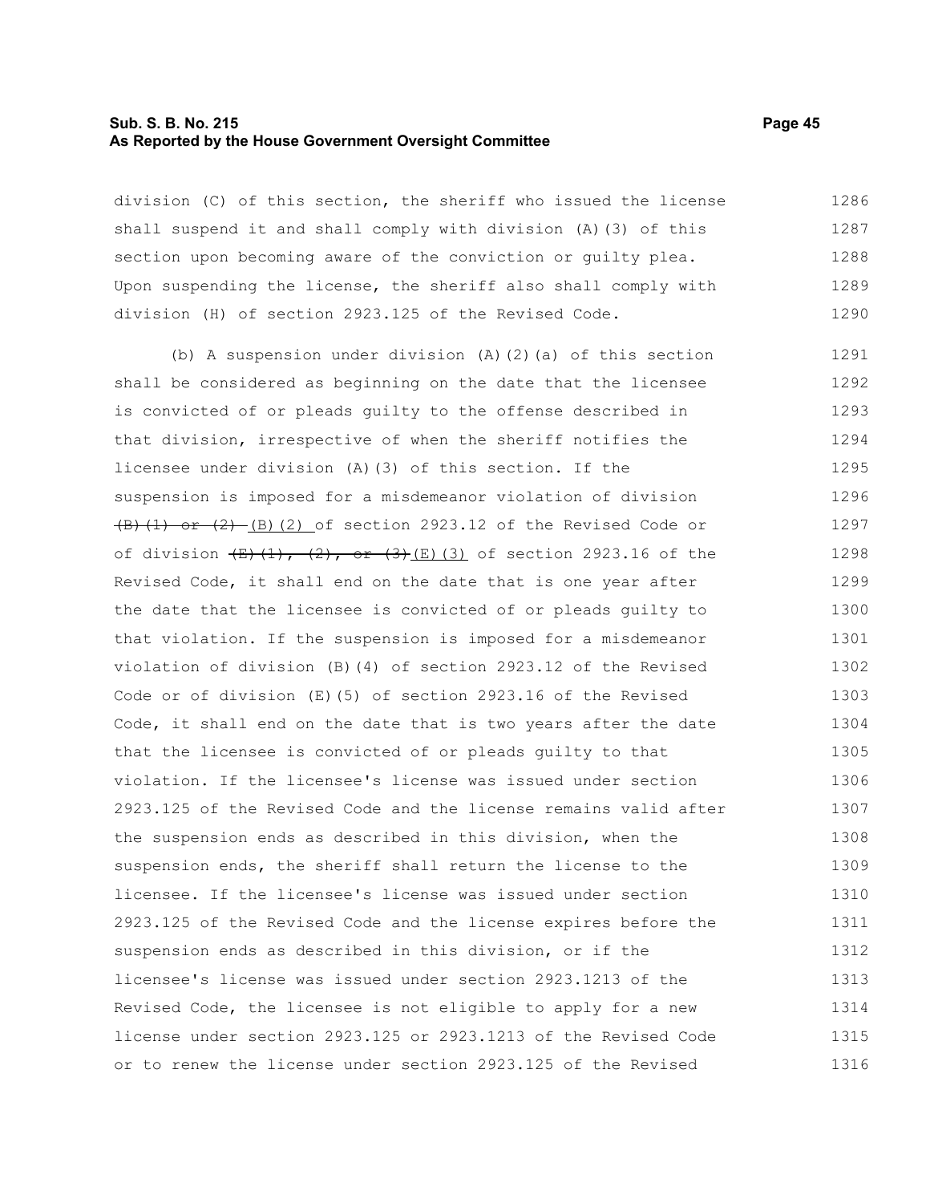division (C) of this section, the sheriff who issued the license shall suspend it and shall comply with division (A)(3) of this section upon becoming aware of the conviction or guilty plea. Upon suspending the license, the sheriff also shall comply with division (H) of section 2923.125 of the Revised Code.

(b) A suspension under division (A)(2)(a) of this section shall be considered as beginning on the date that the licensee is convicted of or pleads guilty to the offense described in that division, irrespective of when the sheriff notifies the licensee under division (A)(3) of this section. If the suspension is imposed for a misdemeanor violation of division ~~(B)(1) or (2)~~ (B)(2) of section 2923.12 of the Revised Code or of division ~~(E)(1), (2), or (3)~~(E)(3) of section 2923.16 of the Revised Code, it shall end on the date that is one year after the date that the licensee is convicted of or pleads guilty to that violation. If the suspension is imposed for a misdemeanor violation of division (B)(4) of section 2923.12 of the Revised Code or of division (E)(5) of section 2923.16 of the Revised Code, it shall end on the date that is two years after the date that the licensee is convicted of or pleads guilty to that violation. If the licensee's license was issued under section 2923.125 of the Revised Code and the license remains valid after the suspension ends as described in this division, when the suspension ends, the sheriff shall return the license to the licensee. If the licensee's license was issued under section 2923.125 of the Revised Code and the license expires before the suspension ends as described in this division, or if the licensee's license was issued under section 2923.1213 of the Revised Code, the licensee is not eligible to apply for a new license under section 2923.125 or 2923.1213 of the Revised Code or to renew the license under section 2923.125 of the Revised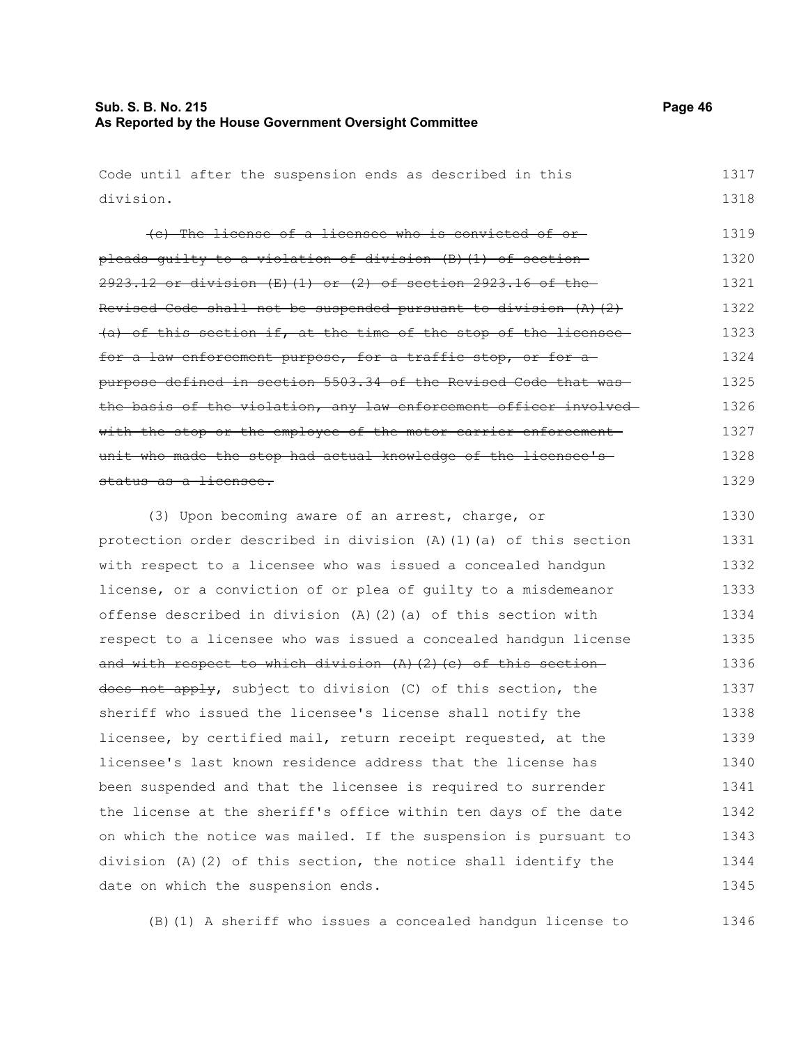Code until after the suspension ends as described in this division.

~~(c) The license of a licensee who is convicted of or pleads guilty to a violation of division (B)(1) of section 2923.12 or division (E)(1) or (2) of section 2923.16 of the Revised Code shall not be suspended pursuant to division (A)(2)(a) of this section if, at the time of the stop of the licensee for a law enforcement purpose, for a traffic stop, or for a purpose defined in section 5503.34 of the Revised Code that was the basis of the violation, any law enforcement officer involved with the stop or the employee of the motor carrier enforcement unit who made the stop had actual knowledge of the licensee's status as a licensee.~~

(3) Upon becoming aware of an arrest, charge, or protection order described in division (A)(1)(a) of this section with respect to a licensee who was issued a concealed handgun license, or a conviction of or plea of guilty to a misdemeanor offense described in division (A)(2)(a) of this section with respect to a licensee who was issued a concealed handgun license ~~and with respect to which division (A)(2)(c) of this section does not apply~~, subject to division (C) of this section, the sheriff who issued the licensee's license shall notify the licensee, by certified mail, return receipt requested, at the licensee's last known residence address that the license has been suspended and that the licensee is required to surrender the license at the sheriff's office within ten days of the date on which the notice was mailed. If the suspension is pursuant to division (A)(2) of this section, the notice shall identify the date on which the suspension ends.

(B)(1) A sheriff who issues a concealed handgun license to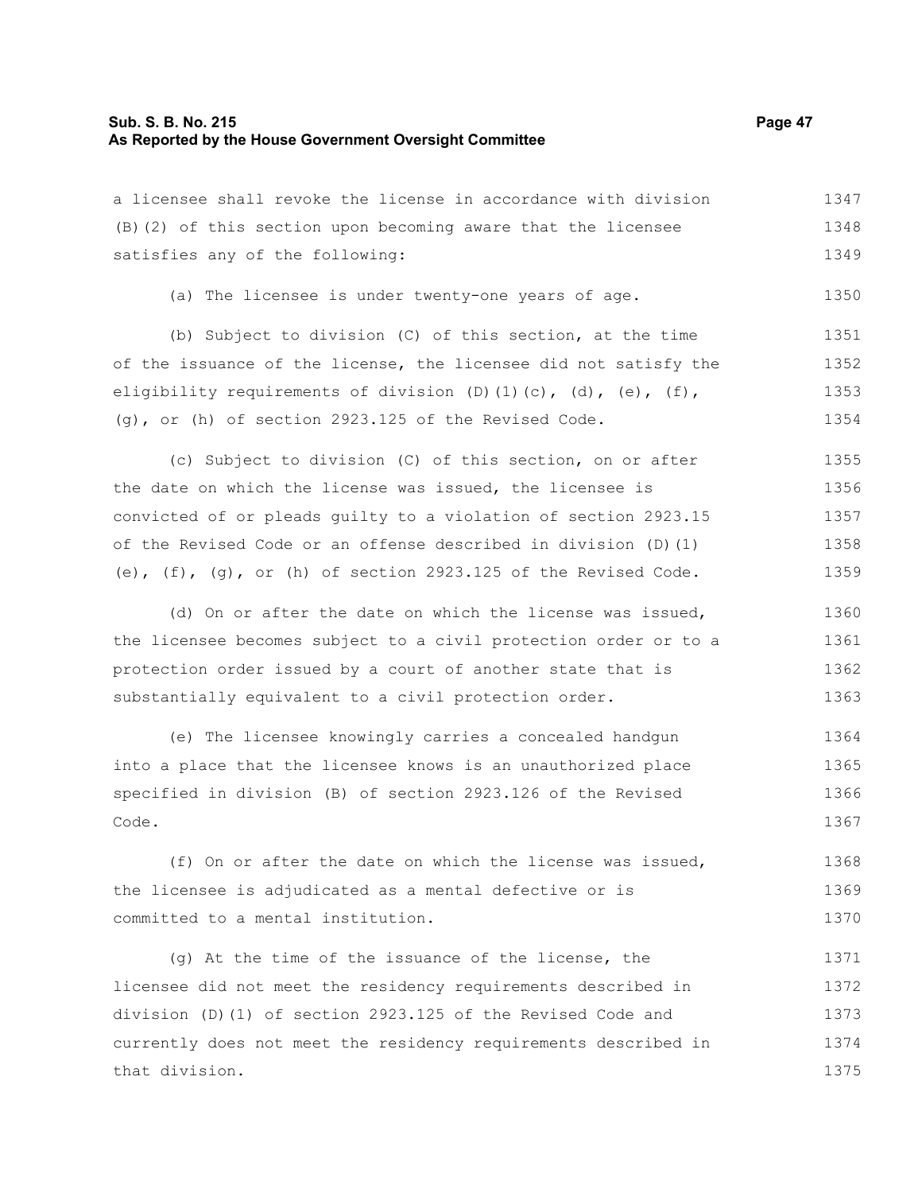a licensee shall revoke the license in accordance with division (B)(2) of this section upon becoming aware that the licensee satisfies any of the following:

(a) The licensee is under twenty-one years of age.

(b) Subject to division (C) of this section, at the time of the issuance of the license, the licensee did not satisfy the eligibility requirements of division (D)(1)(c), (d), (e), (f), (g), or (h) of section 2923.125 of the Revised Code.

(c) Subject to division (C) of this section, on or after the date on which the license was issued, the licensee is convicted of or pleads guilty to a violation of section 2923.15 of the Revised Code or an offense described in division (D)(1)(e), (f), (g), or (h) of section 2923.125 of the Revised Code.

(d) On or after the date on which the license was issued, the licensee becomes subject to a civil protection order or to a protection order issued by a court of another state that is substantially equivalent to a civil protection order.

(e) The licensee knowingly carries a concealed handgun into a place that the licensee knows is an unauthorized place specified in division (B) of section 2923.126 of the Revised Code.

(f) On or after the date on which the license was issued, the licensee is adjudicated as a mental defective or is committed to a mental institution.

(g) At the time of the issuance of the license, the licensee did not meet the residency requirements described in division (D)(1) of section 2923.125 of the Revised Code and currently does not meet the residency requirements described in that division.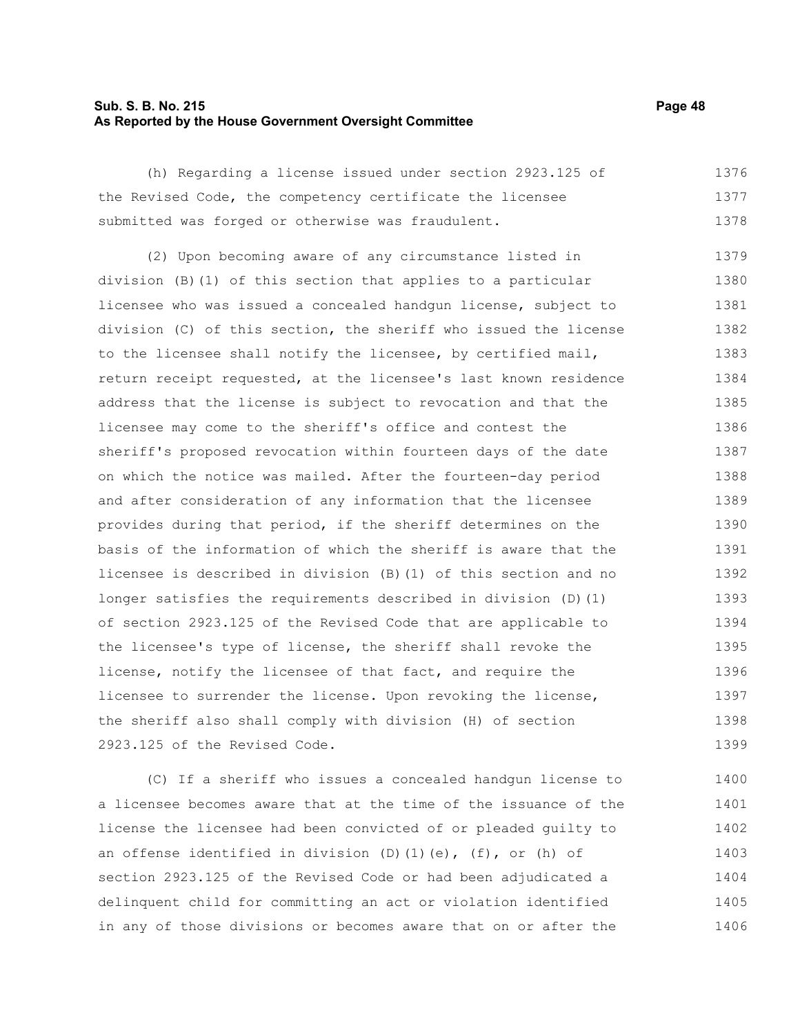(h) Regarding a license issued under section 2923.125 of the Revised Code, the competency certificate the licensee submitted was forged or otherwise was fraudulent.

(2) Upon becoming aware of any circumstance listed in division (B)(1) of this section that applies to a particular licensee who was issued a concealed handgun license, subject to division (C) of this section, the sheriff who issued the license to the licensee shall notify the licensee, by certified mail, return receipt requested, at the licensee's last known residence address that the license is subject to revocation and that the licensee may come to the sheriff's office and contest the sheriff's proposed revocation within fourteen days of the date on which the notice was mailed. After the fourteen-day period and after consideration of any information that the licensee provides during that period, if the sheriff determines on the basis of the information of which the sheriff is aware that the licensee is described in division (B)(1) of this section and no longer satisfies the requirements described in division (D)(1) of section 2923.125 of the Revised Code that are applicable to the licensee's type of license, the sheriff shall revoke the license, notify the licensee of that fact, and require the licensee to surrender the license. Upon revoking the license, the sheriff also shall comply with division (H) of section 2923.125 of the Revised Code.

(C) If a sheriff who issues a concealed handgun license to a licensee becomes aware that at the time of the issuance of the license the licensee had been convicted of or pleaded guilty to an offense identified in division (D)(1)(e), (f), or (h) of section 2923.125 of the Revised Code or had been adjudicated a delinquent child for committing an act or violation identified in any of those divisions or becomes aware that on or after the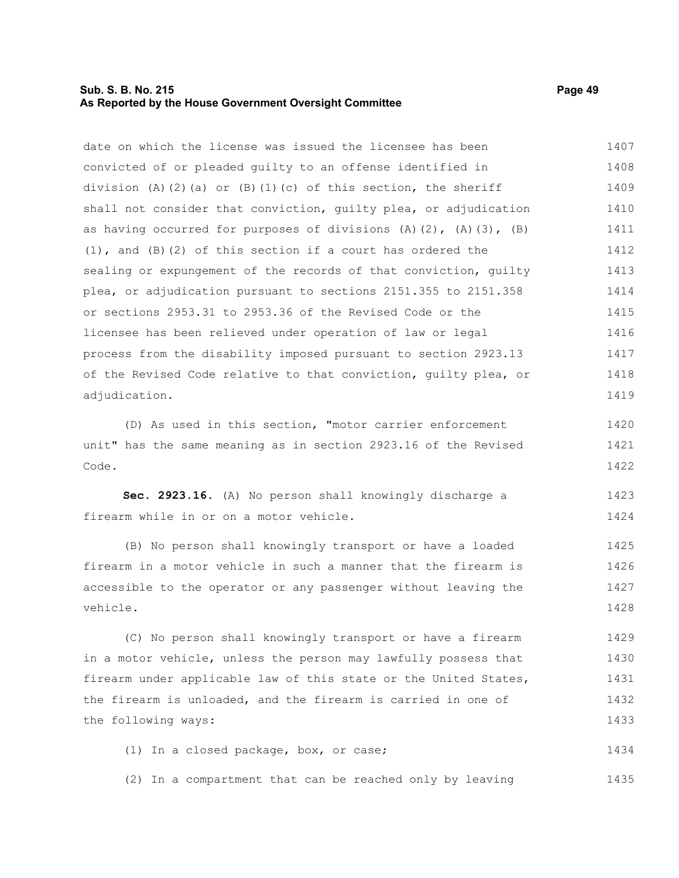date on which the license was issued the licensee has been convicted of or pleaded guilty to an offense identified in division (A)(2)(a) or (B)(1)(c) of this section, the sheriff shall not consider that conviction, guilty plea, or adjudication as having occurred for purposes of divisions (A)(2), (A)(3), (B)(1), and (B)(2) of this section if a court has ordered the sealing or expungement of the records of that conviction, guilty plea, or adjudication pursuant to sections 2151.355 to 2151.358 or sections 2953.31 to 2953.36 of the Revised Code or the licensee has been relieved under operation of law or legal process from the disability imposed pursuant to section 2923.13 of the Revised Code relative to that conviction, guilty plea, or adjudication.

(D) As used in this section, "motor carrier enforcement unit" has the same meaning as in section 2923.16 of the Revised Code.

**Sec. 2923.16.** (A) No person shall knowingly discharge a firearm while in or on a motor vehicle.

(B) No person shall knowingly transport or have a loaded firearm in a motor vehicle in such a manner that the firearm is accessible to the operator or any passenger without leaving the vehicle.

(C) No person shall knowingly transport or have a firearm in a motor vehicle, unless the person may lawfully possess that firearm under applicable law of this state or the United States, the firearm is unloaded, and the firearm is carried in one of the following ways:

(1) In a closed package, box, or case;

(2) In a compartment that can be reached only by leaving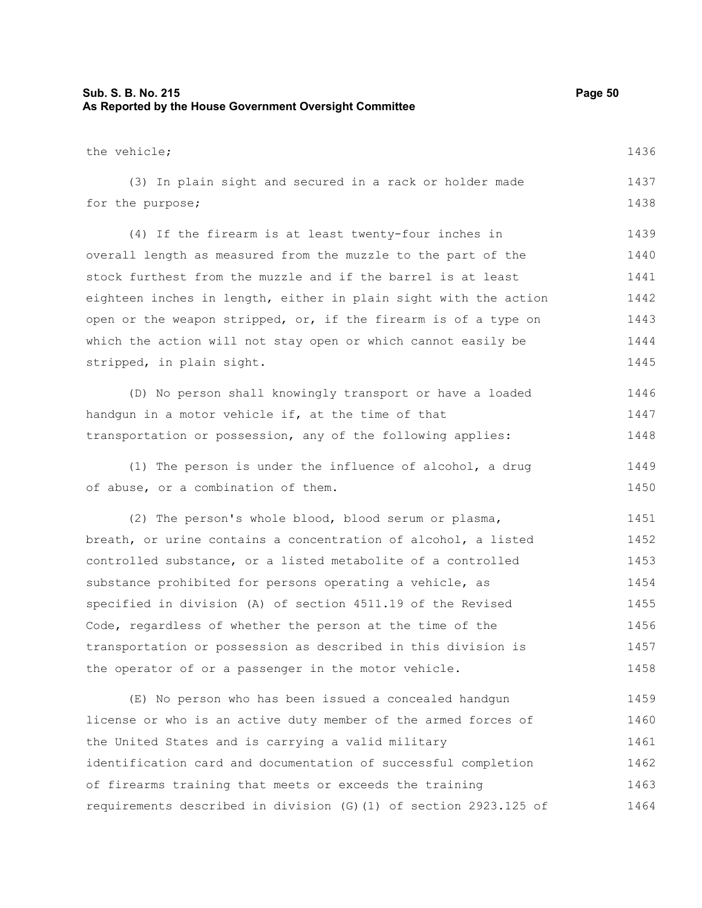the vehicle;

(3) In plain sight and secured in a rack or holder made for the purpose;

(4) If the firearm is at least twenty-four inches in overall length as measured from the muzzle to the part of the stock furthest from the muzzle and if the barrel is at least eighteen inches in length, either in plain sight with the action open or the weapon stripped, or, if the firearm is of a type on which the action will not stay open or which cannot easily be stripped, in plain sight.

(D) No person shall knowingly transport or have a loaded handgun in a motor vehicle if, at the time of that transportation or possession, any of the following applies:

(1) The person is under the influence of alcohol, a drug of abuse, or a combination of them.

(2) The person's whole blood, blood serum or plasma, breath, or urine contains a concentration of alcohol, a listed controlled substance, or a listed metabolite of a controlled substance prohibited for persons operating a vehicle, as specified in division (A) of section 4511.19 of the Revised Code, regardless of whether the person at the time of the transportation or possession as described in this division is the operator of or a passenger in the motor vehicle.

(E) No person who has been issued a concealed handgun license or who is an active duty member of the armed forces of the United States and is carrying a valid military identification card and documentation of successful completion of firearms training that meets or exceeds the training requirements described in division (G)(1) of section 2923.125 of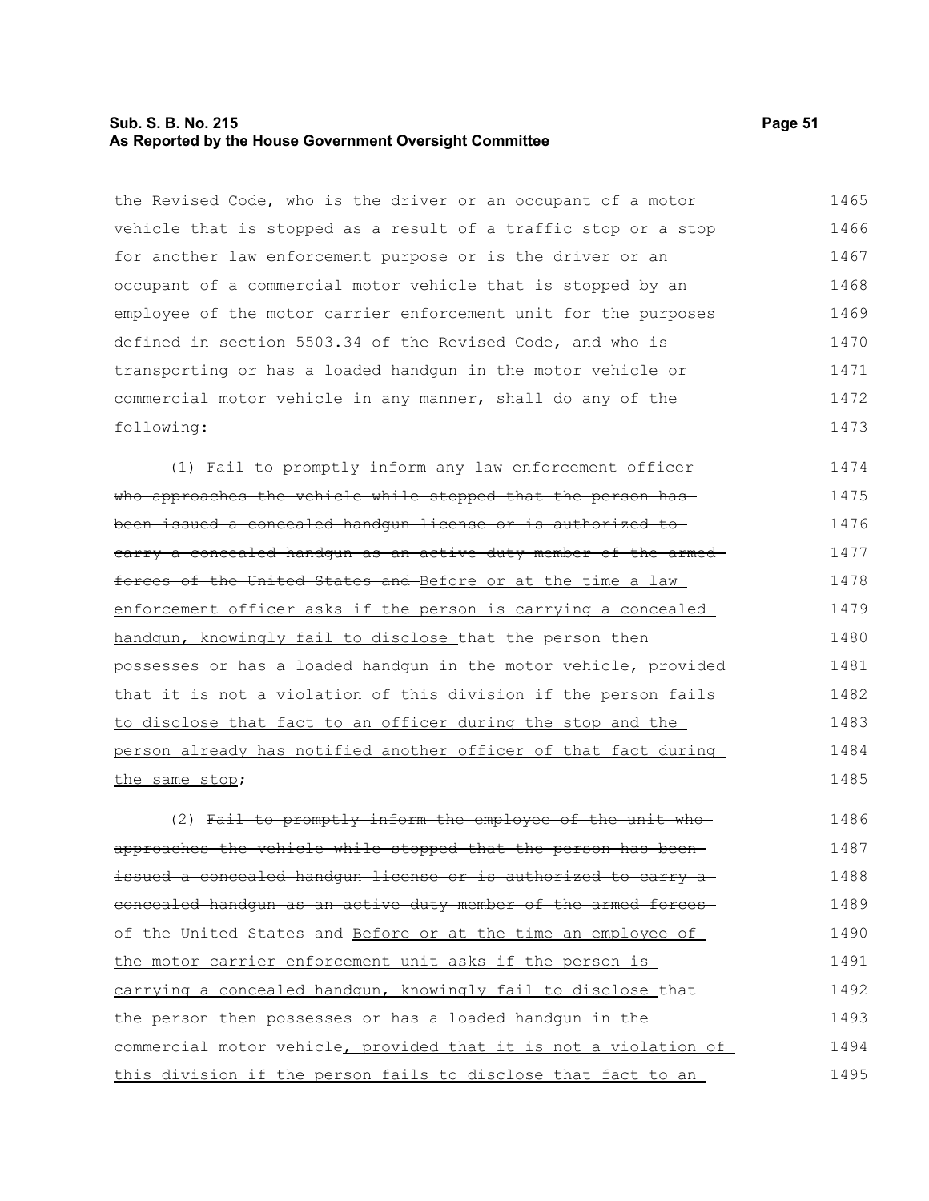the Revised Code, who is the driver or an occupant of a motor vehicle that is stopped as a result of a traffic stop or a stop for another law enforcement purpose or is the driver or an occupant of a commercial motor vehicle that is stopped by an employee of the motor carrier enforcement unit for the purposes defined in section 5503.34 of the Revised Code, and who is transporting or has a loaded handgun in the motor vehicle or commercial motor vehicle in any manner, shall do any of the following:

(1) ~~Fail to promptly inform any law enforcement officer who approaches the vehicle while stopped that the person has been issued a concealed handgun license or is authorized to carry a concealed handgun as an active duty member of the armed forces of the United States and~~ <u>Before or at the time a law enforcement officer asks if the person is carrying a concealed handgun, knowingly fail to disclose</u> that the person then possesses or has a loaded handgun in the motor vehicle<u>, provided that it is not a violation of this division if the person fails to disclose that fact to an officer during the stop and the person already has notified another officer of that fact during the same stop</u>;

(2) ~~Fail to promptly inform the employee of the unit who approaches the vehicle while stopped that the person has been issued a concealed handgun license or is authorized to carry a concealed handgun as an active duty member of the armed forces of the United States and~~ <u>Before or at the time an employee of the motor carrier enforcement unit asks if the person is carrying a concealed handgun, knowingly fail to disclose</u> that the person then possesses or has a loaded handgun in the commercial motor vehicle<u>, provided that it is not a violation of this division if the person fails to disclose that fact to an</u>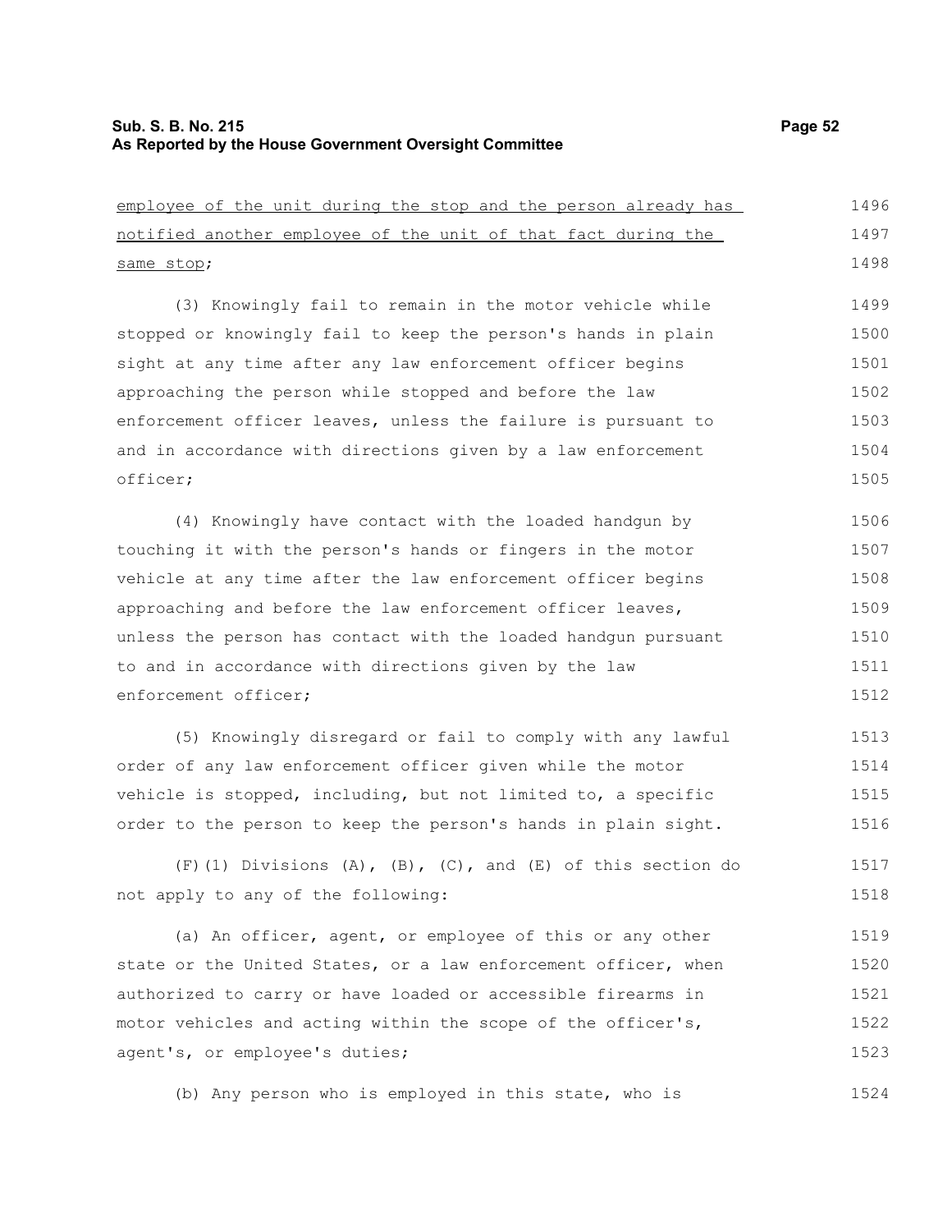employee of the unit during the stop and the person already has notified another employee of the unit of that fact during the same stop;

(3) Knowingly fail to remain in the motor vehicle while stopped or knowingly fail to keep the person's hands in plain sight at any time after any law enforcement officer begins approaching the person while stopped and before the law enforcement officer leaves, unless the failure is pursuant to and in accordance with directions given by a law enforcement officer;

(4) Knowingly have contact with the loaded handgun by touching it with the person's hands or fingers in the motor vehicle at any time after the law enforcement officer begins approaching and before the law enforcement officer leaves, unless the person has contact with the loaded handgun pursuant to and in accordance with directions given by the law enforcement officer;

(5) Knowingly disregard or fail to comply with any lawful order of any law enforcement officer given while the motor vehicle is stopped, including, but not limited to, a specific order to the person to keep the person's hands in plain sight.

(F)(1) Divisions (A), (B), (C), and (E) of this section do not apply to any of the following:

(a) An officer, agent, or employee of this or any other state or the United States, or a law enforcement officer, when authorized to carry or have loaded or accessible firearms in motor vehicles and acting within the scope of the officer's, agent's, or employee's duties;

(b) Any person who is employed in this state, who is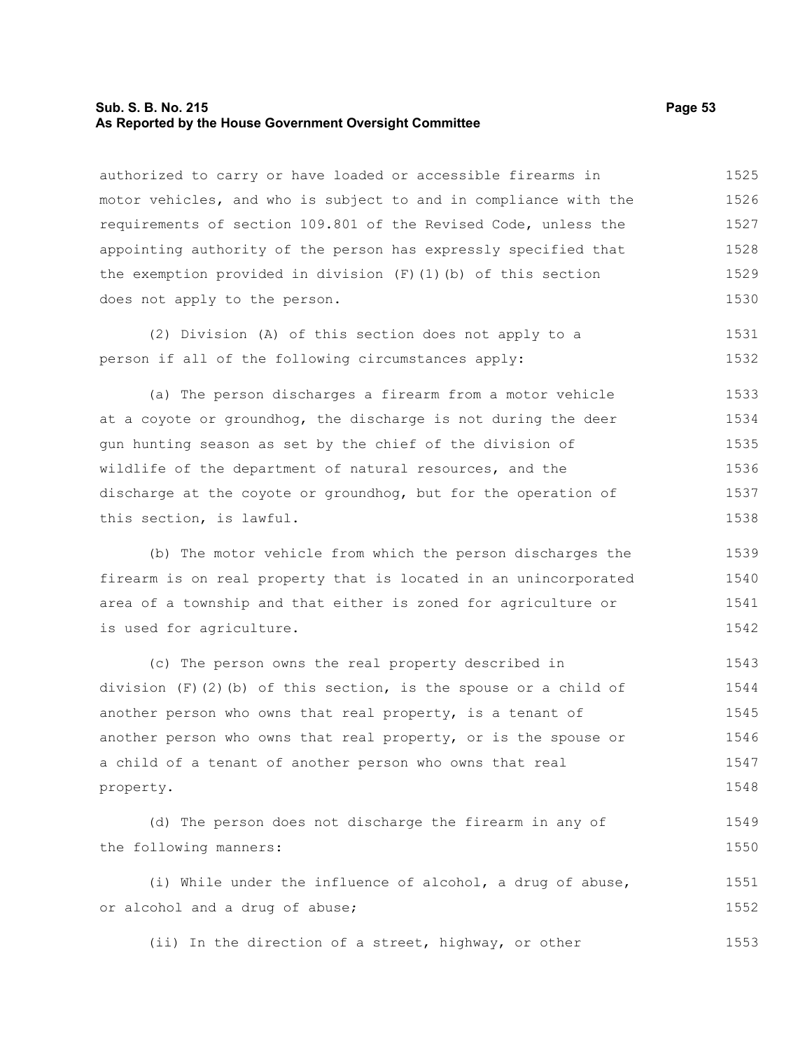authorized to carry or have loaded or accessible firearms in motor vehicles, and who is subject to and in compliance with the requirements of section 109.801 of the Revised Code, unless the appointing authority of the person has expressly specified that the exemption provided in division (F)(1)(b) of this section does not apply to the person.

(2) Division (A) of this section does not apply to a person if all of the following circumstances apply:

(a) The person discharges a firearm from a motor vehicle at a coyote or groundhog, the discharge is not during the deer gun hunting season as set by the chief of the division of wildlife of the department of natural resources, and the discharge at the coyote or groundhog, but for the operation of this section, is lawful.

(b) The motor vehicle from which the person discharges the firearm is on real property that is located in an unincorporated area of a township and that either is zoned for agriculture or is used for agriculture.

(c) The person owns the real property described in division (F)(2)(b) of this section, is the spouse or a child of another person who owns that real property, is a tenant of another person who owns that real property, or is the spouse or a child of a tenant of another person who owns that real property.

(d) The person does not discharge the firearm in any of the following manners:

(i) While under the influence of alcohol, a drug of abuse, or alcohol and a drug of abuse;

(ii) In the direction of a street, highway, or other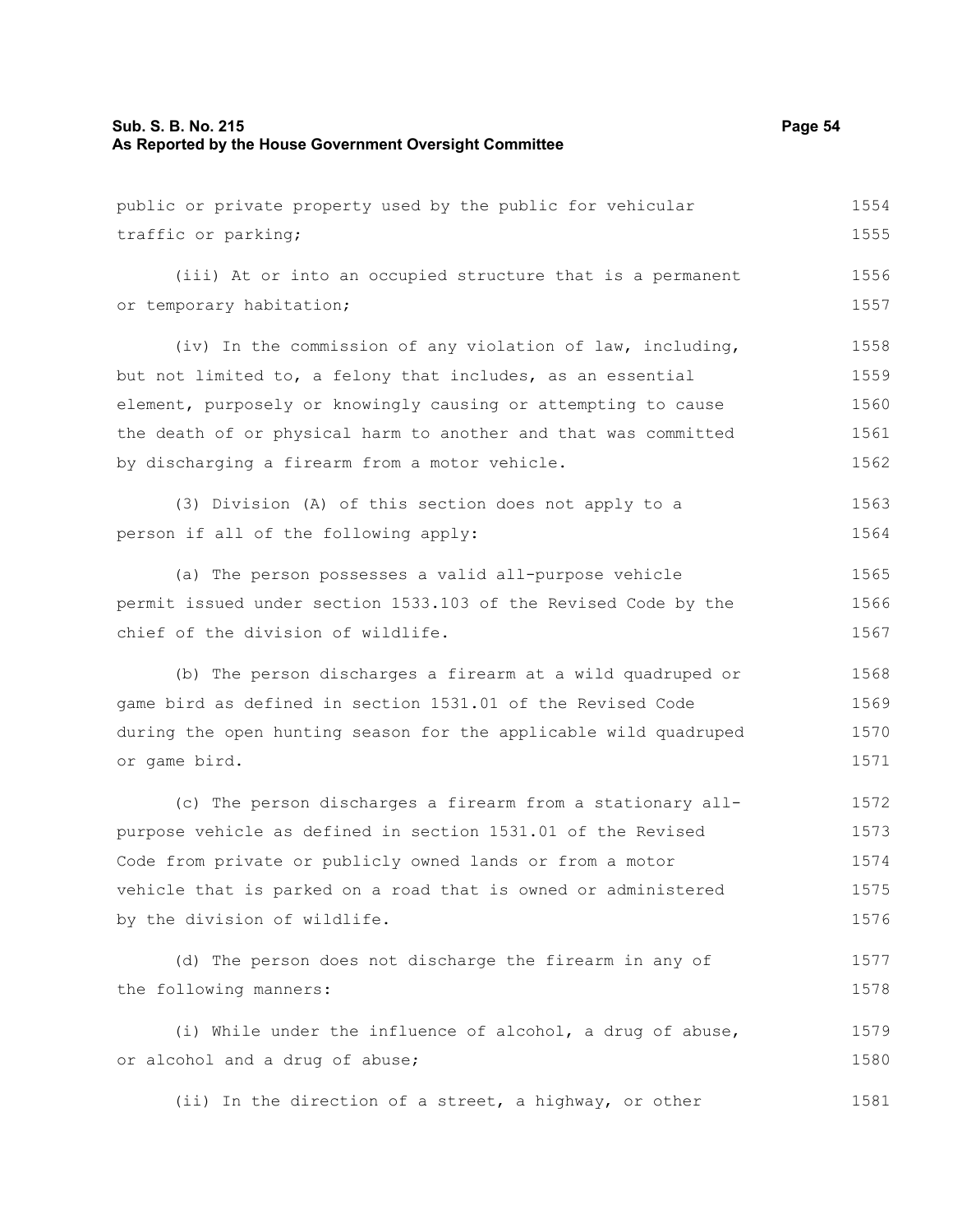public or private property used by the public for vehicular traffic or parking;

(iii) At or into an occupied structure that is a permanent or temporary habitation;

(iv) In the commission of any violation of law, including, but not limited to, a felony that includes, as an essential element, purposely or knowingly causing or attempting to cause the death of or physical harm to another and that was committed by discharging a firearm from a motor vehicle.

(3) Division (A) of this section does not apply to a person if all of the following apply:

(a) The person possesses a valid all-purpose vehicle permit issued under section 1533.103 of the Revised Code by the chief of the division of wildlife.

(b) The person discharges a firearm at a wild quadruped or game bird as defined in section 1531.01 of the Revised Code during the open hunting season for the applicable wild quadruped or game bird.

(c) The person discharges a firearm from a stationary all-purpose vehicle as defined in section 1531.01 of the Revised Code from private or publicly owned lands or from a motor vehicle that is parked on a road that is owned or administered by the division of wildlife.

(d) The person does not discharge the firearm in any of the following manners:

(i) While under the influence of alcohol, a drug of abuse, or alcohol and a drug of abuse;

(ii) In the direction of a street, a highway, or other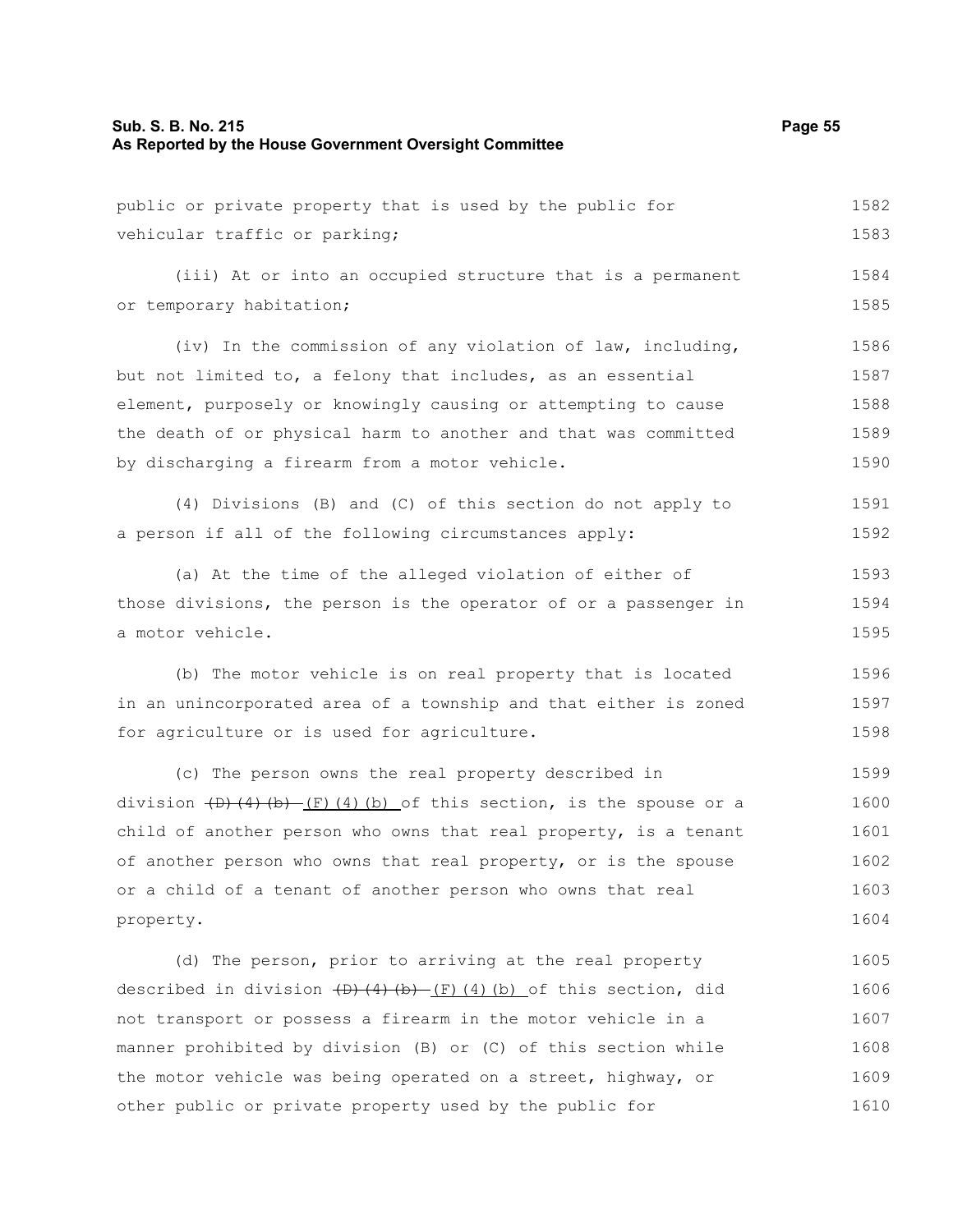public or private property that is used by the public for vehicular traffic or parking;

(iii) At or into an occupied structure that is a permanent or temporary habitation;

(iv) In the commission of any violation of law, including, but not limited to, a felony that includes, as an essential element, purposely or knowingly causing or attempting to cause the death of or physical harm to another and that was committed by discharging a firearm from a motor vehicle.

(4) Divisions (B) and (C) of this section do not apply to a person if all of the following circumstances apply:

(a) At the time of the alleged violation of either of those divisions, the person is the operator of or a passenger in a motor vehicle.

(b) The motor vehicle is on real property that is located in an unincorporated area of a township and that either is zoned for agriculture or is used for agriculture.

(c) The person owns the real property described in division ~~(D)(4)(b)~~ (F)(4)(b) of this section, is the spouse or a child of another person who owns that real property, is a tenant of another person who owns that real property, or is the spouse or a child of a tenant of another person who owns that real property.

(d) The person, prior to arriving at the real property described in division ~~(D)(4)(b)~~ (F)(4)(b) of this section, did not transport or possess a firearm in the motor vehicle in a manner prohibited by division (B) or (C) of this section while the motor vehicle was being operated on a street, highway, or other public or private property used by the public for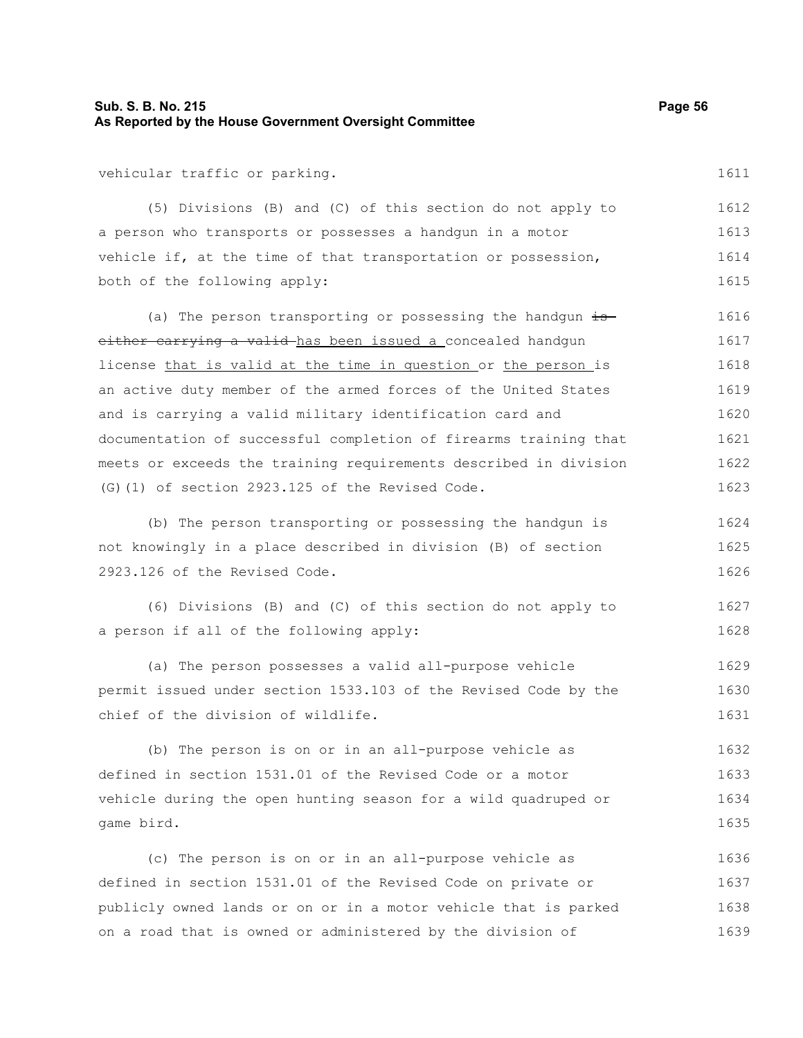vehicular traffic or parking.

(5) Divisions (B) and (C) of this section do not apply to a person who transports or possesses a handgun in a motor vehicle if, at the time of that transportation or possession, both of the following apply:

(a) The person transporting or possessing the handgun ~~is either carrying a valid~~ has been issued a concealed handgun license that is valid at the time in question or the person is an active duty member of the armed forces of the United States and is carrying a valid military identification card and documentation of successful completion of firearms training that meets or exceeds the training requirements described in division (G)(1) of section 2923.125 of the Revised Code.

(b) The person transporting or possessing the handgun is not knowingly in a place described in division (B) of section 2923.126 of the Revised Code.

(6) Divisions (B) and (C) of this section do not apply to a person if all of the following apply:

(a) The person possesses a valid all-purpose vehicle permit issued under section 1533.103 of the Revised Code by the chief of the division of wildlife.

(b) The person is on or in an all-purpose vehicle as defined in section 1531.01 of the Revised Code or a motor vehicle during the open hunting season for a wild quadruped or game bird.

(c) The person is on or in an all-purpose vehicle as defined in section 1531.01 of the Revised Code on private or publicly owned lands or on or in a motor vehicle that is parked on a road that is owned or administered by the division of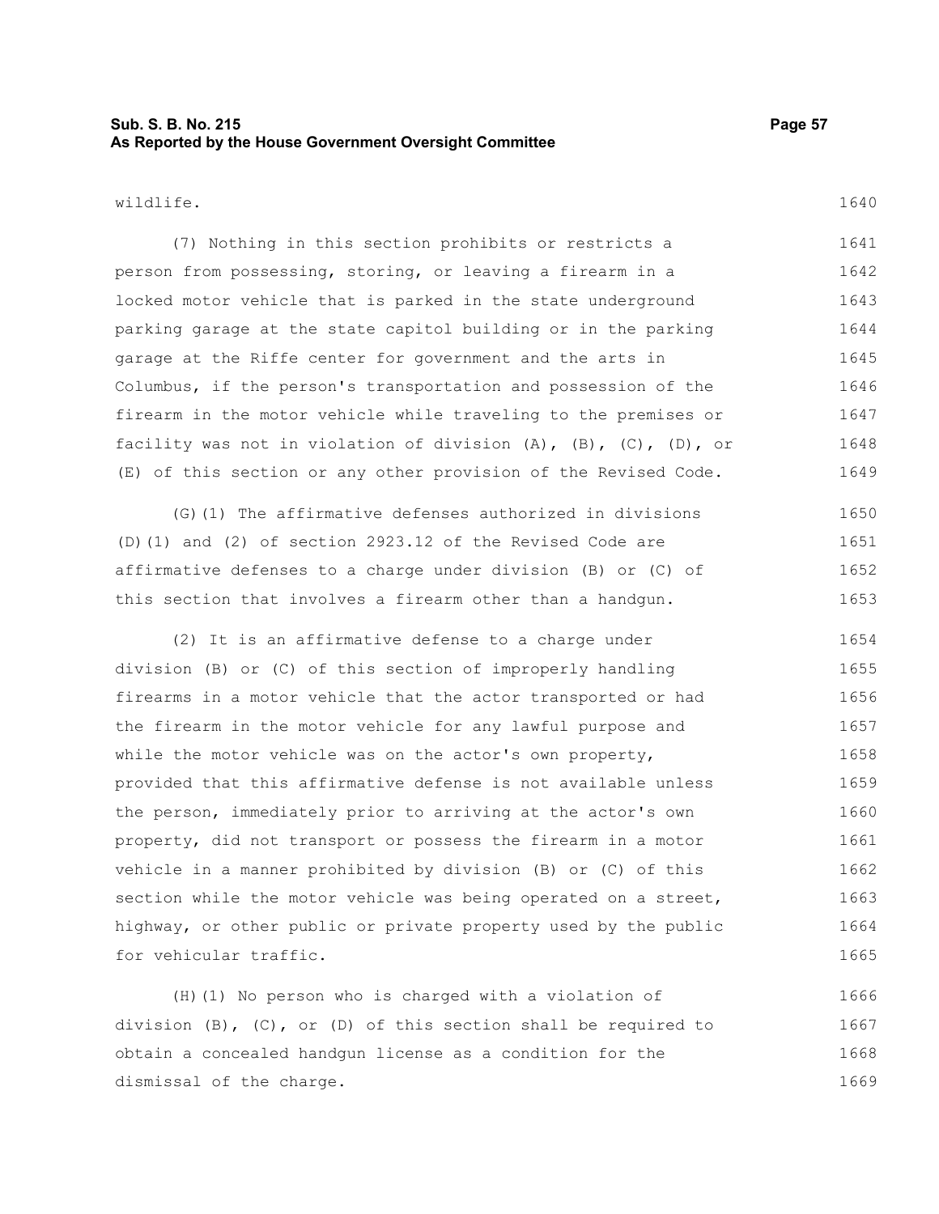wildlife.

(7) Nothing in this section prohibits or restricts a person from possessing, storing, or leaving a firearm in a locked motor vehicle that is parked in the state underground parking garage at the state capitol building or in the parking garage at the Riffe center for government and the arts in Columbus, if the person's transportation and possession of the firearm in the motor vehicle while traveling to the premises or facility was not in violation of division (A), (B), (C), (D), or (E) of this section or any other provision of the Revised Code.

(G)(1) The affirmative defenses authorized in divisions (D)(1) and (2) of section 2923.12 of the Revised Code are affirmative defenses to a charge under division (B) or (C) of this section that involves a firearm other than a handgun.

(2) It is an affirmative defense to a charge under division (B) or (C) of this section of improperly handling firearms in a motor vehicle that the actor transported or had the firearm in the motor vehicle for any lawful purpose and while the motor vehicle was on the actor's own property, provided that this affirmative defense is not available unless the person, immediately prior to arriving at the actor's own property, did not transport or possess the firearm in a motor vehicle in a manner prohibited by division (B) or (C) of this section while the motor vehicle was being operated on a street, highway, or other public or private property used by the public for vehicular traffic.

(H)(1) No person who is charged with a violation of division (B), (C), or (D) of this section shall be required to obtain a concealed handgun license as a condition for the dismissal of the charge.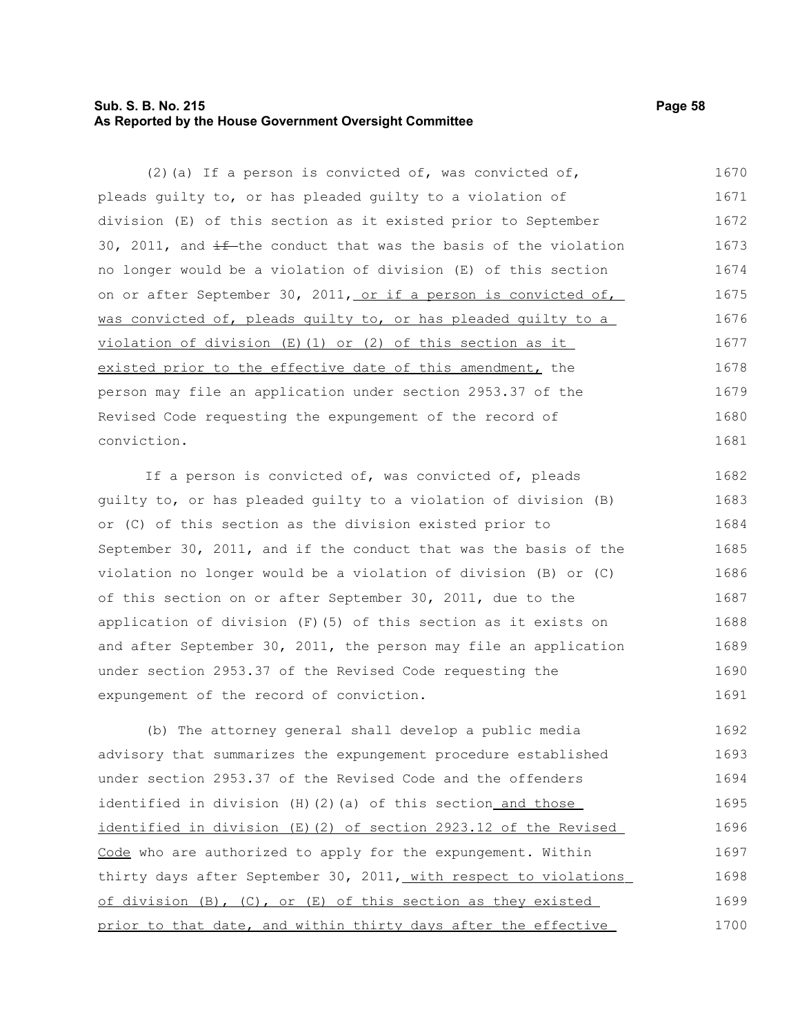(2)(a) If a person is convicted of, was convicted of, pleads guilty to, or has pleaded guilty to a violation of division (E) of this section as it existed prior to September 30, 2011, and ~~if~~ the conduct that was the basis of the violation no longer would be a violation of division (E) of this section on or after September 30, 2011, or if a person is convicted of, was convicted of, pleads guilty to, or has pleaded guilty to a violation of division (E)(1) or (2) of this section as it existed prior to the effective date of this amendment, the person may file an application under section 2953.37 of the Revised Code requesting the expungement of the record of conviction.

If a person is convicted of, was convicted of, pleads guilty to, or has pleaded guilty to a violation of division (B) or (C) of this section as the division existed prior to September 30, 2011, and if the conduct that was the basis of the violation no longer would be a violation of division (B) or (C) of this section on or after September 30, 2011, due to the application of division (F)(5) of this section as it exists on and after September 30, 2011, the person may file an application under section 2953.37 of the Revised Code requesting the expungement of the record of conviction.

(b) The attorney general shall develop a public media advisory that summarizes the expungement procedure established under section 2953.37 of the Revised Code and the offenders identified in division (H)(2)(a) of this section and those identified in division (E)(2) of section 2923.12 of the Revised Code who are authorized to apply for the expungement. Within thirty days after September 30, 2011, with respect to violations of division (B), (C), or (E) of this section as they existed prior to that date, and within thirty days after the effective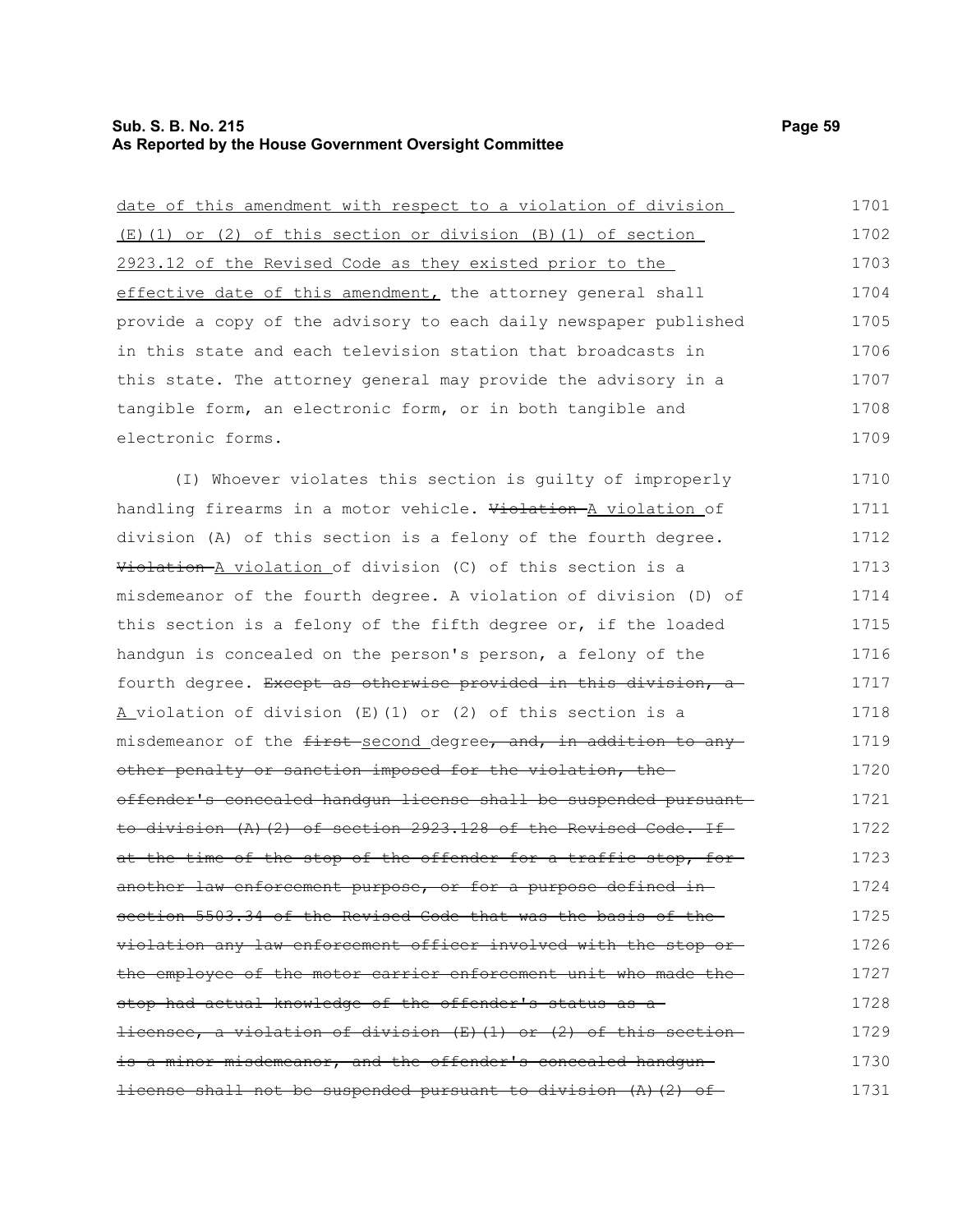date of this amendment with respect to a violation of division (E)(1) or (2) of this section or division (B)(1) of section 2923.12 of the Revised Code as they existed prior to the effective date of this amendment, the attorney general shall provide a copy of the advisory to each daily newspaper published in this state and each television station that broadcasts in this state. The attorney general may provide the advisory in a tangible form, an electronic form, or in both tangible and electronic forms.

(I) Whoever violates this section is guilty of improperly handling firearms in a motor vehicle. ~~Violation~~ A violation of division (A) of this section is a felony of the fourth degree. ~~Violation~~ A violation of division (C) of this section is a misdemeanor of the fourth degree. A violation of division (D) of this section is a felony of the fifth degree or, if the loaded handgun is concealed on the person's person, a felony of the fourth degree. ~~Except as otherwise provided in this division, a~~ A violation of division (E)(1) or (2) of this section is a misdemeanor of the ~~first~~ second degree~~, and, in addition to any other penalty or sanction imposed for the violation, the offender's concealed handgun license shall be suspended pursuant to division (A)(2) of section 2923.128 of the Revised Code. If at the time of the stop of the offender for a traffic stop, for another law enforcement purpose, or for a purpose defined in section 5503.34 of the Revised Code that was the basis of the violation any law enforcement officer involved with the stop or the employee of the motor carrier enforcement unit who made the stop had actual knowledge of the offender's status as a licensee, a violation of division (E)(1) or (2) of this section is a minor misdemeanor, and the offender's concealed handgun license shall not be suspended pursuant to division (A)(2) of~~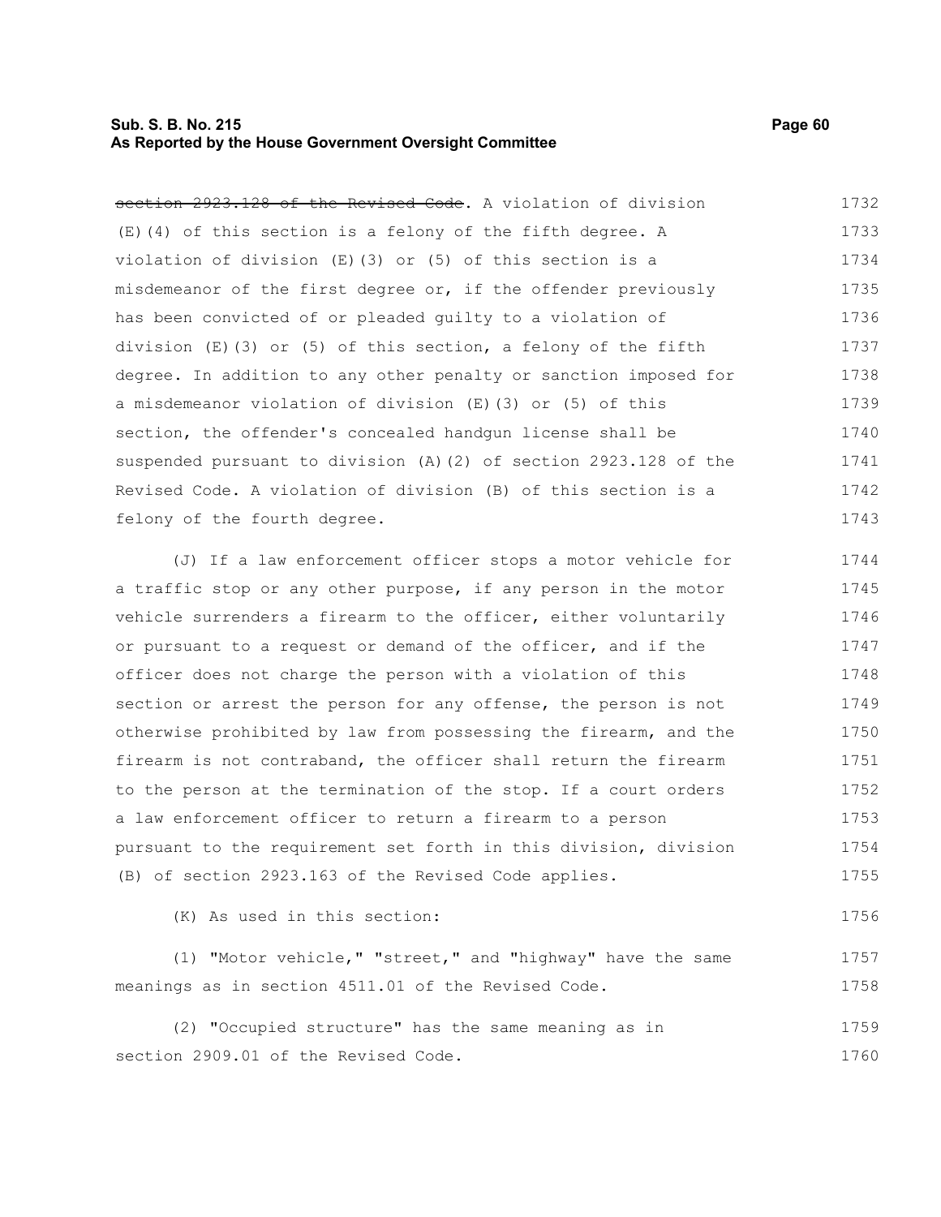~~section 2923.128 of the Revised Code~~. A violation of division (E)(4) of this section is a felony of the fifth degree. A violation of division (E)(3) or (5) of this section is a misdemeanor of the first degree or, if the offender previously has been convicted of or pleaded guilty to a violation of division (E)(3) or (5) of this section, a felony of the fifth degree. In addition to any other penalty or sanction imposed for a misdemeanor violation of division (E)(3) or (5) of this section, the offender's concealed handgun license shall be suspended pursuant to division (A)(2) of section 2923.128 of the Revised Code. A violation of division (B) of this section is a felony of the fourth degree.

(J) If a law enforcement officer stops a motor vehicle for a traffic stop or any other purpose, if any person in the motor vehicle surrenders a firearm to the officer, either voluntarily or pursuant to a request or demand of the officer, and if the officer does not charge the person with a violation of this section or arrest the person for any offense, the person is not otherwise prohibited by law from possessing the firearm, and the firearm is not contraband, the officer shall return the firearm to the person at the termination of the stop. If a court orders a law enforcement officer to return a firearm to a person pursuant to the requirement set forth in this division, division (B) of section 2923.163 of the Revised Code applies.

(K) As used in this section:

(1) "Motor vehicle," "street," and "highway" have the same meanings as in section 4511.01 of the Revised Code.

(2) "Occupied structure" has the same meaning as in section 2909.01 of the Revised Code.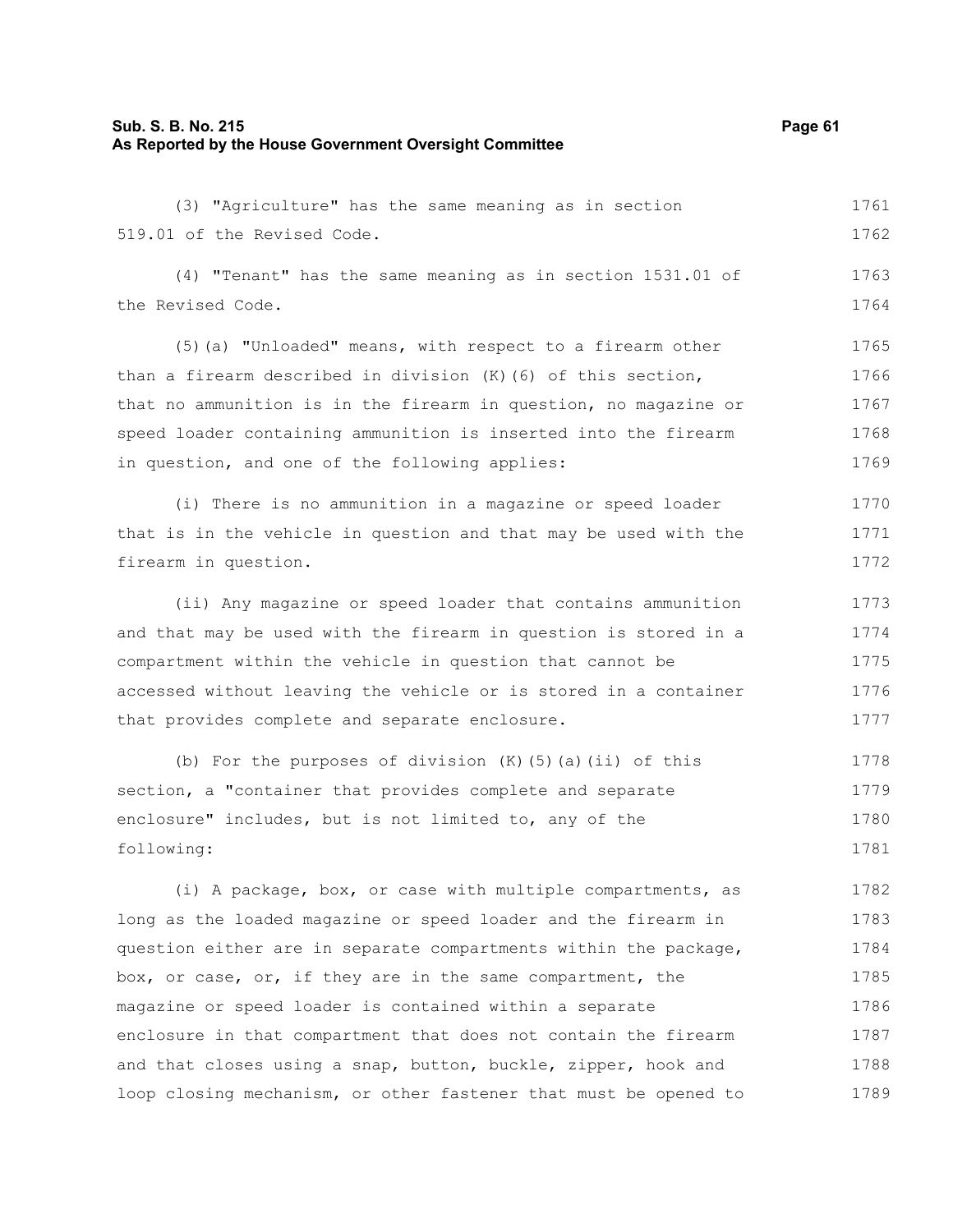(3) "Agriculture" has the same meaning as in section 519.01 of the Revised Code.

(4) "Tenant" has the same meaning as in section 1531.01 of the Revised Code.

(5)(a) "Unloaded" means, with respect to a firearm other than a firearm described in division (K)(6) of this section, that no ammunition is in the firearm in question, no magazine or speed loader containing ammunition is inserted into the firearm in question, and one of the following applies:

(i) There is no ammunition in a magazine or speed loader that is in the vehicle in question and that may be used with the firearm in question.

(ii) Any magazine or speed loader that contains ammunition and that may be used with the firearm in question is stored in a compartment within the vehicle in question that cannot be accessed without leaving the vehicle or is stored in a container that provides complete and separate enclosure.

(b) For the purposes of division (K)(5)(a)(ii) of this section, a "container that provides complete and separate enclosure" includes, but is not limited to, any of the following:

(i) A package, box, or case with multiple compartments, as long as the loaded magazine or speed loader and the firearm in question either are in separate compartments within the package, box, or case, or, if they are in the same compartment, the magazine or speed loader is contained within a separate enclosure in that compartment that does not contain the firearm and that closes using a snap, button, buckle, zipper, hook and loop closing mechanism, or other fastener that must be opened to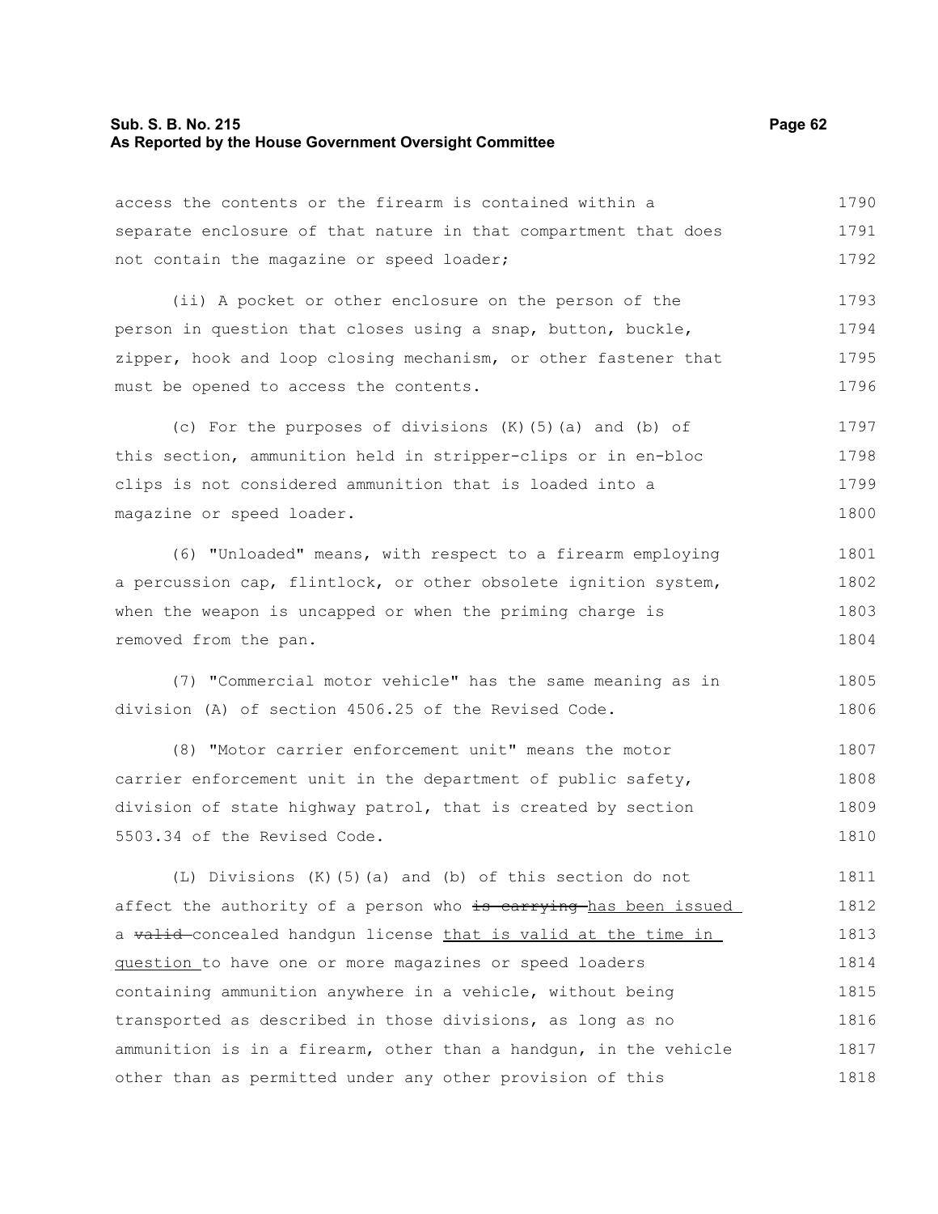access the contents or the firearm is contained within a separate enclosure of that nature in that compartment that does not contain the magazine or speed loader;

(ii) A pocket or other enclosure on the person of the person in question that closes using a snap, button, buckle, zipper, hook and loop closing mechanism, or other fastener that must be opened to access the contents.

(c) For the purposes of divisions (K)(5)(a) and (b) of this section, ammunition held in stripper-clips or in en-bloc clips is not considered ammunition that is loaded into a magazine or speed loader.

(6) "Unloaded" means, with respect to a firearm employing a percussion cap, flintlock, or other obsolete ignition system, when the weapon is uncapped or when the priming charge is removed from the pan.

(7) "Commercial motor vehicle" has the same meaning as in division (A) of section 4506.25 of the Revised Code.

(8) "Motor carrier enforcement unit" means the motor carrier enforcement unit in the department of public safety, division of state highway patrol, that is created by section 5503.34 of the Revised Code.

(L) Divisions (K)(5)(a) and (b) of this section do not affect the authority of a person who ~~is carrying~~ <u>has been issued</u> a ~~valid~~ concealed handgun license <u>that is valid at the time in question</u> to have one or more magazines or speed loaders containing ammunition anywhere in a vehicle, without being transported as described in those divisions, as long as no ammunition is in a firearm, other than a handgun, in the vehicle other than as permitted under any other provision of this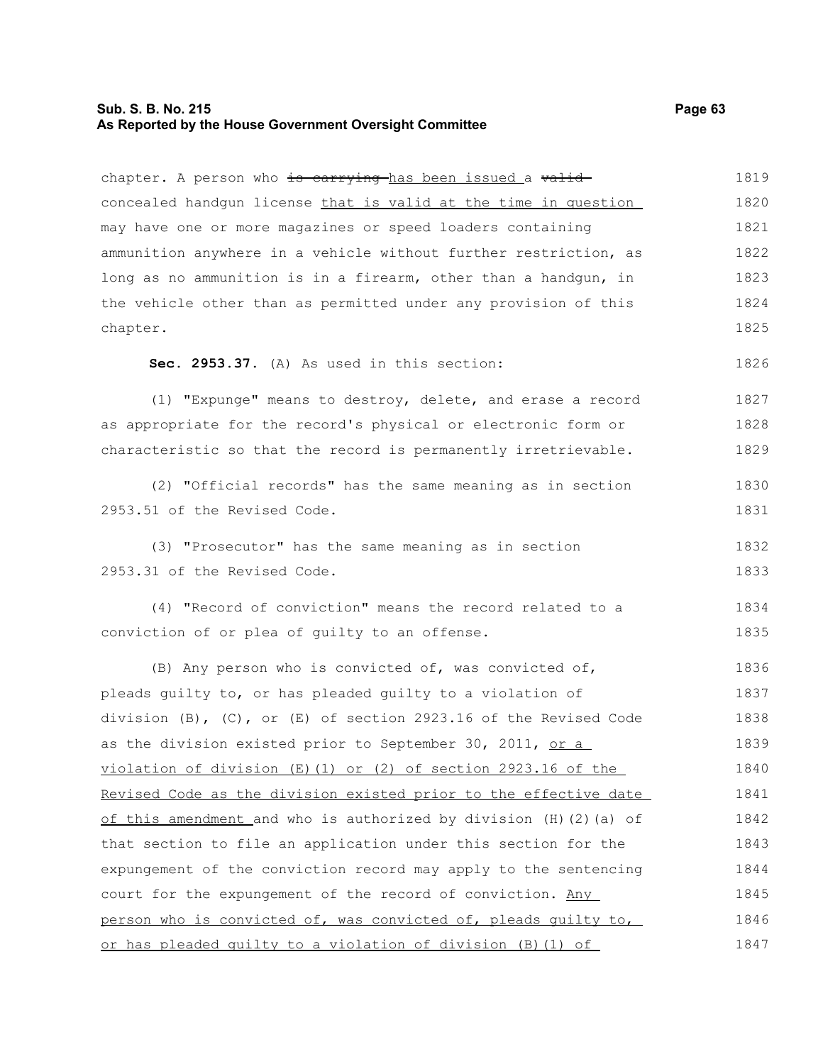chapter. A person who ~~is carrying~~ has been issued a ~~valid~~ concealed handgun license that is valid at the time in question may have one or more magazines or speed loaders containing ammunition anywhere in a vehicle without further restriction, as long as no ammunition is in a firearm, other than a handgun, in the vehicle other than as permitted under any provision of this chapter.

**Sec. 2953.37.** (A) As used in this section:

(1) "Expunge" means to destroy, delete, and erase a record as appropriate for the record's physical or electronic form or characteristic so that the record is permanently irretrievable.

(2) "Official records" has the same meaning as in section 2953.51 of the Revised Code.

(3) "Prosecutor" has the same meaning as in section 2953.31 of the Revised Code.

(4) "Record of conviction" means the record related to a conviction of or plea of guilty to an offense.

(B) Any person who is convicted of, was convicted of, pleads guilty to, or has pleaded guilty to a violation of division (B), (C), or (E) of section 2923.16 of the Revised Code as the division existed prior to September 30, 2011, or a violation of division (E)(1) or (2) of section 2923.16 of the Revised Code as the division existed prior to the effective date of this amendment and who is authorized by division (H)(2)(a) of that section to file an application under this section for the expungement of the conviction record may apply to the sentencing court for the expungement of the record of conviction. Any person who is convicted of, was convicted of, pleads guilty to, or has pleaded guilty to a violation of division (B)(1) of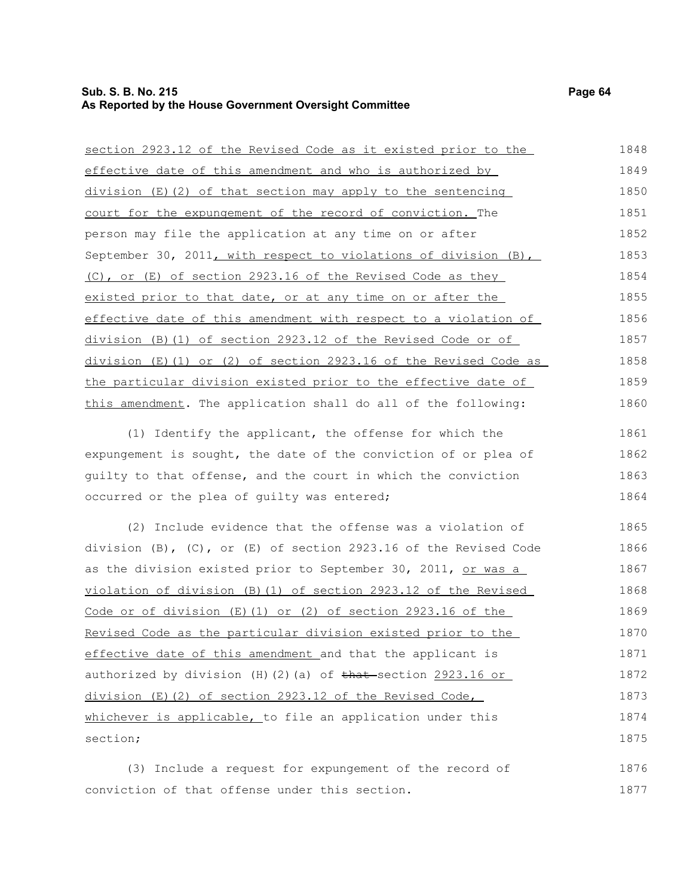section 2923.12 of the Revised Code as it existed prior to the effective date of this amendment and who is authorized by division (E)(2) of that section may apply to the sentencing court for the expungement of the record of conviction. The person may file the application at any time on or after September 30, 2011, with respect to violations of division (B), (C), or (E) of section 2923.16 of the Revised Code as they existed prior to that date, or at any time on or after the effective date of this amendment with respect to a violation of division (B)(1) of section 2923.12 of the Revised Code or of division (E)(1) or (2) of section 2923.16 of the Revised Code as the particular division existed prior to the effective date of this amendment. The application shall do all of the following:

(1) Identify the applicant, the offense for which the expungement is sought, the date of the conviction of or plea of guilty to that offense, and the court in which the conviction occurred or the plea of guilty was entered;

(2) Include evidence that the offense was a violation of division (B), (C), or (E) of section 2923.16 of the Revised Code as the division existed prior to September 30, 2011, or was a violation of division (B)(1) of section 2923.12 of the Revised Code or of division (E)(1) or (2) of section 2923.16 of the Revised Code as the particular division existed prior to the effective date of this amendment and that the applicant is authorized by division (H)(2)(a) of ~~that~~ section 2923.16 or division (E)(2) of section 2923.12 of the Revised Code, whichever is applicable, to file an application under this section;

(3) Include a request for expungement of the record of conviction of that offense under this section.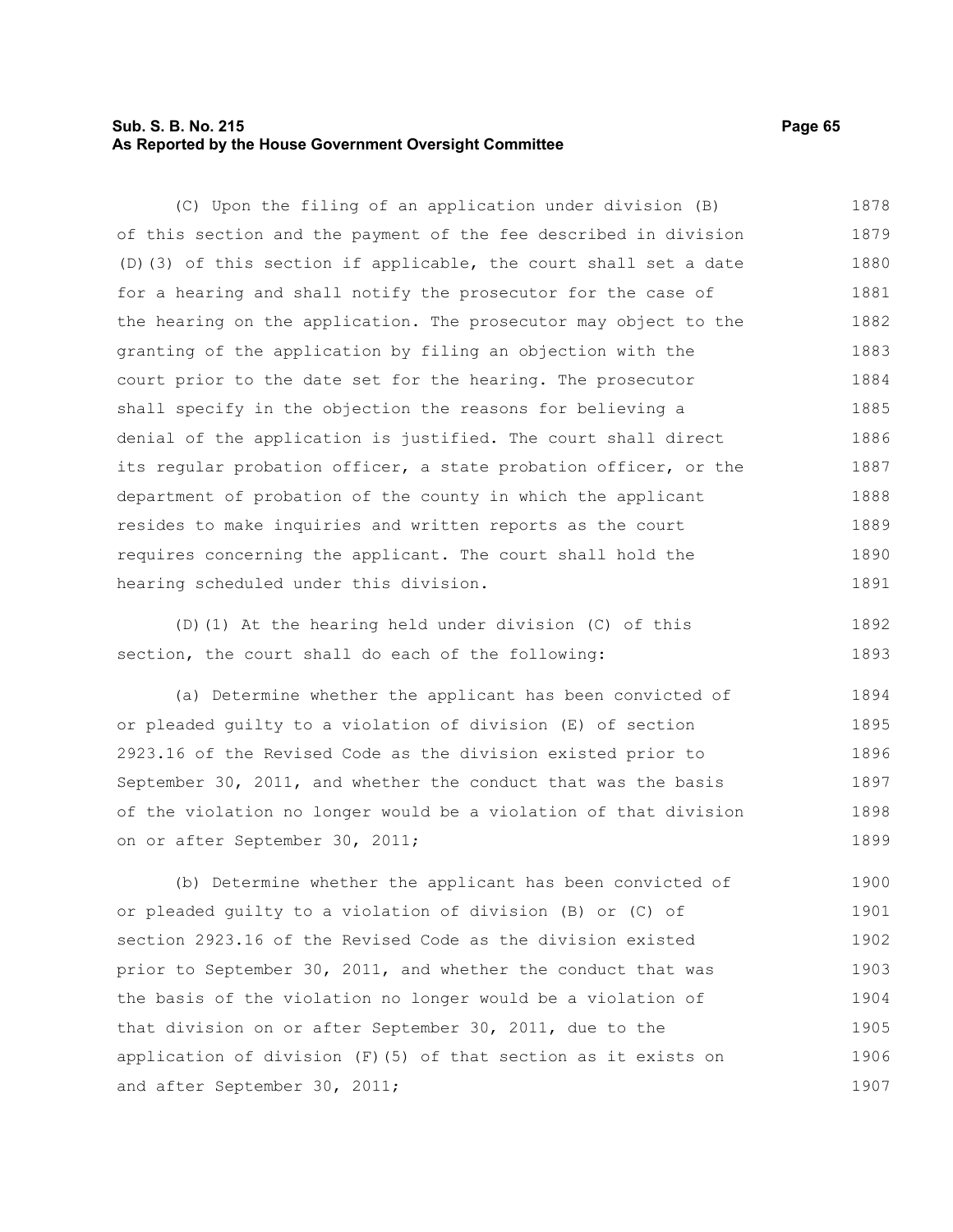(C) Upon the filing of an application under division (B) of this section and the payment of the fee described in division (D)(3) of this section if applicable, the court shall set a date for a hearing and shall notify the prosecutor for the case of the hearing on the application. The prosecutor may object to the granting of the application by filing an objection with the court prior to the date set for the hearing. The prosecutor shall specify in the objection the reasons for believing a denial of the application is justified. The court shall direct its regular probation officer, a state probation officer, or the department of probation of the county in which the applicant resides to make inquiries and written reports as the court requires concerning the applicant. The court shall hold the hearing scheduled under this division.

(D)(1) At the hearing held under division (C) of this section, the court shall do each of the following:

(a) Determine whether the applicant has been convicted of or pleaded guilty to a violation of division (E) of section 2923.16 of the Revised Code as the division existed prior to September 30, 2011, and whether the conduct that was the basis of the violation no longer would be a violation of that division on or after September 30, 2011;

(b) Determine whether the applicant has been convicted of or pleaded guilty to a violation of division (B) or (C) of section 2923.16 of the Revised Code as the division existed prior to September 30, 2011, and whether the conduct that was the basis of the violation no longer would be a violation of that division on or after September 30, 2011, due to the application of division (F)(5) of that section as it exists on and after September 30, 2011;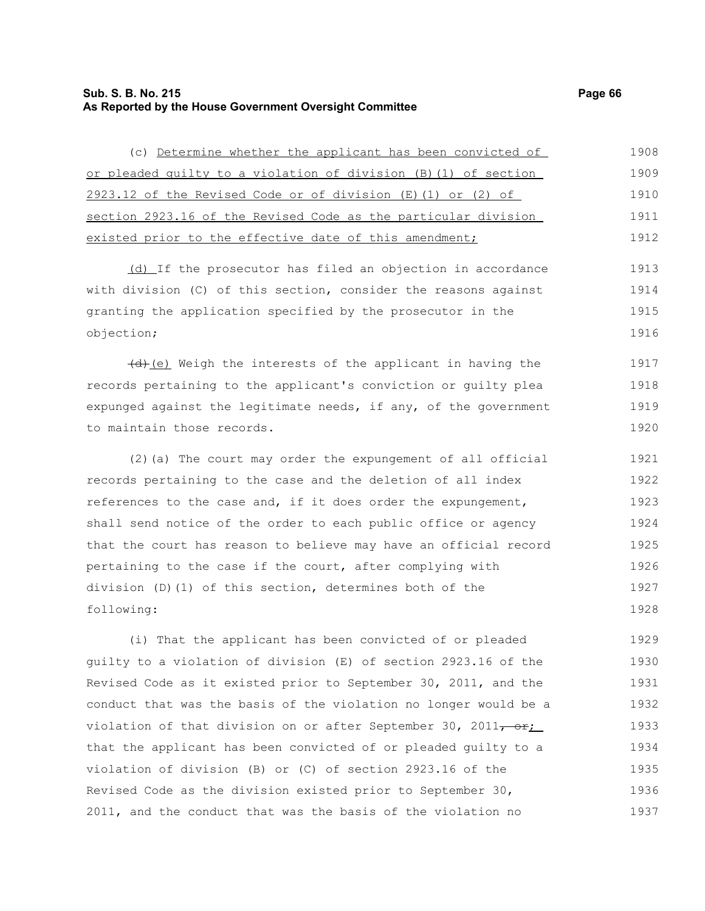(c) Determine whether the applicant has been convicted of or pleaded guilty to a violation of division (B)(1) of section 2923.12 of the Revised Code or of division (E)(1) or (2) of section 2923.16 of the Revised Code as the particular division existed prior to the effective date of this amendment;

(d) If the prosecutor has filed an objection in accordance with division (C) of this section, consider the reasons against granting the application specified by the prosecutor in the objection;

~~(d)~~(e) Weigh the interests of the applicant in having the records pertaining to the applicant's conviction or guilty plea expunged against the legitimate needs, if any, of the government to maintain those records.

(2)(a) The court may order the expungement of all official records pertaining to the case and the deletion of all index references to the case and, if it does order the expungement, shall send notice of the order to each public office or agency that the court has reason to believe may have an official record pertaining to the case if the court, after complying with division (D)(1) of this section, determines both of the following:

(i) That the applicant has been convicted of or pleaded guilty to a violation of division (E) of section 2923.16 of the Revised Code as it existed prior to September 30, 2011, and the conduct that was the basis of the violation no longer would be a violation of that division on or after September 30, 2011~~, or~~; that the applicant has been convicted of or pleaded guilty to a violation of division (B) or (C) of section 2923.16 of the Revised Code as the division existed prior to September 30, 2011, and the conduct that was the basis of the violation no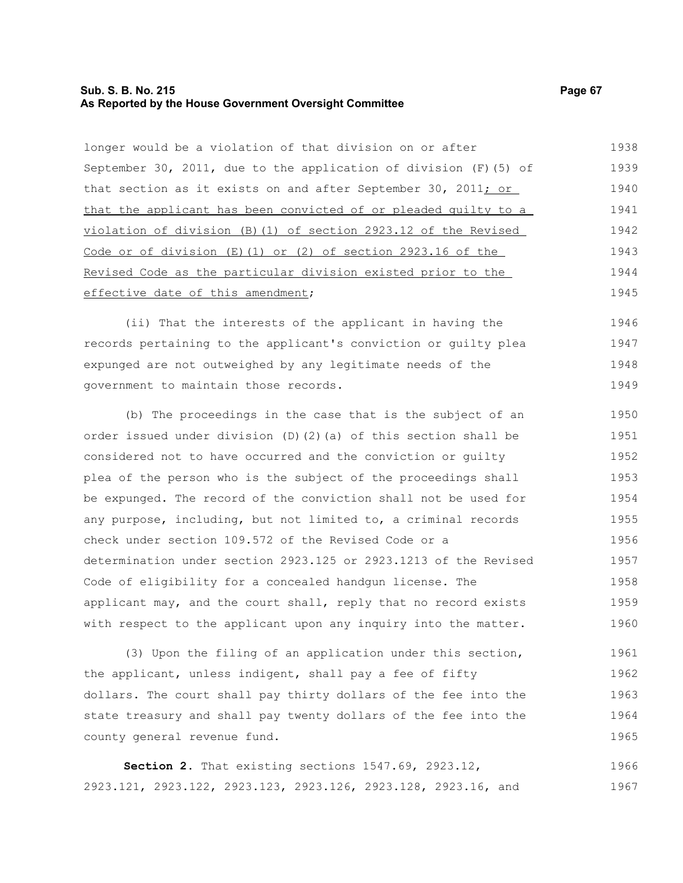longer would be a violation of that division on or after September 30, 2011, due to the application of division (F)(5) of that section as it exists on and after September 30, 2011; or that the applicant has been convicted of or pleaded guilty to a violation of division (B)(1) of section 2923.12 of the Revised Code or of division (E)(1) or (2) of section 2923.16 of the Revised Code as the particular division existed prior to the effective date of this amendment;

(ii) That the interests of the applicant in having the records pertaining to the applicant's conviction or guilty plea expunged are not outweighed by any legitimate needs of the government to maintain those records.

(b) The proceedings in the case that is the subject of an order issued under division (D)(2)(a) of this section shall be considered not to have occurred and the conviction or guilty plea of the person who is the subject of the proceedings shall be expunged. The record of the conviction shall not be used for any purpose, including, but not limited to, a criminal records check under section 109.572 of the Revised Code or a determination under section 2923.125 or 2923.1213 of the Revised Code of eligibility for a concealed handgun license. The applicant may, and the court shall, reply that no record exists with respect to the applicant upon any inquiry into the matter.

(3) Upon the filing of an application under this section, the applicant, unless indigent, shall pay a fee of fifty dollars. The court shall pay thirty dollars of the fee into the state treasury and shall pay twenty dollars of the fee into the county general revenue fund.

**Section 2.** That existing sections 1547.69, 2923.12, 2923.121, 2923.122, 2923.123, 2923.126, 2923.128, 2923.16, and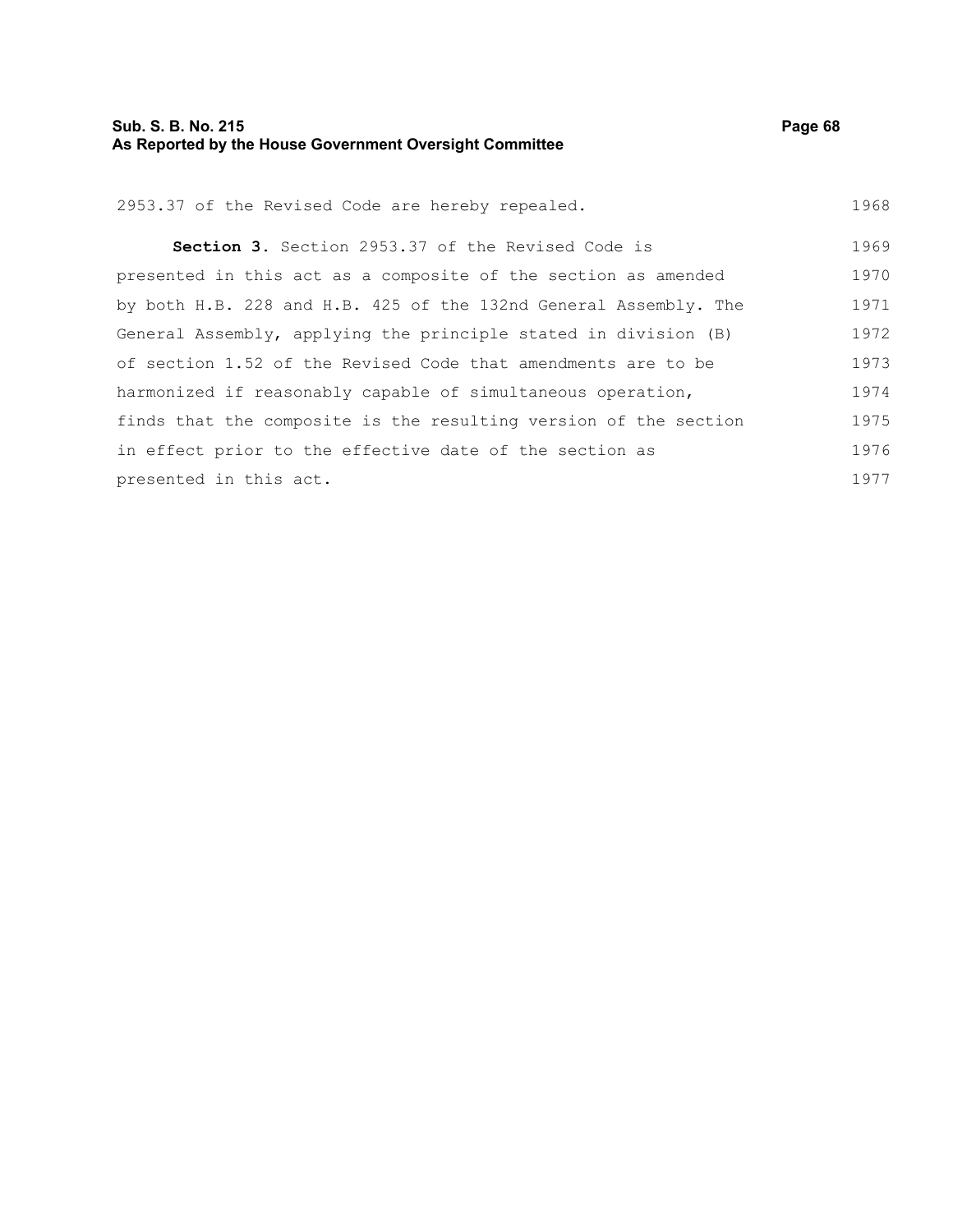2953.37 of the Revised Code are hereby repealed.

**Section 3.** Section 2953.37 of the Revised Code is presented in this act as a composite of the section as amended by both H.B. 228 and H.B. 425 of the 132nd General Assembly. The General Assembly, applying the principle stated in division (B) of section 1.52 of the Revised Code that amendments are to be harmonized if reasonably capable of simultaneous operation, finds that the composite is the resulting version of the section in effect prior to the effective date of the section as presented in this act.